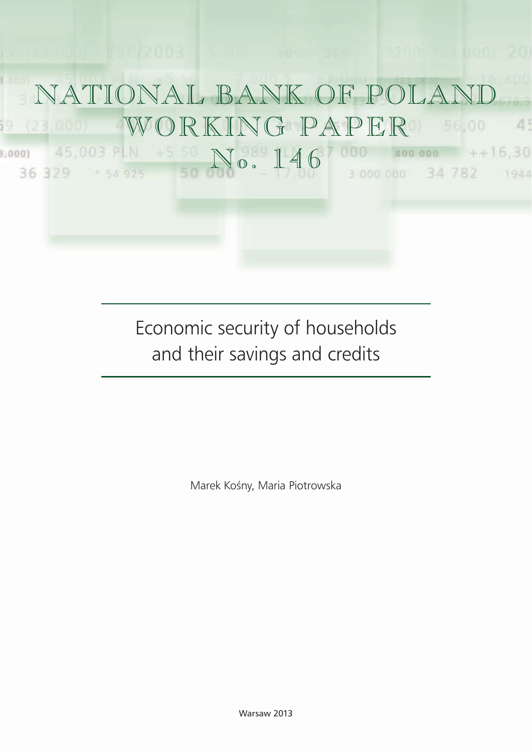# NATIONAL BANK OF POLAND WORKING PAPER No. 146

## Economic security of households and their savings and credits

Marek Kośny, Maria Piotrowska

Warsaw 2013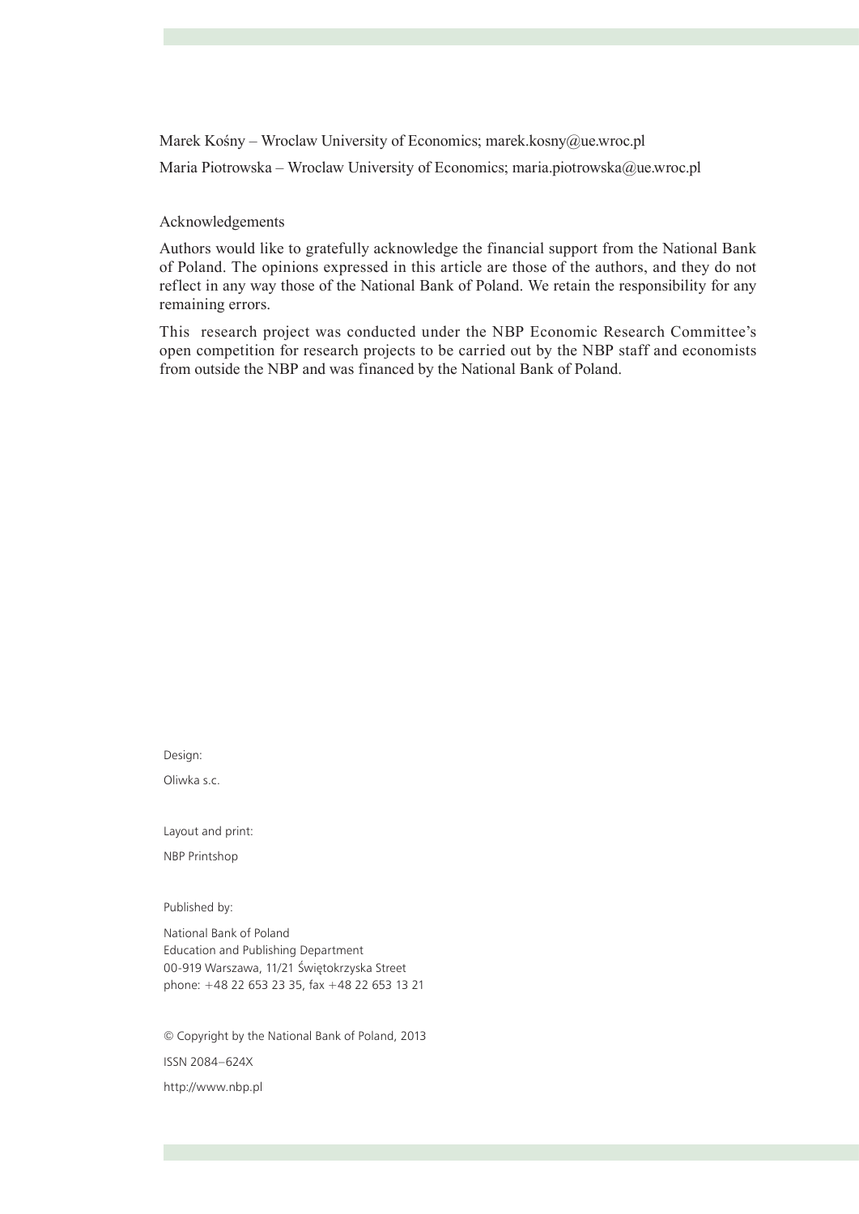Marek Kośny – Wroclaw University of Economics; marek.kosny@ue.wroc.pl

Maria Piotrowska – Wroclaw University of Economics; maria.piotrowska@ue.wroc.pl

Acknowledgements

Authors would like to gratefully acknowledge the financial support from the National Bank of Poland. The opinions expressed in this article are those of the authors, and they do not reflect in any way those of the National Bank of Poland. We retain the responsibility for any remaining errors.

This research project was conducted under the NBP Economic Research Committee's open competition for research projects to be carried out by the NBP staff and economists from outside the NBP and was financed by the National Bank of Poland.

Design:

Oliwka s.c.

Layout and print:

NBP Printshop

Published by:

National Bank of Poland
Education and Publishing Department
00-919 Warszawa, 11/21 Świętokrzyska Street
phone: +48 22 653 23 35, fax +48 22 653 13 21

© Copyright by the National Bank of Poland, 2013

ISSN 2084–624X

http://www.nbp.pl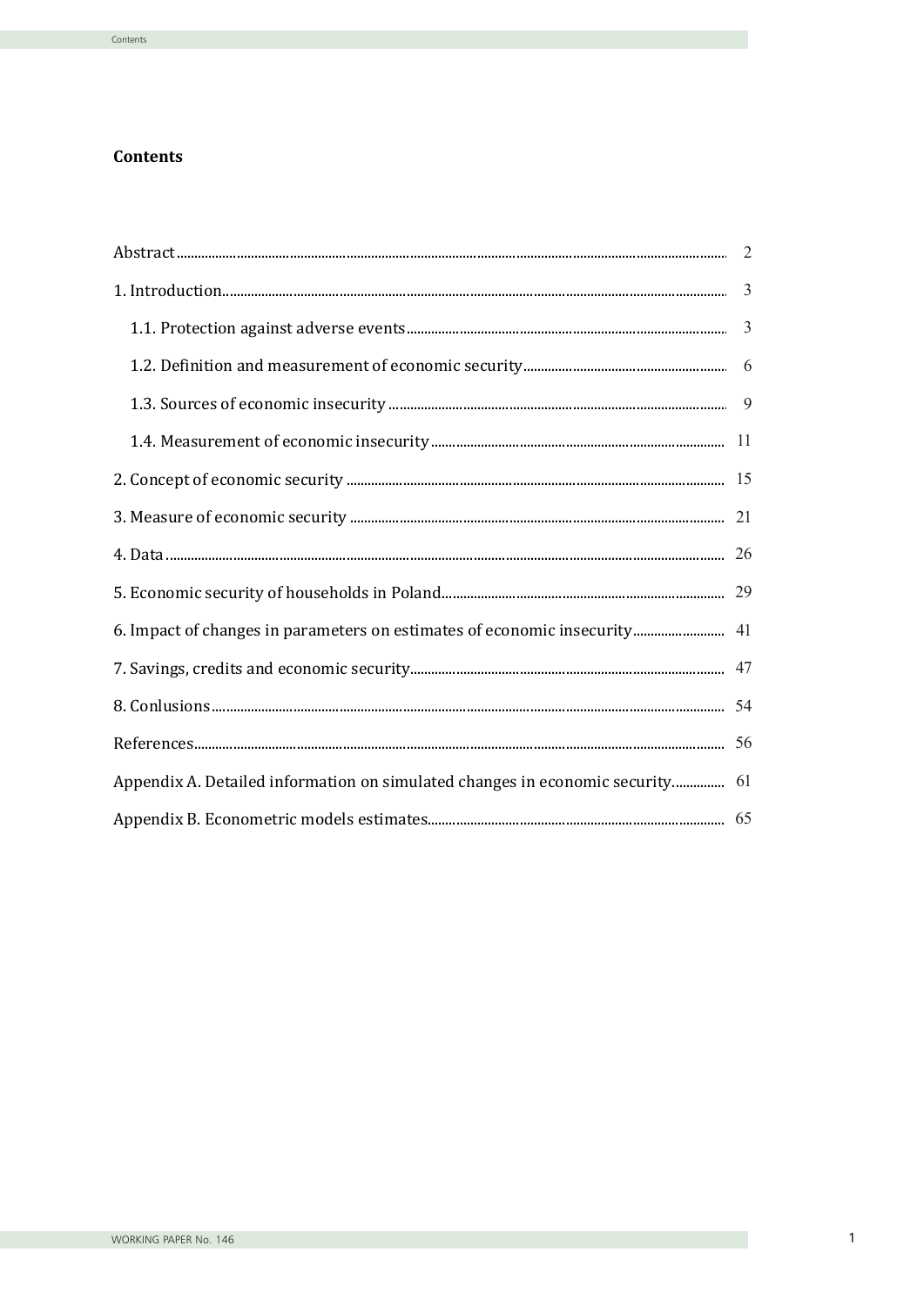# Contents

| | |
|---|---|
| Abstract | 2 |
| 1. Introduction | 3 |
| 1.1. Protection against adverse events | 3 |
| 1.2. Definition and measurement of economic security | 6 |
| 1.3. Sources of economic insecurity | 9 |
| 1.4. Measurement of economic insecurity | 11 |
| 2. Concept of economic security | 15 |
| 3. Measure of economic security | 21 |
| 4. Data | 26 |
| 5. Economic security of households in Poland | 29 |
| 6. Impact of changes in parameters on estimates of economic insecurity | 41 |
| 7. Savings, credits and economic security | 47 |
| 8. Conlusions | 54 |
| References | 56 |
| Appendix A. Detailed information on simulated changes in economic security | 61 |
| Appendix B. Econometric models estimates | 65 |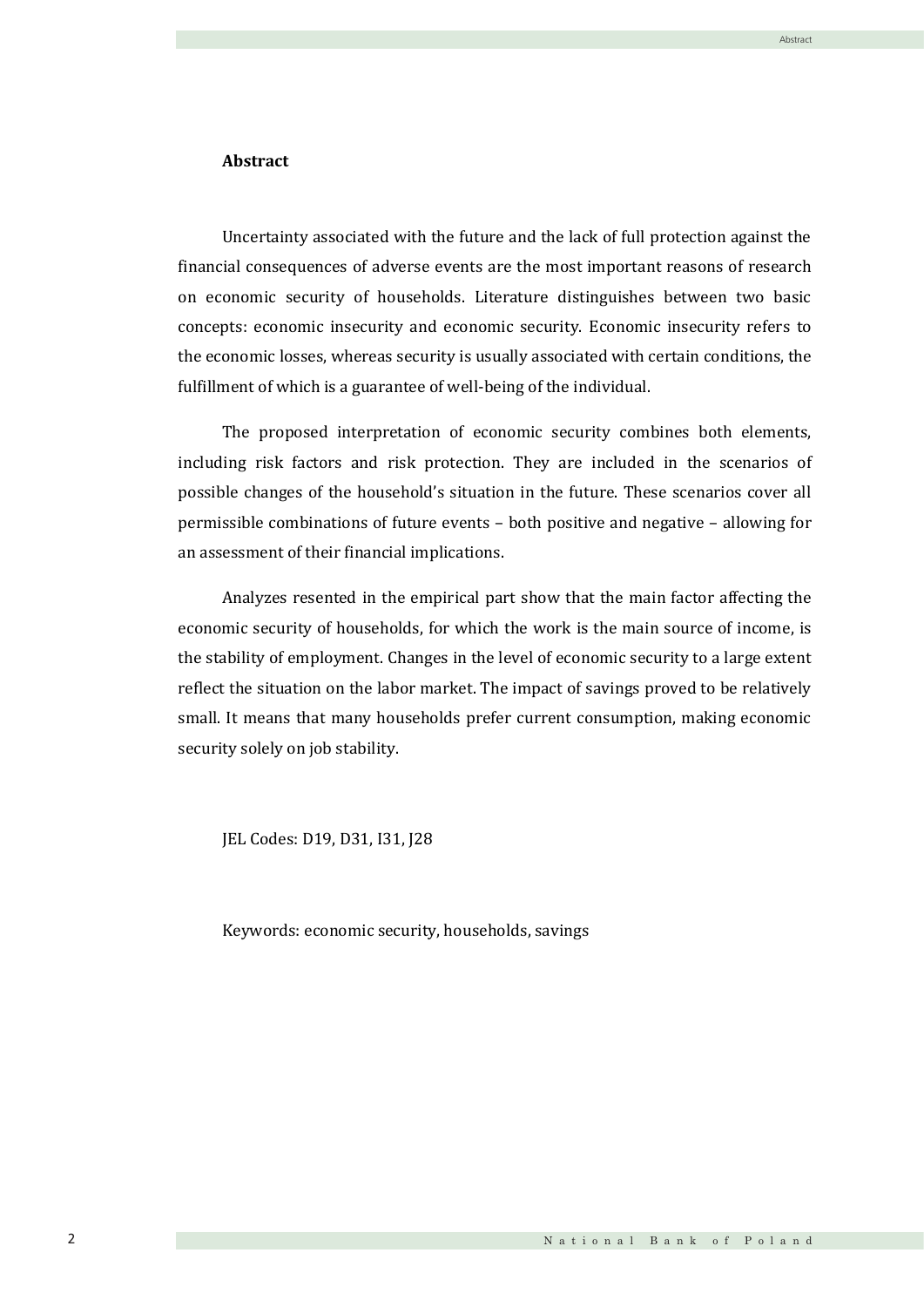## Abstract

Uncertainty associated with the future and the lack of full protection against the financial consequences of adverse events are the most important reasons of research on economic security of households. Literature distinguishes between two basic concepts: economic insecurity and economic security. Economic insecurity refers to the economic losses, whereas security is usually associated with certain conditions, the fulfillment of which is a guarantee of well-being of the individual.

The proposed interpretation of economic security combines both elements, including risk factors and risk protection. They are included in the scenarios of possible changes of the household's situation in the future. These scenarios cover all permissible combinations of future events – both positive and negative – allowing for an assessment of their financial implications.

Analyzes resented in the empirical part show that the main factor affecting the economic security of households, for which the work is the main source of income, is the stability of employment. Changes in the level of economic security to a large extent reflect the situation on the labor market. The impact of savings proved to be relatively small. It means that many households prefer current consumption, making economic security solely on job stability.

JEL Codes: D19, D31, I31, J28

Keywords: economic security, households, savings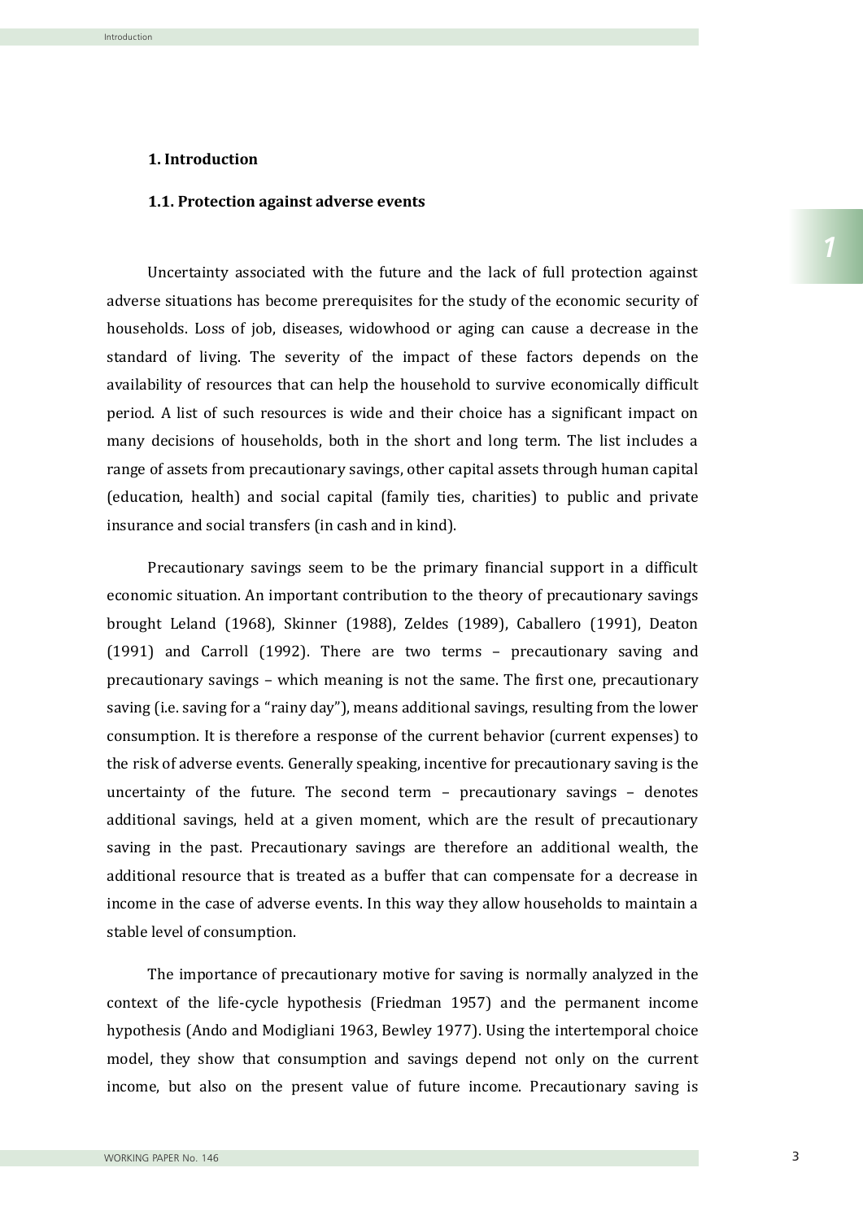# 1. Introduction

## 1.1. Protection against adverse events

Uncertainty associated with the future and the lack of full protection against adverse situations has become prerequisites for the study of the economic security of households. Loss of job, diseases, widowhood or aging can cause a decrease in the standard of living. The severity of the impact of these factors depends on the availability of resources that can help the household to survive economically difficult period. A list of such resources is wide and their choice has a significant impact on many decisions of households, both in the short and long term. The list includes a range of assets from precautionary savings, other capital assets through human capital (education, health) and social capital (family ties, charities) to public and private insurance and social transfers (in cash and in kind).

Precautionary savings seem to be the primary financial support in a difficult economic situation. An important contribution to the theory of precautionary savings brought Leland (1968), Skinner (1988), Zeldes (1989), Caballero (1991), Deaton (1991) and Carroll (1992). There are two terms – precautionary saving and precautionary savings – which meaning is not the same. The first one, precautionary saving (i.e. saving for a "rainy day"), means additional savings, resulting from the lower consumption. It is therefore a response of the current behavior (current expenses) to the risk of adverse events. Generally speaking, incentive for precautionary saving is the uncertainty of the future. The second term – precautionary savings – denotes additional savings, held at a given moment, which are the result of precautionary saving in the past. Precautionary savings are therefore an additional wealth, the additional resource that is treated as a buffer that can compensate for a decrease in income in the case of adverse events. In this way they allow households to maintain a stable level of consumption.

The importance of precautionary motive for saving is normally analyzed in the context of the life-cycle hypothesis (Friedman 1957) and the permanent income hypothesis (Ando and Modigliani 1963, Bewley 1977). Using the intertemporal choice model, they show that consumption and savings depend not only on the current income, but also on the present value of future income. Precautionary saving is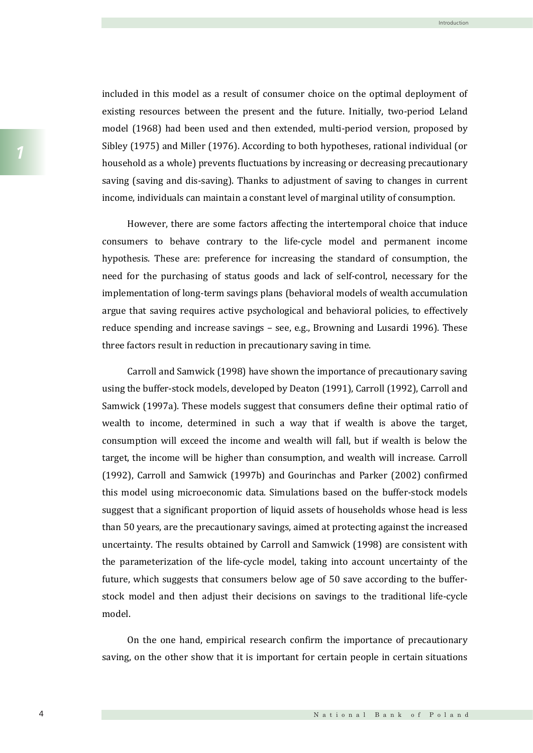included in this model as a result of consumer choice on the optimal deployment of existing resources between the present and the future. Initially, two-period Leland model (1968) had been used and then extended, multi-period version, proposed by Sibley (1975) and Miller (1976). According to both hypotheses, rational individual (or household as a whole) prevents fluctuations by increasing or decreasing precautionary saving (saving and dis-saving). Thanks to adjustment of saving to changes in current income, individuals can maintain a constant level of marginal utility of consumption.

However, there are some factors affecting the intertemporal choice that induce consumers to behave contrary to the life-cycle model and permanent income hypothesis. These are: preference for increasing the standard of consumption, the need for the purchasing of status goods and lack of self-control, necessary for the implementation of long-term savings plans (behavioral models of wealth accumulation argue that saving requires active psychological and behavioral policies, to effectively reduce spending and increase savings – see, e.g., Browning and Lusardi 1996). These three factors result in reduction in precautionary saving in time.

Carroll and Samwick (1998) have shown the importance of precautionary saving using the buffer-stock models, developed by Deaton (1991), Carroll (1992), Carroll and Samwick (1997a). These models suggest that consumers define their optimal ratio of wealth to income, determined in such a way that if wealth is above the target, consumption will exceed the income and wealth will fall, but if wealth is below the target, the income will be higher than consumption, and wealth will increase. Carroll (1992), Carroll and Samwick (1997b) and Gourinchas and Parker (2002) confirmed this model using microeconomic data. Simulations based on the buffer-stock models suggest that a significant proportion of liquid assets of households whose head is less than 50 years, are the precautionary savings, aimed at protecting against the increased uncertainty. The results obtained by Carroll and Samwick (1998) are consistent with the parameterization of the life-cycle model, taking into account uncertainty of the future, which suggests that consumers below age of 50 save according to the buffer-stock model and then adjust their decisions on savings to the traditional life-cycle model.

On the one hand, empirical research confirm the importance of precautionary saving, on the other show that it is important for certain people in certain situations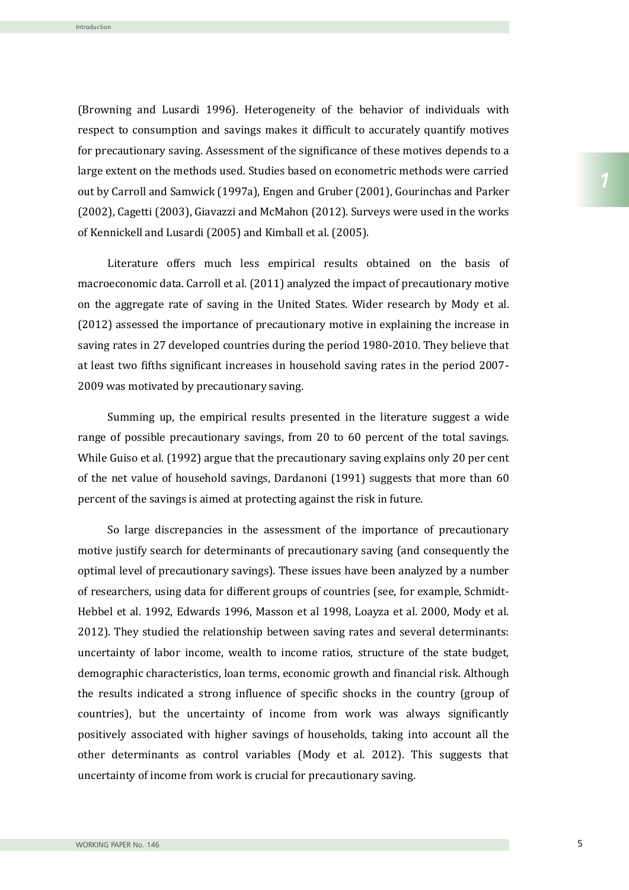(Browning and Lusardi 1996). Heterogeneity of the behavior of individuals with respect to consumption and savings makes it difficult to accurately quantify motives for precautionary saving. Assessment of the significance of these motives depends to a large extent on the methods used. Studies based on econometric methods were carried out by Carroll and Samwick (1997a), Engen and Gruber (2001), Gourinchas and Parker (2002), Cagetti (2003), Giavazzi and McMahon (2012). Surveys were used in the works of Kennickell and Lusardi (2005) and Kimball et al. (2005).

Literature offers much less empirical results obtained on the basis of macroeconomic data. Carroll et al. (2011) analyzed the impact of precautionary motive on the aggregate rate of saving in the United States. Wider research by Mody et al. (2012) assessed the importance of precautionary motive in explaining the increase in saving rates in 27 developed countries during the period 1980-2010. They believe that at least two fifths significant increases in household saving rates in the period 2007-2009 was motivated by precautionary saving.

Summing up, the empirical results presented in the literature suggest a wide range of possible precautionary savings, from 20 to 60 percent of the total savings. While Guiso et al. (1992) argue that the precautionary saving explains only 20 per cent of the net value of household savings, Dardanoni (1991) suggests that more than 60 percent of the savings is aimed at protecting against the risk in future.

So large discrepancies in the assessment of the importance of precautionary motive justify search for determinants of precautionary saving (and consequently the optimal level of precautionary savings). These issues have been analyzed by a number of researchers, using data for different groups of countries (see, for example, Schmidt-Hebbel et al. 1992, Edwards 1996, Masson et al 1998, Loayza et al. 2000, Mody et al. 2012). They studied the relationship between saving rates and several determinants: uncertainty of labor income, wealth to income ratios, structure of the state budget, demographic characteristics, loan terms, economic growth and financial risk. Although the results indicated a strong influence of specific shocks in the country (group of countries), but the uncertainty of income from work was always significantly positively associated with higher savings of households, taking into account all the other determinants as control variables (Mody et al. 2012). This suggests that uncertainty of income from work is crucial for precautionary saving.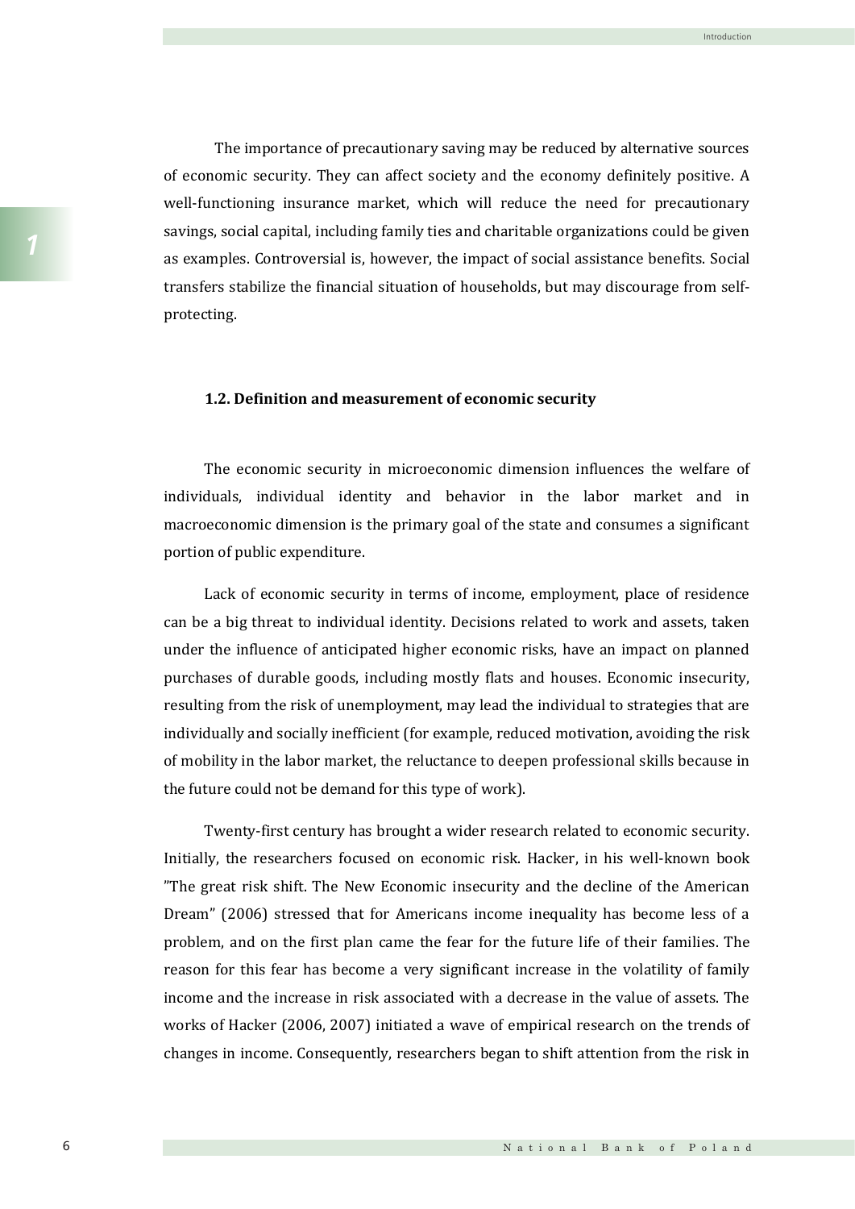The importance of precautionary saving may be reduced by alternative sources of economic security. They can affect society and the economy definitely positive. A well-functioning insurance market, which will reduce the need for precautionary savings, social capital, including family ties and charitable organizations could be given as examples. Controversial is, however, the impact of social assistance benefits. Social transfers stabilize the financial situation of households, but may discourage from self-protecting.

### 1.2. Definition and measurement of economic security

The economic security in microeconomic dimension influences the welfare of individuals, individual identity and behavior in the labor market and in macroeconomic dimension is the primary goal of the state and consumes a significant portion of public expenditure.

Lack of economic security in terms of income, employment, place of residence can be a big threat to individual identity. Decisions related to work and assets, taken under the influence of anticipated higher economic risks, have an impact on planned purchases of durable goods, including mostly flats and houses. Economic insecurity, resulting from the risk of unemployment, may lead the individual to strategies that are individually and socially inefficient (for example, reduced motivation, avoiding the risk of mobility in the labor market, the reluctance to deepen professional skills because in the future could not be demand for this type of work).

Twenty-first century has brought a wider research related to economic security. Initially, the researchers focused on economic risk. Hacker, in his well-known book "The great risk shift. The New Economic insecurity and the decline of the American Dream" (2006) stressed that for Americans income inequality has become less of a problem, and on the first plan came the fear for the future life of their families. The reason for this fear has become a very significant increase in the volatility of family income and the increase in risk associated with a decrease in the value of assets. The works of Hacker (2006, 2007) initiated a wave of empirical research on the trends of changes in income. Consequently, researchers began to shift attention from the risk in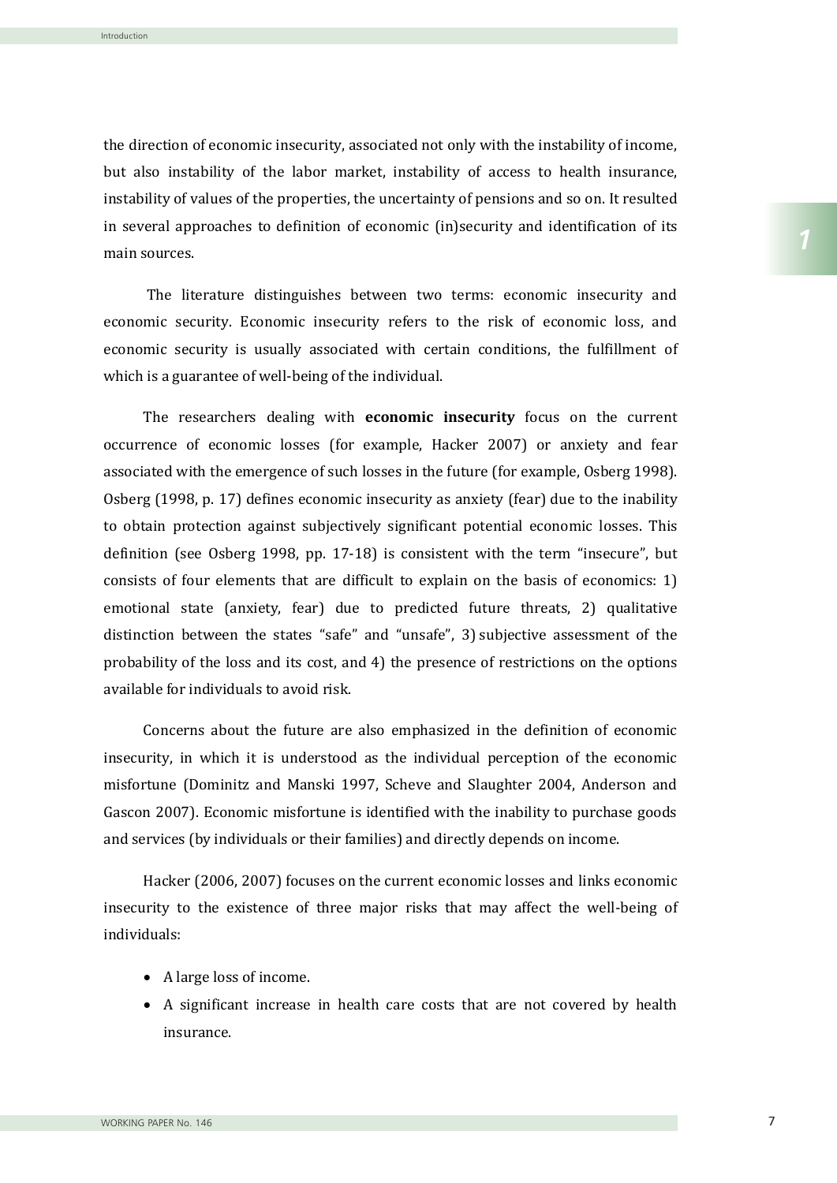the direction of economic insecurity, associated not only with the instability of income, but also instability of the labor market, instability of access to health insurance, instability of values of the properties, the uncertainty of pensions and so on. It resulted in several approaches to definition of economic (in)security and identification of its main sources.

The literature distinguishes between two terms: economic insecurity and economic security. Economic insecurity refers to the risk of economic loss, and economic security is usually associated with certain conditions, the fulfillment of which is a guarantee of well-being of the individual.

The researchers dealing with **economic insecurity** focus on the current occurrence of economic losses (for example, Hacker 2007) or anxiety and fear associated with the emergence of such losses in the future (for example, Osberg 1998). Osberg (1998, p. 17) defines economic insecurity as anxiety (fear) due to the inability to obtain protection against subjectively significant potential economic losses. This definition (see Osberg 1998, pp. 17-18) is consistent with the term "insecure", but consists of four elements that are difficult to explain on the basis of economics: 1) emotional state (anxiety, fear) due to predicted future threats, 2) qualitative distinction between the states "safe" and "unsafe", 3) subjective assessment of the probability of the loss and its cost, and 4) the presence of restrictions on the options available for individuals to avoid risk.

Concerns about the future are also emphasized in the definition of economic insecurity, in which it is understood as the individual perception of the economic misfortune (Dominitz and Manski 1997, Scheve and Slaughter 2004, Anderson and Gascon 2007). Economic misfortune is identified with the inability to purchase goods and services (by individuals or their families) and directly depends on income.

Hacker (2006, 2007) focuses on the current economic losses and links economic insecurity to the existence of three major risks that may affect the well-being of individuals:

- A large loss of income.
- A significant increase in health care costs that are not covered by health insurance.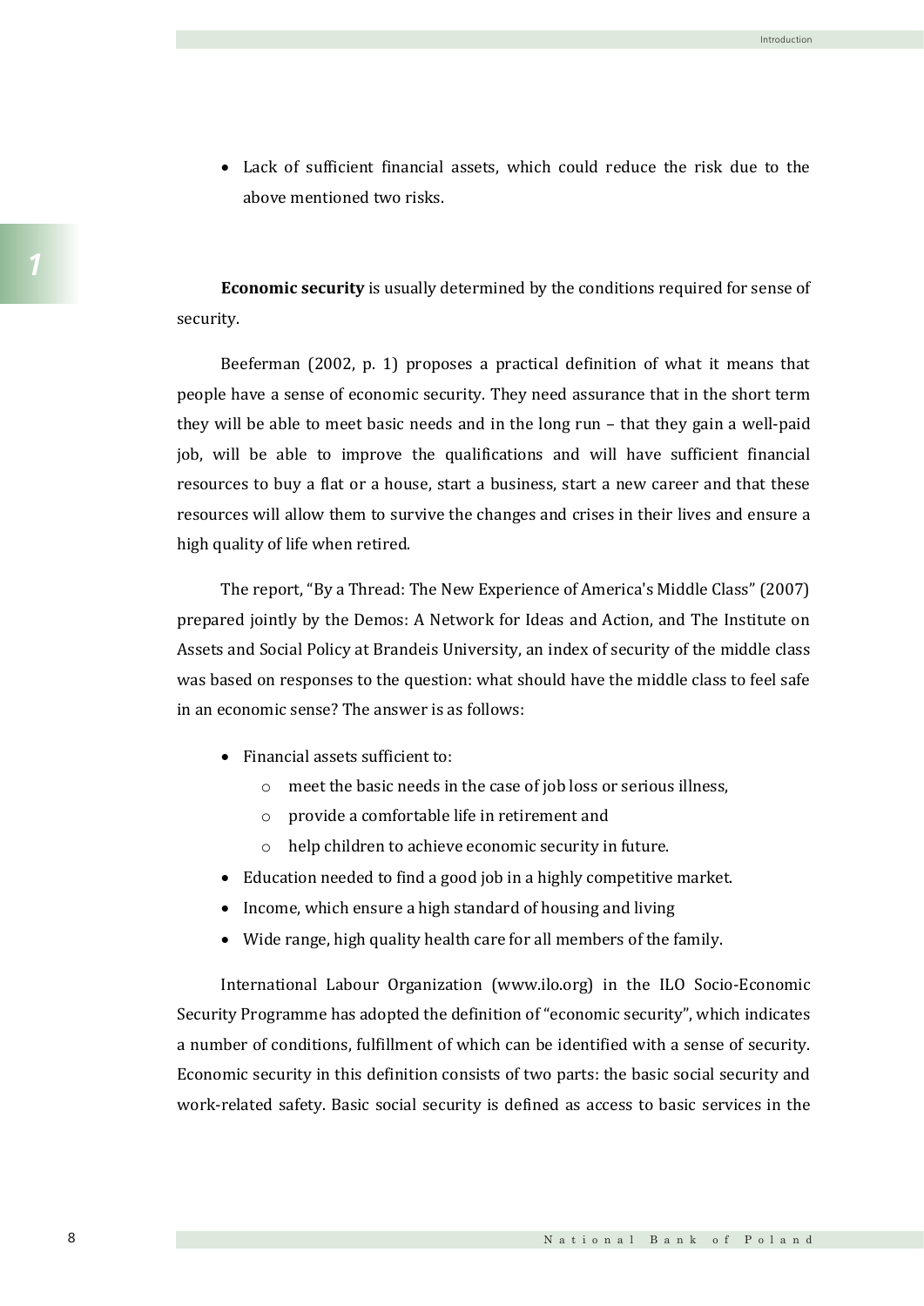- Lack of sufficient financial assets, which could reduce the risk due to the above mentioned two risks.

**Economic security** is usually determined by the conditions required for sense of security.

Beeferman (2002, p. 1) proposes a practical definition of what it means that people have a sense of economic security. They need assurance that in the short term they will be able to meet basic needs and in the long run – that they gain a well-paid job, will be able to improve the qualifications and will have sufficient financial resources to buy a flat or a house, start a business, start a new career and that these resources will allow them to survive the changes and crises in their lives and ensure a high quality of life when retired.

The report, "By a Thread: The New Experience of America's Middle Class" (2007) prepared jointly by the Demos: A Network for Ideas and Action, and The Institute on Assets and Social Policy at Brandeis University, an index of security of the middle class was based on responses to the question: what should have the middle class to feel safe in an economic sense? The answer is as follows:

- Financial assets sufficient to:
  - meet the basic needs in the case of job loss or serious illness,
  - provide a comfortable life in retirement and
  - help children to achieve economic security in future.
- Education needed to find a good job in a highly competitive market.
- Income, which ensure a high standard of housing and living
- Wide range, high quality health care for all members of the family.

International Labour Organization (www.ilo.org) in the ILO Socio-Economic Security Programme has adopted the definition of "economic security", which indicates a number of conditions, fulfillment of which can be identified with a sense of security. Economic security in this definition consists of two parts: the basic social security and work-related safety. Basic social security is defined as access to basic services in the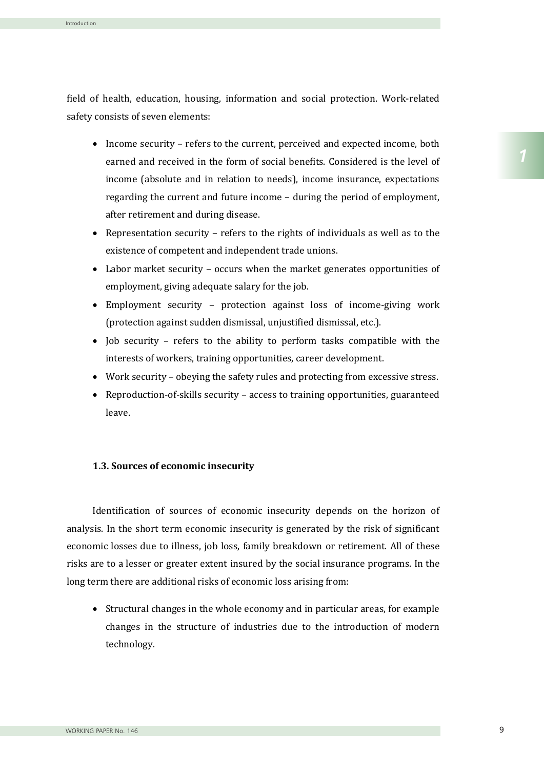field of health, education, housing, information and social protection. Work-related safety consists of seven elements:

- Income security – refers to the current, perceived and expected income, both earned and received in the form of social benefits. Considered is the level of income (absolute and in relation to needs), income insurance, expectations regarding the current and future income – during the period of employment, after retirement and during disease.
- Representation security – refers to the rights of individuals as well as to the existence of competent and independent trade unions.
- Labor market security – occurs when the market generates opportunities of employment, giving adequate salary for the job.
- Employment security – protection against loss of income-giving work (protection against sudden dismissal, unjustified dismissal, etc.).
- Job security – refers to the ability to perform tasks compatible with the interests of workers, training opportunities, career development.
- Work security – obeying the safety rules and protecting from excessive stress.
- Reproduction-of-skills security – access to training opportunities, guaranteed leave.

### 1.3. Sources of economic insecurity

Identification of sources of economic insecurity depends on the horizon of analysis. In the short term economic insecurity is generated by the risk of significant economic losses due to illness, job loss, family breakdown or retirement. All of these risks are to a lesser or greater extent insured by the social insurance programs. In the long term there are additional risks of economic loss arising from:

- Structural changes in the whole economy and in particular areas, for example changes in the structure of industries due to the introduction of modern technology.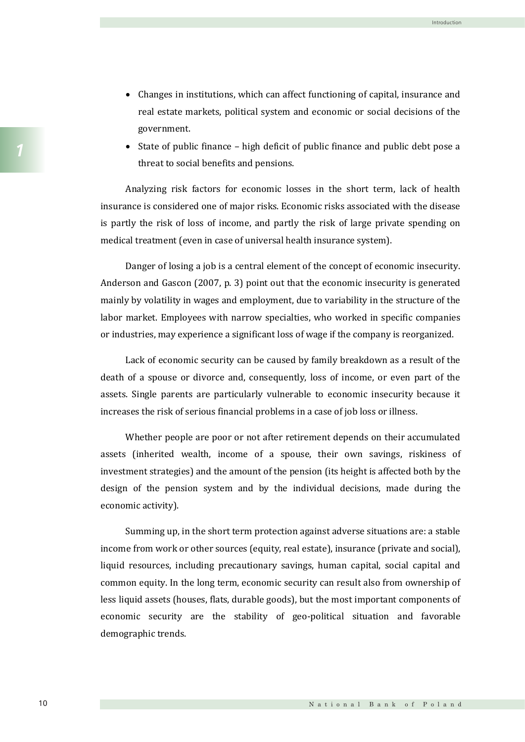- Changes in institutions, which can affect functioning of capital, insurance and real estate markets, political system and economic or social decisions of the government.
- State of public finance – high deficit of public finance and public debt pose a threat to social benefits and pensions.

Analyzing risk factors for economic losses in the short term, lack of health insurance is considered one of major risks. Economic risks associated with the disease is partly the risk of loss of income, and partly the risk of large private spending on medical treatment (even in case of universal health insurance system).

Danger of losing a job is a central element of the concept of economic insecurity. Anderson and Gascon (2007, p. 3) point out that the economic insecurity is generated mainly by volatility in wages and employment, due to variability in the structure of the labor market. Employees with narrow specialties, who worked in specific companies or industries, may experience a significant loss of wage if the company is reorganized.

Lack of economic security can be caused by family breakdown as a result of the death of a spouse or divorce and, consequently, loss of income, or even part of the assets. Single parents are particularly vulnerable to economic insecurity because it increases the risk of serious financial problems in a case of job loss or illness.

Whether people are poor or not after retirement depends on their accumulated assets (inherited wealth, income of a spouse, their own savings, riskiness of investment strategies) and the amount of the pension (its height is affected both by the design of the pension system and by the individual decisions, made during the economic activity).

Summing up, in the short term protection against adverse situations are: a stable income from work or other sources (equity, real estate), insurance (private and social), liquid resources, including precautionary savings, human capital, social capital and common equity. In the long term, economic security can result also from ownership of less liquid assets (houses, flats, durable goods), but the most important components of economic security are the stability of geo-political situation and favorable demographic trends.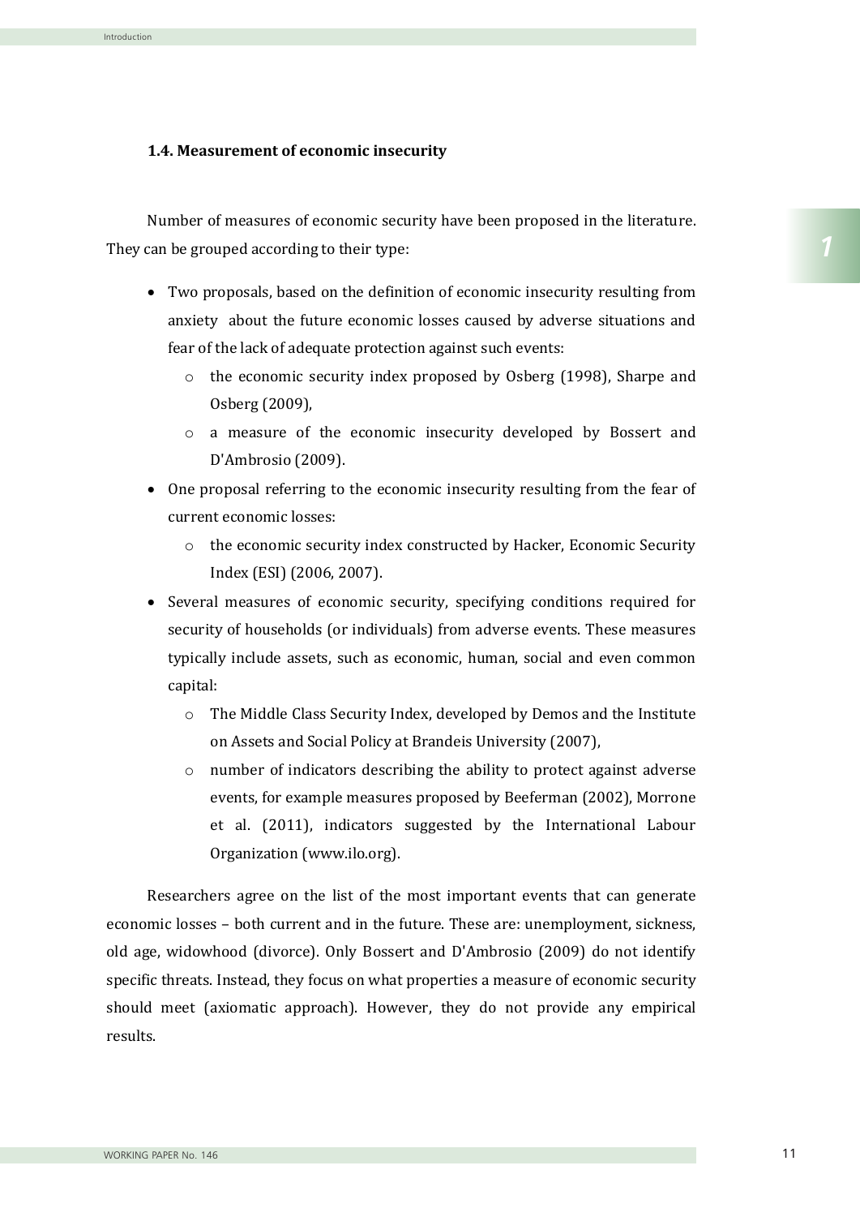### 1.4. Measurement of economic insecurity

Number of measures of economic security have been proposed in the literature. They can be grouped according to their type:

- Two proposals, based on the definition of economic insecurity resulting from anxiety about the future economic losses caused by adverse situations and fear of the lack of adequate protection against such events:
  - the economic security index proposed by Osberg (1998), Sharpe and Osberg (2009),
  - a measure of the economic insecurity developed by Bossert and D'Ambrosio (2009).
- One proposal referring to the economic insecurity resulting from the fear of current economic losses:
  - the economic security index constructed by Hacker, Economic Security Index (ESI) (2006, 2007).
- Several measures of economic security, specifying conditions required for security of households (or individuals) from adverse events. These measures typically include assets, such as economic, human, social and even common capital:
  - The Middle Class Security Index, developed by Demos and the Institute on Assets and Social Policy at Brandeis University (2007),
  - number of indicators describing the ability to protect against adverse events, for example measures proposed by Beeferman (2002), Morrone et al. (2011), indicators suggested by the International Labour Organization (www.ilo.org).

Researchers agree on the list of the most important events that can generate economic losses – both current and in the future. These are: unemployment, sickness, old age, widowhood (divorce). Only Bossert and D'Ambrosio (2009) do not identify specific threats. Instead, they focus on what properties a measure of economic security should meet (axiomatic approach). However, they do not provide any empirical results.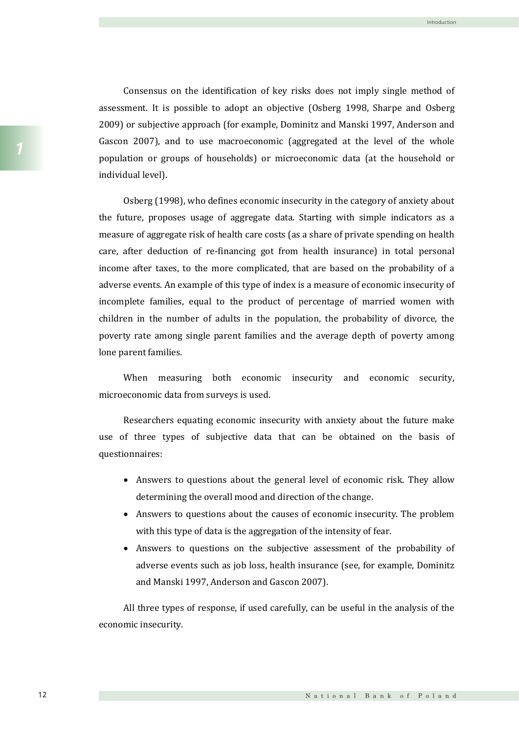Consensus on the identification of key risks does not imply single method of assessment. It is possible to adopt an objective (Osberg 1998, Sharpe and Osberg 2009) or subjective approach (for example, Dominitz and Manski 1997, Anderson and Gascon 2007), and to use macroeconomic (aggregated at the level of the whole population or groups of households) or microeconomic data (at the household or individual level).

Osberg (1998), who defines economic insecurity in the category of anxiety about the future, proposes usage of aggregate data. Starting with simple indicators as a measure of aggregate risk of health care costs (as a share of private spending on health care, after deduction of re-financing got from health insurance) in total personal income after taxes, to the more complicated, that are based on the probability of a adverse events. An example of this type of index is a measure of economic insecurity of incomplete families, equal to the product of percentage of married women with children in the number of adults in the population, the probability of divorce, the poverty rate among single parent families and the average depth of poverty among lone parent families.

When measuring both economic insecurity and economic security, microeconomic data from surveys is used.

Researchers equating economic insecurity with anxiety about the future make use of three types of subjective data that can be obtained on the basis of questionnaires:

- Answers to questions about the general level of economic risk. They allow determining the overall mood and direction of the change.
- Answers to questions about the causes of economic insecurity. The problem with this type of data is the aggregation of the intensity of fear.
- Answers to questions on the subjective assessment of the probability of adverse events such as job loss, health insurance (see, for example, Dominitz and Manski 1997, Anderson and Gascon 2007).

All three types of response, if used carefully, can be useful in the analysis of the economic insecurity.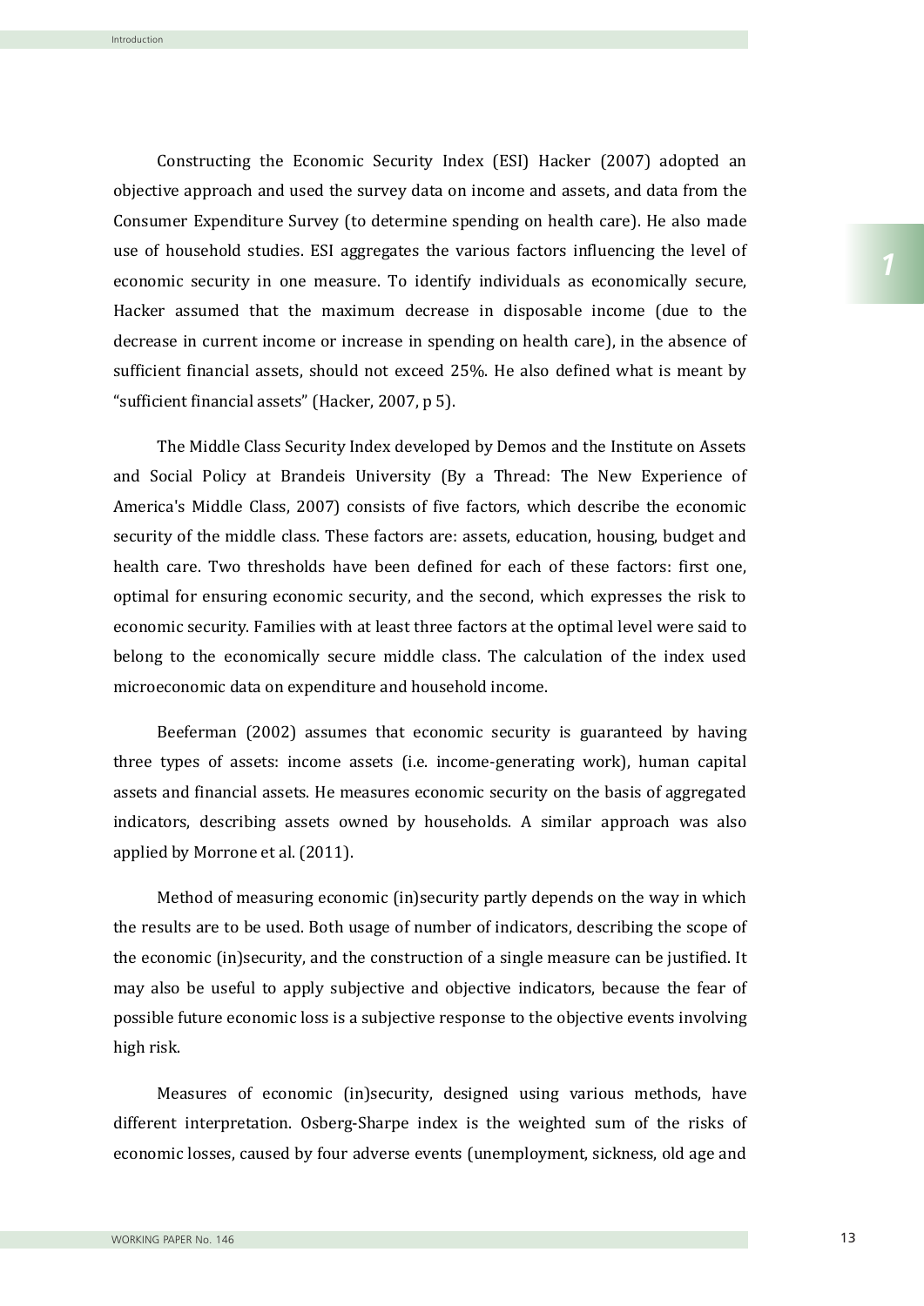Constructing the Economic Security Index (ESI) Hacker (2007) adopted an objective approach and used the survey data on income and assets, and data from the Consumer Expenditure Survey (to determine spending on health care). He also made use of household studies. ESI aggregates the various factors influencing the level of economic security in one measure. To identify individuals as economically secure, Hacker assumed that the maximum decrease in disposable income (due to the decrease in current income or increase in spending on health care), in the absence of sufficient financial assets, should not exceed 25%. He also defined what is meant by "sufficient financial assets" (Hacker, 2007, p 5).

The Middle Class Security Index developed by Demos and the Institute on Assets and Social Policy at Brandeis University (By a Thread: The New Experience of America's Middle Class, 2007) consists of five factors, which describe the economic security of the middle class. These factors are: assets, education, housing, budget and health care. Two thresholds have been defined for each of these factors: first one, optimal for ensuring economic security, and the second, which expresses the risk to economic security. Families with at least three factors at the optimal level were said to belong to the economically secure middle class. The calculation of the index used microeconomic data on expenditure and household income.

Beeferman (2002) assumes that economic security is guaranteed by having three types of assets: income assets (i.e. income-generating work), human capital assets and financial assets. He measures economic security on the basis of aggregated indicators, describing assets owned by households. A similar approach was also applied by Morrone et al. (2011).

Method of measuring economic (in)security partly depends on the way in which the results are to be used. Both usage of number of indicators, describing the scope of the economic (in)security, and the construction of a single measure can be justified. It may also be useful to apply subjective and objective indicators, because the fear of possible future economic loss is a subjective response to the objective events involving high risk.

Measures of economic (in)security, designed using various methods, have different interpretation. Osberg-Sharpe index is the weighted sum of the risks of economic losses, caused by four adverse events (unemployment, sickness, old age and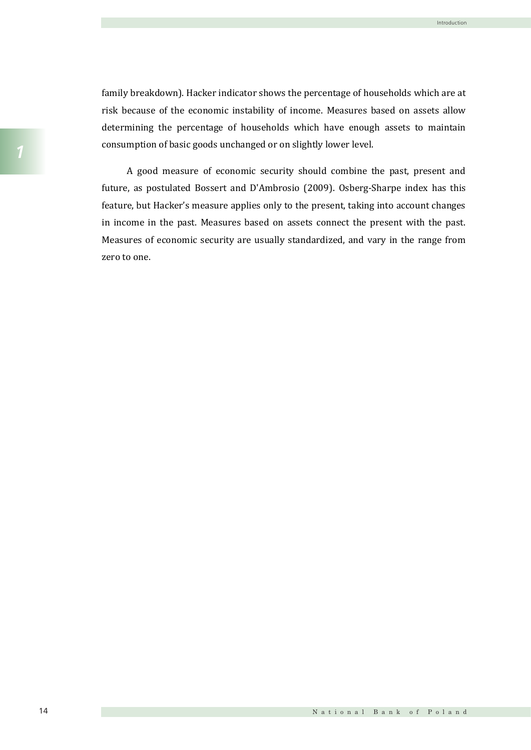family breakdown). Hacker indicator shows the percentage of households which are at risk because of the economic instability of income. Measures based on assets allow determining the percentage of households which have enough assets to maintain consumption of basic goods unchanged or on slightly lower level.

A good measure of economic security should combine the past, present and future, as postulated Bossert and D'Ambrosio (2009). Osberg-Sharpe index has this feature, but Hacker's measure applies only to the present, taking into account changes in income in the past. Measures based on assets connect the present with the past. Measures of economic security are usually standardized, and vary in the range from zero to one.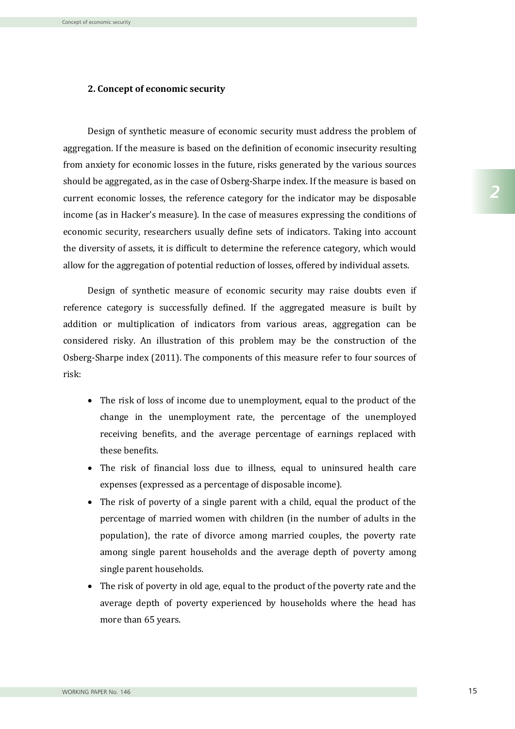## 2. Concept of economic security

Design of synthetic measure of economic security must address the problem of aggregation. If the measure is based on the definition of economic insecurity resulting from anxiety for economic losses in the future, risks generated by the various sources should be aggregated, as in the case of Osberg-Sharpe index. If the measure is based on current economic losses, the reference category for the indicator may be disposable income (as in Hacker's measure). In the case of measures expressing the conditions of economic security, researchers usually define sets of indicators. Taking into account the diversity of assets, it is difficult to determine the reference category, which would allow for the aggregation of potential reduction of losses, offered by individual assets.

Design of synthetic measure of economic security may raise doubts even if reference category is successfully defined. If the aggregated measure is built by addition or multiplication of indicators from various areas, aggregation can be considered risky. An illustration of this problem may be the construction of the Osberg-Sharpe index (2011). The components of this measure refer to four sources of risk:

- The risk of loss of income due to unemployment, equal to the product of the change in the unemployment rate, the percentage of the unemployed receiving benefits, and the average percentage of earnings replaced with these benefits.
- The risk of financial loss due to illness, equal to uninsured health care expenses (expressed as a percentage of disposable income).
- The risk of poverty of a single parent with a child, equal the product of the percentage of married women with children (in the number of adults in the population), the rate of divorce among married couples, the poverty rate among single parent households and the average depth of poverty among single parent households.
- The risk of poverty in old age, equal to the product of the poverty rate and the average depth of poverty experienced by households where the head has more than 65 years.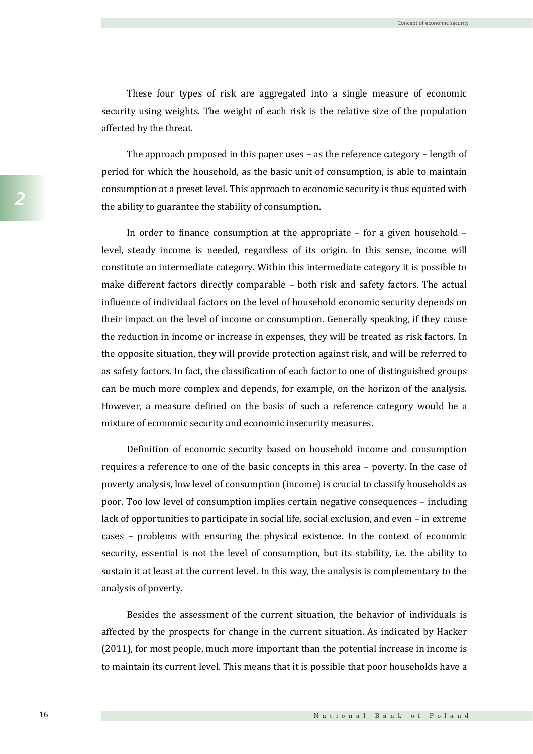These four types of risk are aggregated into a single measure of economic security using weights. The weight of each risk is the relative size of the population affected by the threat.

The approach proposed in this paper uses – as the reference category – length of period for which the household, as the basic unit of consumption, is able to maintain consumption at a preset level. This approach to economic security is thus equated with the ability to guarantee the stability of consumption.

In order to finance consumption at the appropriate – for a given household – level, steady income is needed, regardless of its origin. In this sense, income will constitute an intermediate category. Within this intermediate category it is possible to make different factors directly comparable – both risk and safety factors. The actual influence of individual factors on the level of household economic security depends on their impact on the level of income or consumption. Generally speaking, if they cause the reduction in income or increase in expenses, they will be treated as risk factors. In the opposite situation, they will provide protection against risk, and will be referred to as safety factors. In fact, the classification of each factor to one of distinguished groups can be much more complex and depends, for example, on the horizon of the analysis. However, a measure defined on the basis of such a reference category would be a mixture of economic security and economic insecurity measures.

Definition of economic security based on household income and consumption requires a reference to one of the basic concepts in this area – poverty. In the case of poverty analysis, low level of consumption (income) is crucial to classify households as poor. Too low level of consumption implies certain negative consequences – including lack of opportunities to participate in social life, social exclusion, and even – in extreme cases – problems with ensuring the physical existence. In the context of economic security, essential is not the level of consumption, but its stability, i.e. the ability to sustain it at least at the current level. In this way, the analysis is complementary to the analysis of poverty.

Besides the assessment of the current situation, the behavior of individuals is affected by the prospects for change in the current situation. As indicated by Hacker (2011), for most people, much more important than the potential increase in income is to maintain its current level. This means that it is possible that poor households have a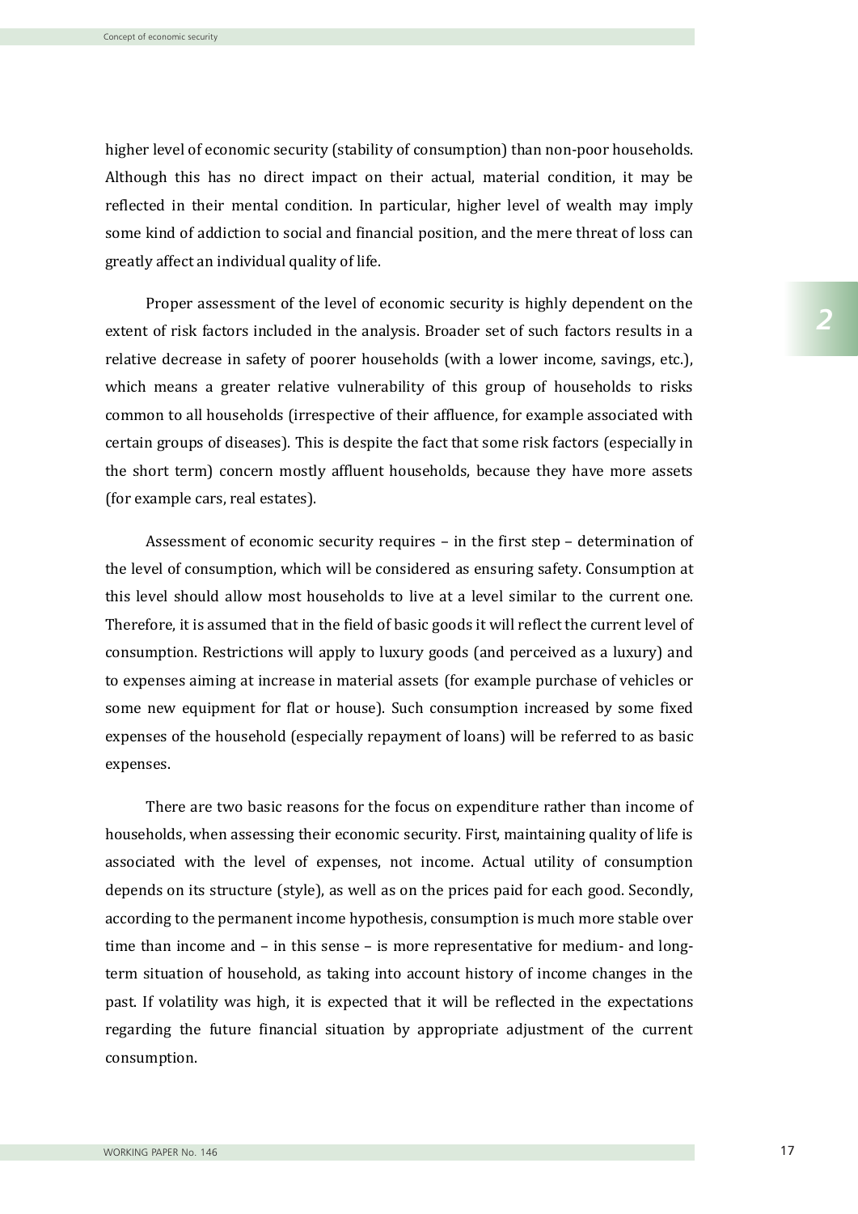higher level of economic security (stability of consumption) than non-poor households. Although this has no direct impact on their actual, material condition, it may be reflected in their mental condition. In particular, higher level of wealth may imply some kind of addiction to social and financial position, and the mere threat of loss can greatly affect an individual quality of life.

Proper assessment of the level of economic security is highly dependent on the extent of risk factors included in the analysis. Broader set of such factors results in a relative decrease in safety of poorer households (with a lower income, savings, etc.), which means a greater relative vulnerability of this group of households to risks common to all households (irrespective of their affluence, for example associated with certain groups of diseases). This is despite the fact that some risk factors (especially in the short term) concern mostly affluent households, because they have more assets (for example cars, real estates).

Assessment of economic security requires – in the first step – determination of the level of consumption, which will be considered as ensuring safety. Consumption at this level should allow most households to live at a level similar to the current one. Therefore, it is assumed that in the field of basic goods it will reflect the current level of consumption. Restrictions will apply to luxury goods (and perceived as a luxury) and to expenses aiming at increase in material assets (for example purchase of vehicles or some new equipment for flat or house). Such consumption increased by some fixed expenses of the household (especially repayment of loans) will be referred to as basic expenses.

There are two basic reasons for the focus on expenditure rather than income of households, when assessing their economic security. First, maintaining quality of life is associated with the level of expenses, not income. Actual utility of consumption depends on its structure (style), as well as on the prices paid for each good. Secondly, according to the permanent income hypothesis, consumption is much more stable over time than income and – in this sense – is more representative for medium- and long-term situation of household, as taking into account history of income changes in the past. If volatility was high, it is expected that it will be reflected in the expectations regarding the future financial situation by appropriate adjustment of the current consumption.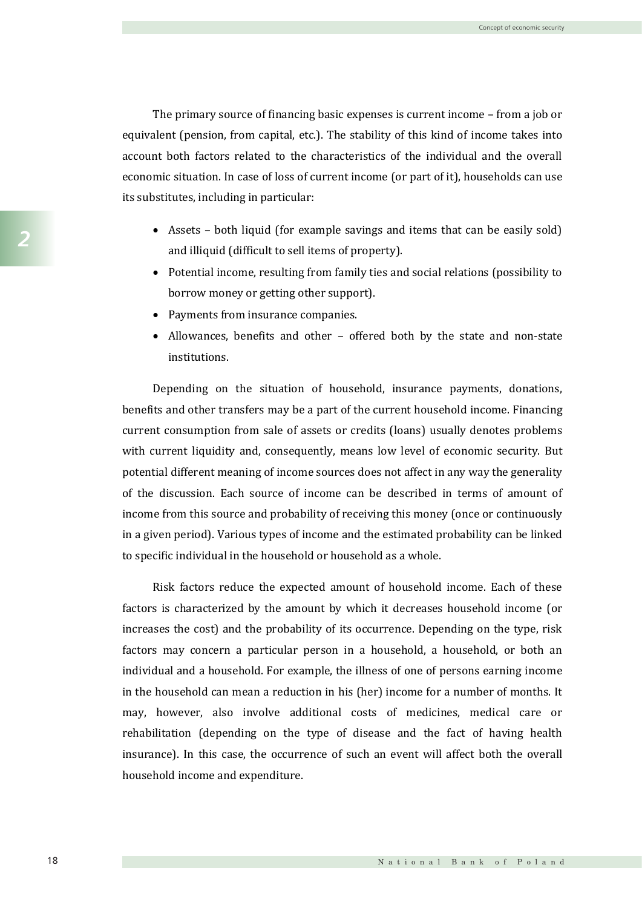The primary source of financing basic expenses is current income – from a job or equivalent (pension, from capital, etc.). The stability of this kind of income takes into account both factors related to the characteristics of the individual and the overall economic situation. In case of loss of current income (or part of it), households can use its substitutes, including in particular:

- Assets – both liquid (for example savings and items that can be easily sold) and illiquid (difficult to sell items of property).
- Potential income, resulting from family ties and social relations (possibility to borrow money or getting other support).
- Payments from insurance companies.
- Allowances, benefits and other – offered both by the state and non-state institutions.

Depending on the situation of household, insurance payments, donations, benefits and other transfers may be a part of the current household income. Financing current consumption from sale of assets or credits (loans) usually denotes problems with current liquidity and, consequently, means low level of economic security. But potential different meaning of income sources does not affect in any way the generality of the discussion. Each source of income can be described in terms of amount of income from this source and probability of receiving this money (once or continuously in a given period). Various types of income and the estimated probability can be linked to specific individual in the household or household as a whole.

Risk factors reduce the expected amount of household income. Each of these factors is characterized by the amount by which it decreases household income (or increases the cost) and the probability of its occurrence. Depending on the type, risk factors may concern a particular person in a household, a household, or both an individual and a household. For example, the illness of one of persons earning income in the household can mean a reduction in his (her) income for a number of months. It may, however, also involve additional costs of medicines, medical care or rehabilitation (depending on the type of disease and the fact of having health insurance). In this case, the occurrence of such an event will affect both the overall household income and expenditure.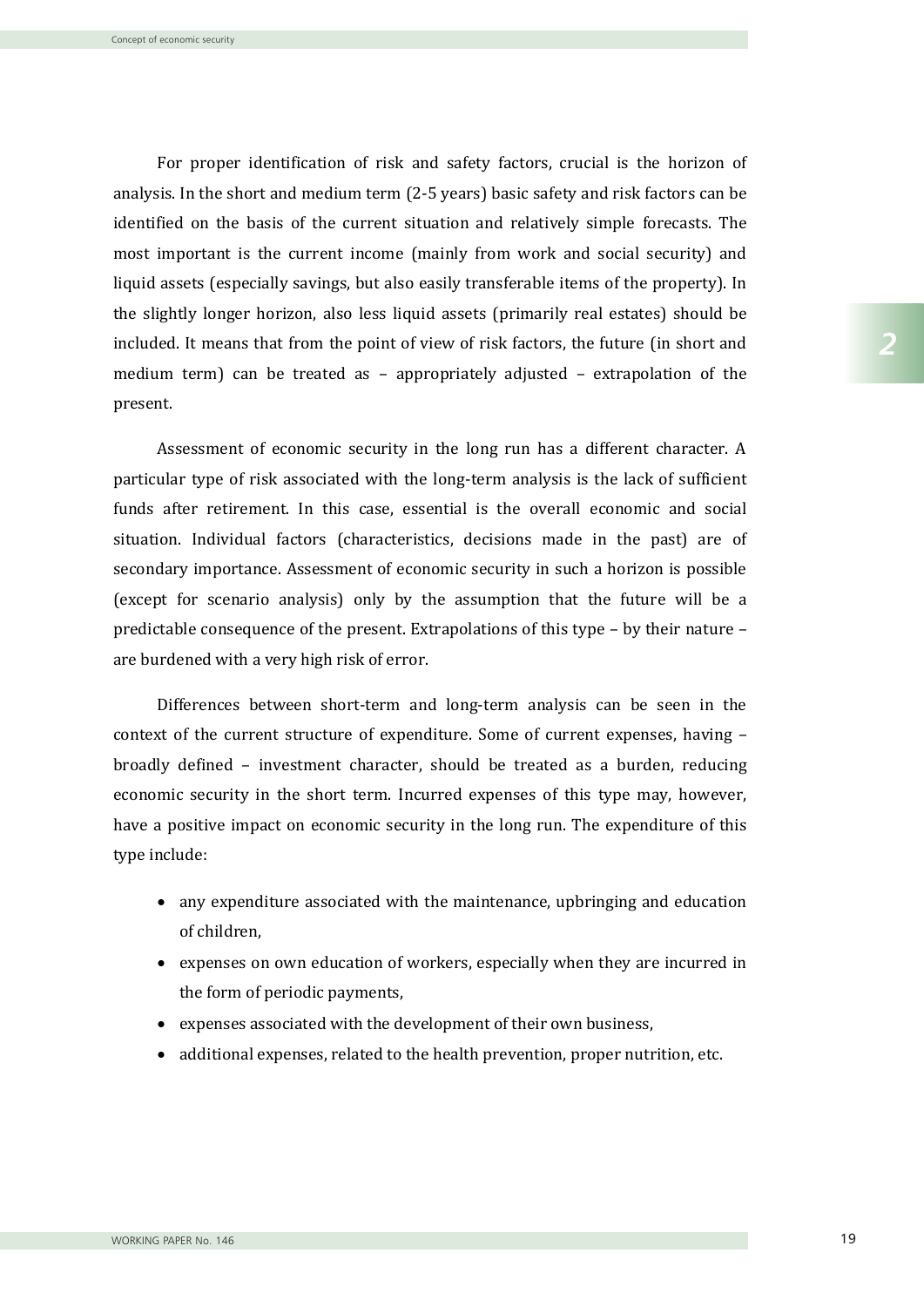For proper identification of risk and safety factors, crucial is the horizon of analysis. In the short and medium term (2-5 years) basic safety and risk factors can be identified on the basis of the current situation and relatively simple forecasts. The most important is the current income (mainly from work and social security) and liquid assets (especially savings, but also easily transferable items of the property). In the slightly longer horizon, also less liquid assets (primarily real estates) should be included. It means that from the point of view of risk factors, the future (in short and medium term) can be treated as – appropriately adjusted – extrapolation of the present.

Assessment of economic security in the long run has a different character. A particular type of risk associated with the long-term analysis is the lack of sufficient funds after retirement. In this case, essential is the overall economic and social situation. Individual factors (characteristics, decisions made in the past) are of secondary importance. Assessment of economic security in such a horizon is possible (except for scenario analysis) only by the assumption that the future will be a predictable consequence of the present. Extrapolations of this type – by their nature – are burdened with a very high risk of error.

Differences between short-term and long-term analysis can be seen in the context of the current structure of expenditure. Some of current expenses, having – broadly defined – investment character, should be treated as a burden, reducing economic security in the short term. Incurred expenses of this type may, however, have a positive impact on economic security in the long run. The expenditure of this type include:

- any expenditure associated with the maintenance, upbringing and education of children,
- expenses on own education of workers, especially when they are incurred in the form of periodic payments,
- expenses associated with the development of their own business,
- additional expenses, related to the health prevention, proper nutrition, etc.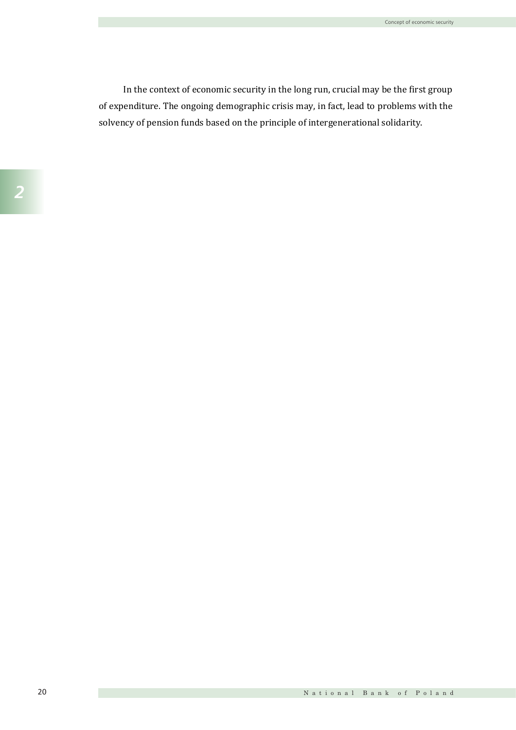In the context of economic security in the long run, crucial may be the first group of expenditure. The ongoing demographic crisis may, in fact, lead to problems with the solvency of pension funds based on the principle of intergenerational solidarity.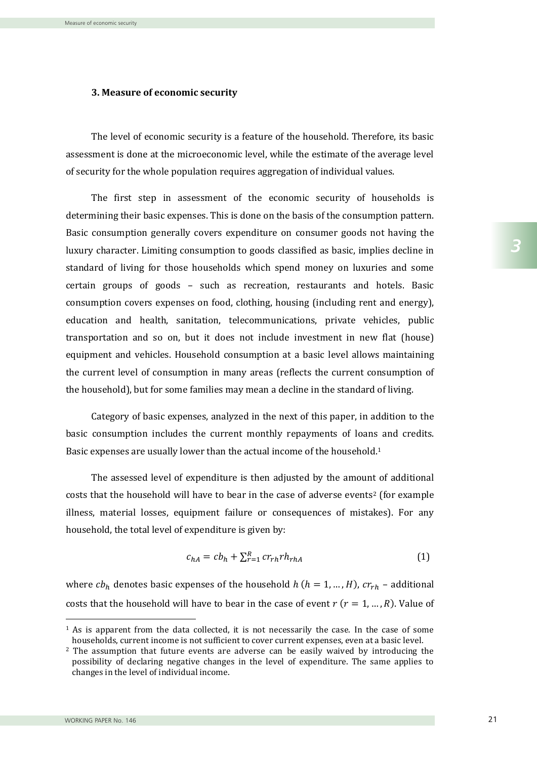### 3. Measure of economic security

The level of economic security is a feature of the household. Therefore, its basic assessment is done at the microeconomic level, while the estimate of the average level of security for the whole population requires aggregation of individual values.

The first step in assessment of the economic security of households is determining their basic expenses. This is done on the basis of the consumption pattern. Basic consumption generally covers expenditure on consumer goods not having the luxury character. Limiting consumption to goods classified as basic, implies decline in standard of living for those households which spend money on luxuries and some certain groups of goods – such as recreation, restaurants and hotels. Basic consumption covers expenses on food, clothing, housing (including rent and energy), education and health, sanitation, telecommunications, private vehicles, public transportation and so on, but it does not include investment in new flat (house) equipment and vehicles. Household consumption at a basic level allows maintaining the current level of consumption in many areas (reflects the current consumption of the household), but for some families may mean a decline in the standard of living.

Category of basic expenses, analyzed in the next of this paper, in addition to the basic consumption includes the current monthly repayments of loans and credits. Basic expenses are usually lower than the actual income of the household.[1]

The assessed level of expenditure is then adjusted by the amount of additional costs that the household will have to bear in the case of adverse events[2] (for example illness, material losses, equipment failure or consequences of mistakes). For any household, the total level of expenditure is given by:

$$c_{hA} = cb_h + \sum_{r=1}^{R} cr_{rh} rh_{rhA} \tag{1}$$

where $cb_h$ denotes basic expenses of the household $h$ $(h = 1, \dots, H)$, $cr_{rh}$ – additional costs that the household will have to bear in the case of event $r$ $(r = 1, \dots, R)$. Value of

[1] As is apparent from the data collected, it is not necessarily the case. In the case of some households, current income is not sufficient to cover current expenses, even at a basic level.

[2] The assumption that future events are adverse can be easily waived by introducing the possibility of declaring negative changes in the level of expenditure. The same applies to changes in the level of individual income.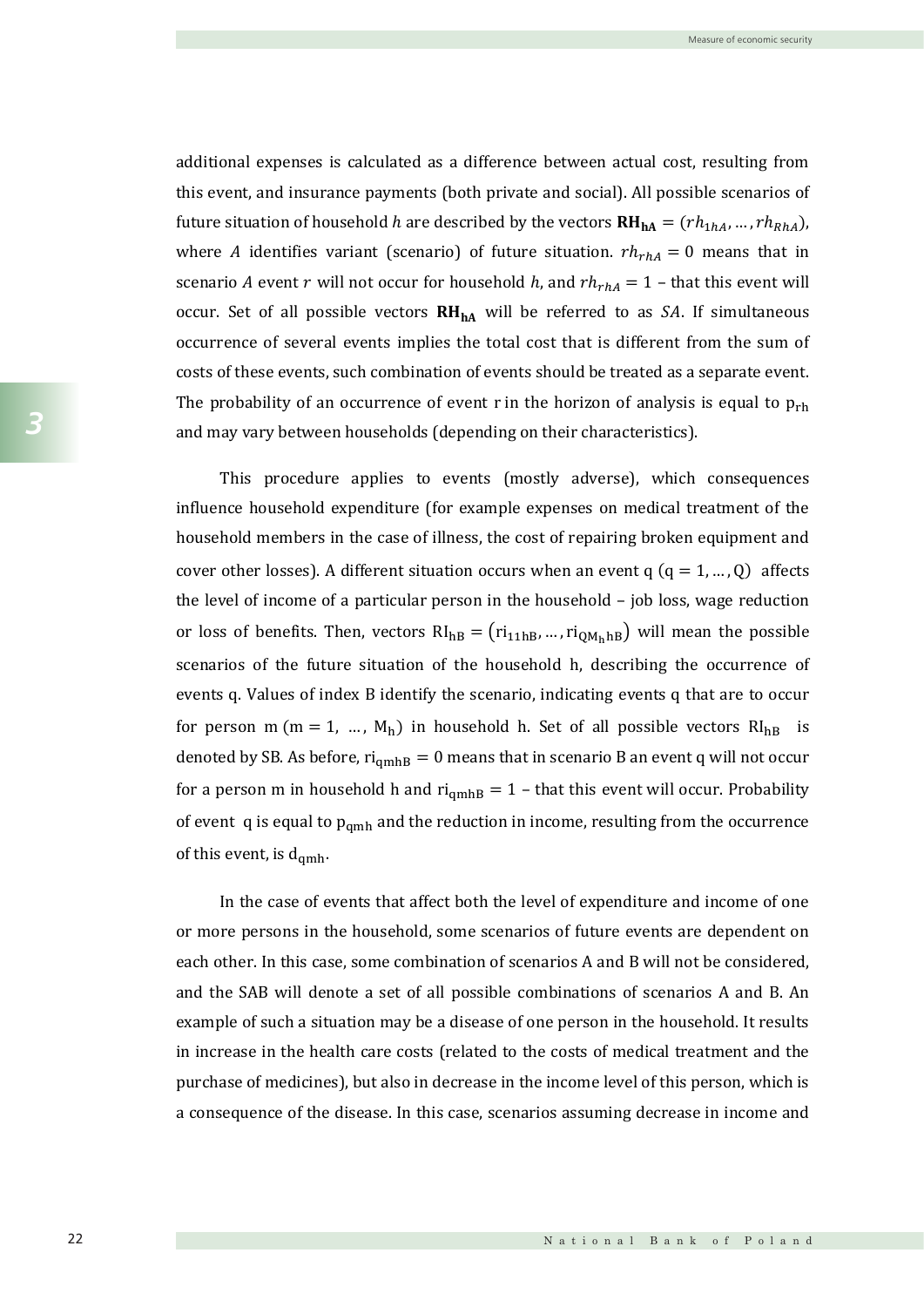additional expenses is calculated as a difference between actual cost, resulting from this event, and insurance payments (both private and social). All possible scenarios of future situation of household $h$ are described by the vectors $\mathbf{RH_{hA}} = (rh_{1hA}, \ldots, rh_{RhA})$, where $A$ identifies variant (scenario) of future situation. $rh_{rhA} = 0$ means that in scenario $A$ event $r$ will not occur for household $h$, and $rh_{rhA} = 1$ – that this event will occur. Set of all possible vectors $\mathbf{RH_{hA}}$ will be referred to as $SA$. If simultaneous occurrence of several events implies the total cost that is different from the sum of costs of these events, such combination of events should be treated as a separate event. The probability of an occurrence of event r in the horizon of analysis is equal to $\mathrm{p_{rh}}$ and may vary between households (depending on their characteristics).

This procedure applies to events (mostly adverse), which consequences influence household expenditure (for example expenses on medical treatment of the household members in the case of illness, the cost of repairing broken equipment and cover other losses). A different situation occurs when an event $\mathrm{q}$ $(\mathrm{q} = 1, \ldots, \mathrm{Q})$ affects the level of income of a particular person in the household – job loss, wage reduction or loss of benefits. Then, vectors $\mathrm{RI_{hB}} = \left(\mathrm{ri_{11hB}}, \ldots, \mathrm{ri_{QM_h hB}}\right)$ will mean the possible scenarios of the future situation of the household h, describing the occurrence of events q. Values of index B identify the scenario, indicating events q that are to occur for person $\mathrm{m}$ $(\mathrm{m} = 1, \ldots, \mathrm{M_h})$ in household h. Set of all possible vectors $\mathrm{RI_{hB}}$ is denoted by SB. As before, $\mathrm{ri_{qmhB}} = 0$ means that in scenario B an event q will not occur for a person m in household h and $\mathrm{ri_{qmhB}} = 1$ – that this event will occur. Probability of event q is equal to $\mathrm{p_{qmh}}$ and the reduction in income, resulting from the occurrence of this event, is $\mathrm{d_{qmh}}$.

In the case of events that affect both the level of expenditure and income of one or more persons in the household, some scenarios of future events are dependent on each other. In this case, some combination of scenarios A and B will not be considered, and the SAB will denote a set of all possible combinations of scenarios A and B. An example of such a situation may be a disease of one person in the household. It results in increase in the health care costs (related to the costs of medical treatment and the purchase of medicines), but also in decrease in the income level of this person, which is a consequence of the disease. In this case, scenarios assuming decrease in income and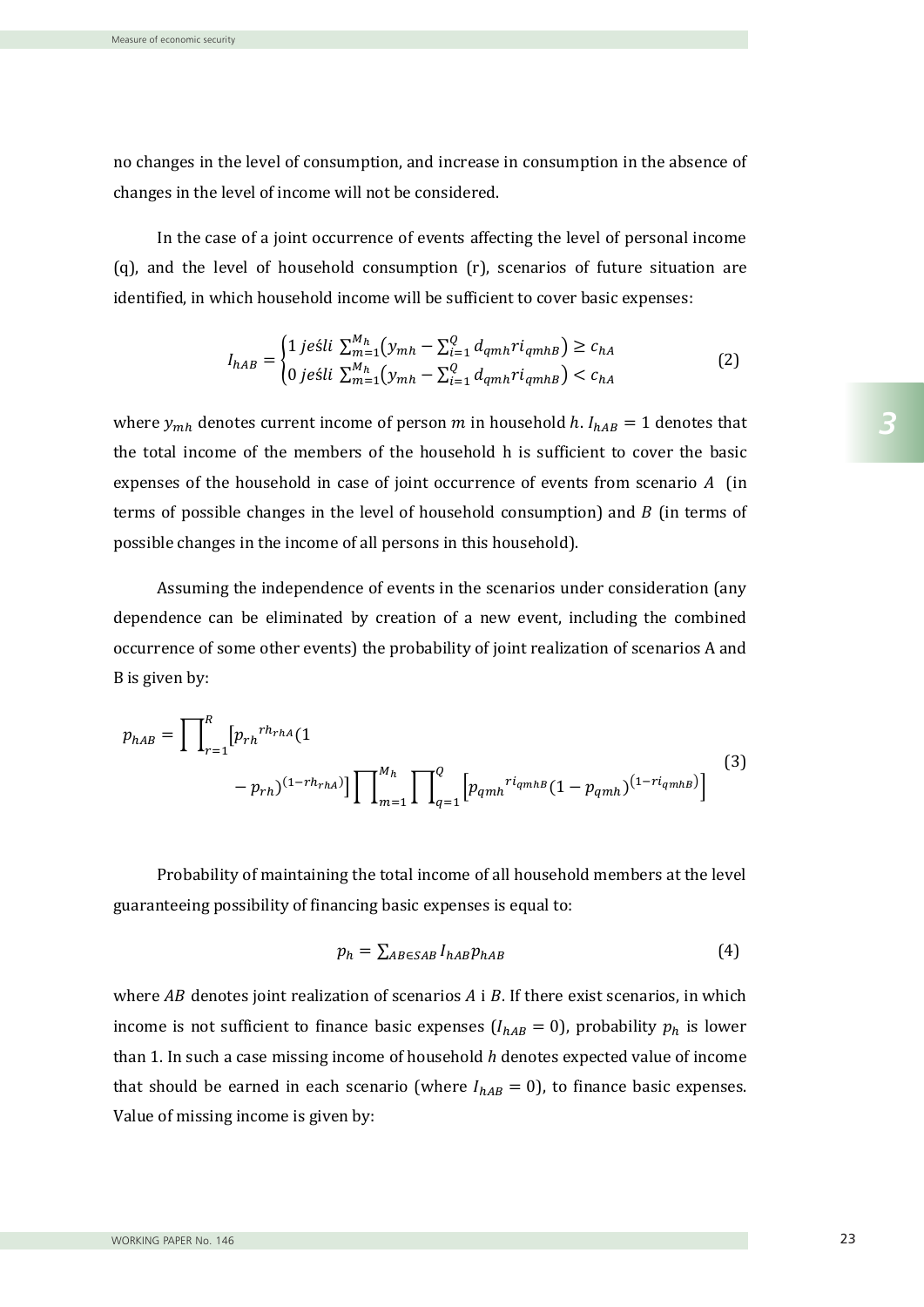no changes in the level of consumption, and increase in consumption in the absence of changes in the level of income will not be considered.

In the case of a joint occurrence of events affecting the level of personal income (q), and the level of household consumption (r), scenarios of future situation are identified, in which household income will be sufficient to cover basic expenses:

$$I_{hAB} = \begin{cases} 1 \; jeśli \; \sum_{m=1}^{M_h} \left( y_{mh} - \sum_{i=1}^{Q} d_{qmh} ri_{qmhB} \right) \geq c_{hA} \\ 0 \; jeśli \; \sum_{m=1}^{M_h} \left( y_{mh} - \sum_{i=1}^{Q} d_{qmh} ri_{qmhB} \right) < c_{hA} \end{cases} \tag{2}$$

where $y_{mh}$ denotes current income of person $m$ in household $h$. $I_{hAB} = 1$ denotes that the total income of the members of the household h is sufficient to cover the basic expenses of the household in case of joint occurrence of events from scenario $A$ (in terms of possible changes in the level of household consumption) and $B$ (in terms of possible changes in the income of all persons in this household).

Assuming the independence of events in the scenarios under consideration (any dependence can be eliminated by creation of a new event, including the combined occurrence of some other events) the probability of joint realization of scenarios A and B is given by:

$$p_{hAB} = \prod_{r=1}^{R} \left[ {p_{rh}}^{rh_{rhA}} (1 - p_{rh})^{(1 - rh_{rhA})} \right] \prod_{m=1}^{M_h} \prod_{q=1}^{Q} \left[ {p_{qmh}}^{ri_{qmhB}} (1 - p_{qmh})^{(1 - ri_{qmhB})} \right] \tag{3}$$

Probability of maintaining the total income of all household members at the level guaranteeing possibility of financing basic expenses is equal to:

$$p_h = \sum_{AB \in SAB} I_{hAB} p_{hAB} \tag{4}$$

where $AB$ denotes joint realization of scenarios $A$ i $B$. If there exist scenarios, in which income is not sufficient to finance basic expenses ($I_{hAB} = 0$), probability $p_h$ is lower than 1. In such a case missing income of household *h* denotes expected value of income that should be earned in each scenario (where $I_{hAB} = 0$), to finance basic expenses. Value of missing income is given by: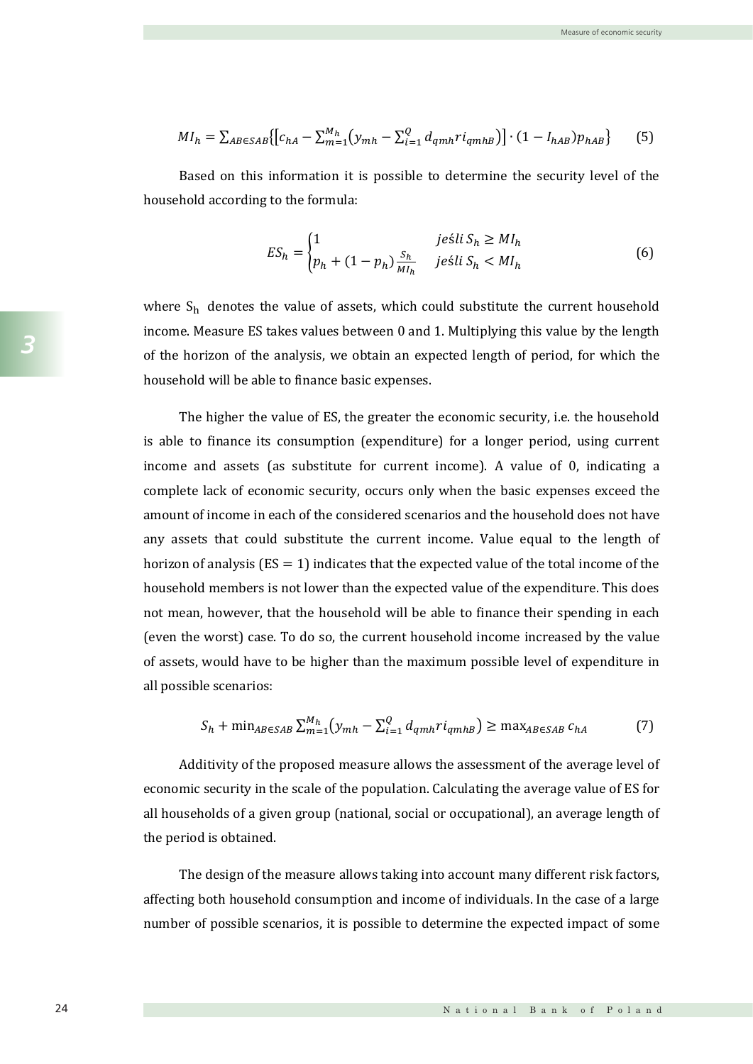$$MI_h = \sum_{AB \in SAB} \left\{ \left[ c_{hA} - \sum_{m=1}^{M_h} \left( y_{mh} - \sum_{i=1}^{Q} d_{qmh} ri_{qmhB} \right) \right] \cdot (1 - I_{hAB}) p_{hAB} \right\} \tag{5}$$

Based on this information it is possible to determine the security level of the household according to the formula:

$$ES_h = \begin{cases} 1 & jeśli\ S_h \geq MI_h \\ p_h + (1 - p_h) \frac{S_h}{MI_h} & jeśli\ S_h < MI_h \end{cases} \tag{6}$$

where $S_h$ denotes the value of assets, which could substitute the current household income. Measure ES takes values between 0 and 1. Multiplying this value by the length of the horizon of the analysis, we obtain an expected length of period, for which the household will be able to finance basic expenses.

The higher the value of ES, the greater the economic security, i.e. the household is able to finance its consumption (expenditure) for a longer period, using current income and assets (as substitute for current income). A value of 0, indicating a complete lack of economic security, occurs only when the basic expenses exceed the amount of income in each of the considered scenarios and the household does not have any assets that could substitute the current income. Value equal to the length of horizon of analysis ($ES = 1$) indicates that the expected value of the total income of the household members is not lower than the expected value of the expenditure. This does not mean, however, that the household will be able to finance their spending in each (even the worst) case. To do so, the current household income increased by the value of assets, would have to be higher than the maximum possible level of expenditure in all possible scenarios:

$$S_h + \min_{AB \in SAB} \sum_{m=1}^{M_h} \left( y_{mh} - \sum_{i=1}^{Q} d_{qmh} ri_{qmhB} \right) \geq \max_{AB \in SAB} c_{hA} \tag{7}$$

Additivity of the proposed measure allows the assessment of the average level of economic security in the scale of the population. Calculating the average value of ES for all households of a given group (national, social or occupational), an average length of the period is obtained.

The design of the measure allows taking into account many different risk factors, affecting both household consumption and income of individuals. In the case of a large number of possible scenarios, it is possible to determine the expected impact of some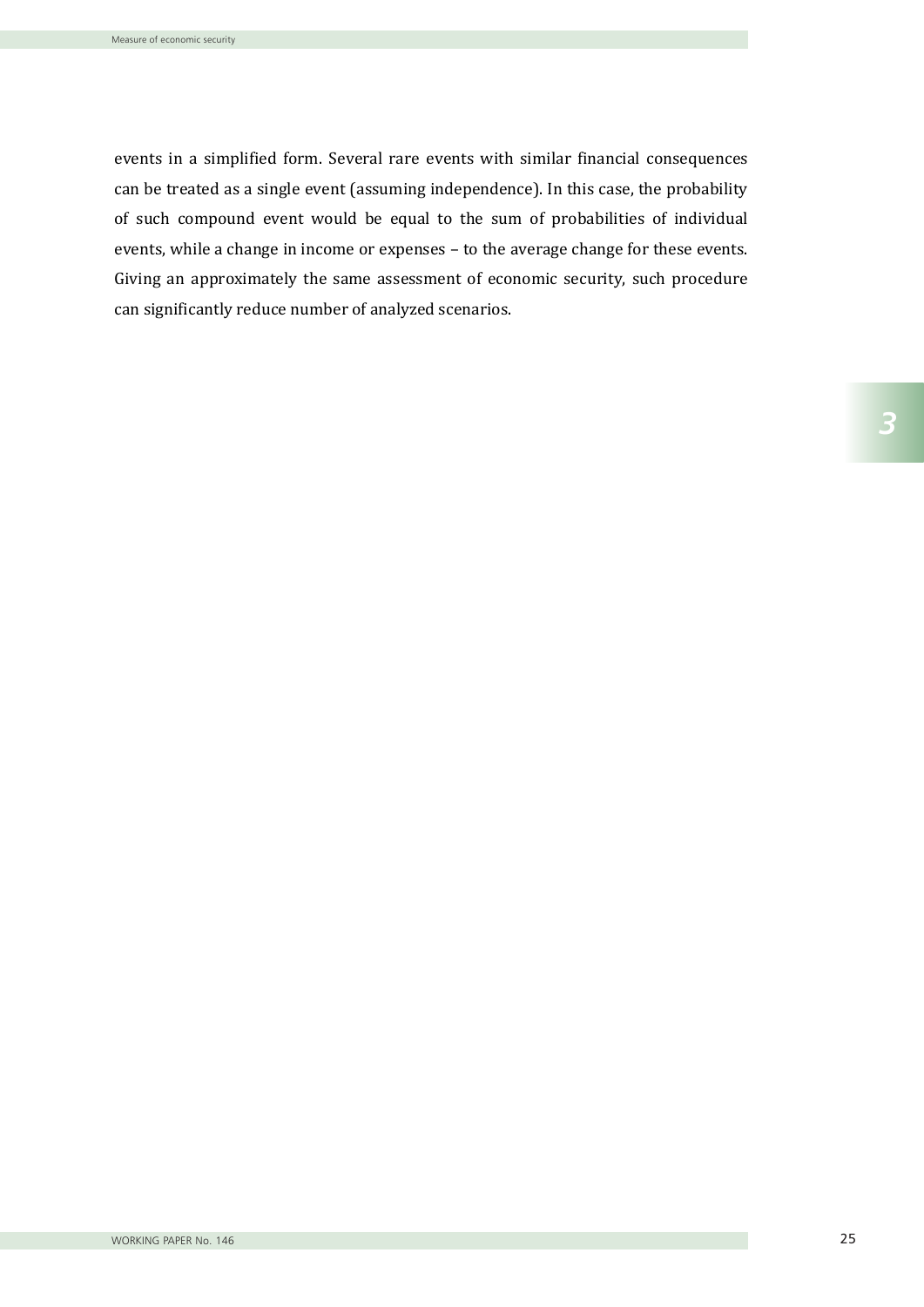events in a simplified form. Several rare events with similar financial consequences can be treated as a single event (assuming independence). In this case, the probability of such compound event would be equal to the sum of probabilities of individual events, while a change in income or expenses – to the average change for these events. Giving an approximately the same assessment of economic security, such procedure can significantly reduce number of analyzed scenarios.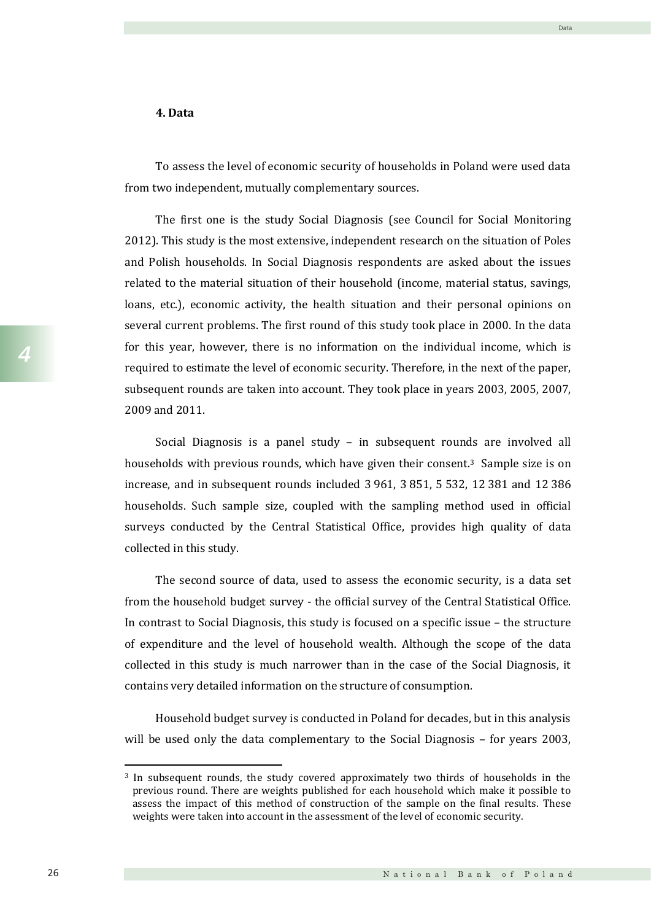## 4. Data

To assess the level of economic security of households in Poland were used data from two independent, mutually complementary sources.

The first one is the study Social Diagnosis (see Council for Social Monitoring 2012). This study is the most extensive, independent research on the situation of Poles and Polish households. In Social Diagnosis respondents are asked about the issues related to the material situation of their household (income, material status, savings, loans, etc.), economic activity, the health situation and their personal opinions on several current problems. The first round of this study took place in 2000. In the data for this year, however, there is no information on the individual income, which is required to estimate the level of economic security. Therefore, in the next of the paper, subsequent rounds are taken into account. They took place in years 2003, 2005, 2007, 2009 and 2011.

Social Diagnosis is a panel study – in subsequent rounds are involved all households with previous rounds, which have given their consent.[3] Sample size is on increase, and in subsequent rounds included 3 961, 3 851, 5 532, 12 381 and 12 386 households. Such sample size, coupled with the sampling method used in official surveys conducted by the Central Statistical Office, provides high quality of data collected in this study.

The second source of data, used to assess the economic security, is a data set from the household budget survey - the official survey of the Central Statistical Office. In contrast to Social Diagnosis, this study is focused on a specific issue – the structure of expenditure and the level of household wealth. Although the scope of the data collected in this study is much narrower than in the case of the Social Diagnosis, it contains very detailed information on the structure of consumption.

Household budget survey is conducted in Poland for decades, but in this analysis will be used only the data complementary to the Social Diagnosis – for years 2003,

---

[3] In subsequent rounds, the study covered approximately two thirds of households in the previous round. There are weights published for each household which make it possible to assess the impact of this method of construction of the sample on the final results. These weights were taken into account in the assessment of the level of economic security.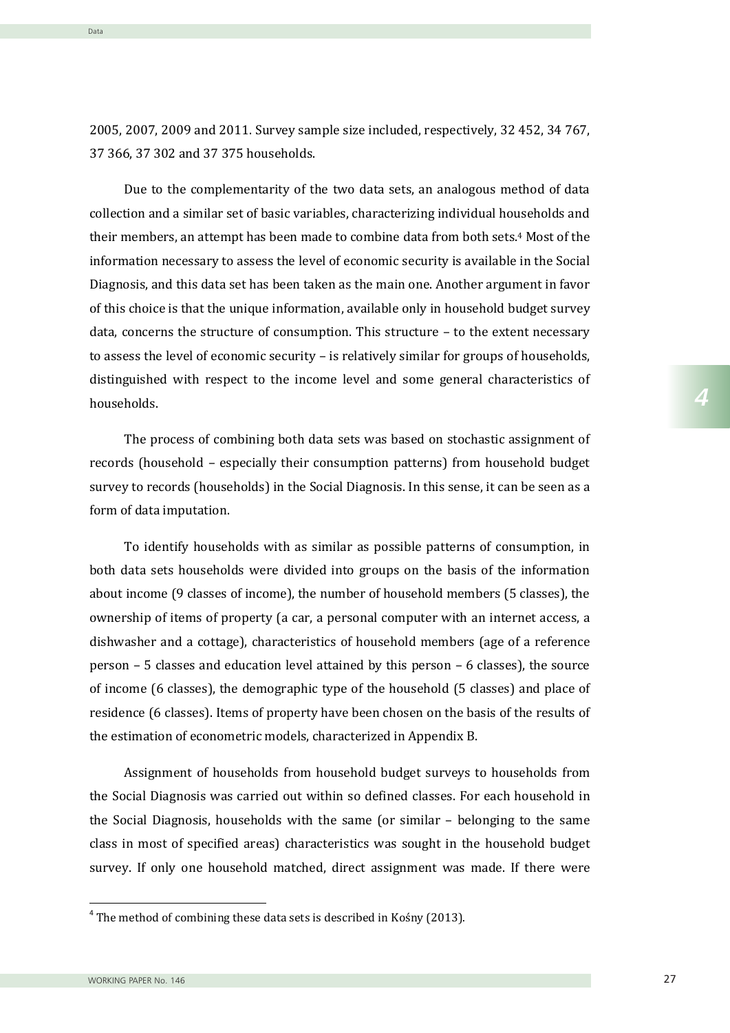2005, 2007, 2009 and 2011. Survey sample size included, respectively, 32 452, 34 767, 37 366, 37 302 and 37 375 households.

Due to the complementarity of the two data sets, an analogous method of data collection and a similar set of basic variables, characterizing individual households and their members, an attempt has been made to combine data from both sets.[4] Most of the information necessary to assess the level of economic security is available in the Social Diagnosis, and this data set has been taken as the main one. Another argument in favor of this choice is that the unique information, available only in household budget survey data, concerns the structure of consumption. This structure – to the extent necessary to assess the level of economic security – is relatively similar for groups of households, distinguished with respect to the income level and some general characteristics of households.

The process of combining both data sets was based on stochastic assignment of records (household – especially their consumption patterns) from household budget survey to records (households) in the Social Diagnosis. In this sense, it can be seen as a form of data imputation.

To identify households with as similar as possible patterns of consumption, in both data sets households were divided into groups on the basis of the information about income (9 classes of income), the number of household members (5 classes), the ownership of items of property (a car, a personal computer with an internet access, a dishwasher and a cottage), characteristics of household members (age of a reference person – 5 classes and education level attained by this person – 6 classes), the source of income (6 classes), the demographic type of the household (5 classes) and place of residence (6 classes). Items of property have been chosen on the basis of the results of the estimation of econometric models, characterized in Appendix B.

Assignment of households from household budget surveys to households from the Social Diagnosis was carried out within so defined classes. For each household in the Social Diagnosis, households with the same (or similar – belonging to the same class in most of specified areas) characteristics was sought in the household budget survey. If only one household matched, direct assignment was made. If there were

[4] The method of combining these data sets is described in Kośny (2013).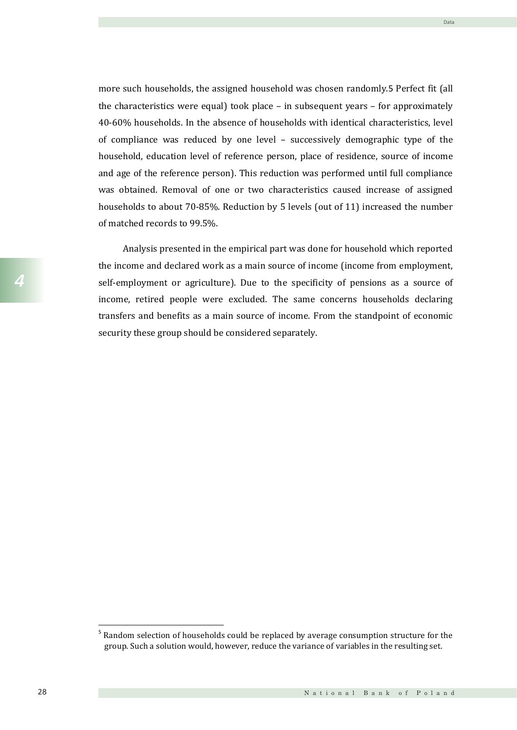more such households, the assigned household was chosen randomly.5 Perfect fit (all the characteristics were equal) took place – in subsequent years – for approximately 40-60% households. In the absence of households with identical characteristics, level of compliance was reduced by one level – successively demographic type of the household, education level of reference person, place of residence, source of income and age of the reference person). This reduction was performed until full compliance was obtained. Removal of one or two characteristics caused increase of assigned households to about 70-85%. Reduction by 5 levels (out of 11) increased the number of matched records to 99.5%.

Analysis presented in the empirical part was done for household which reported the income and declared work as a main source of income (income from employment, self-employment or agriculture). Due to the specificity of pensions as a source of income, retired people were excluded. The same concerns households declaring transfers and benefits as a main source of income. From the standpoint of economic security these group should be considered separately.

---

[5] Random selection of households could be replaced by average consumption structure for the group. Such a solution would, however, reduce the variance of variables in the resulting set.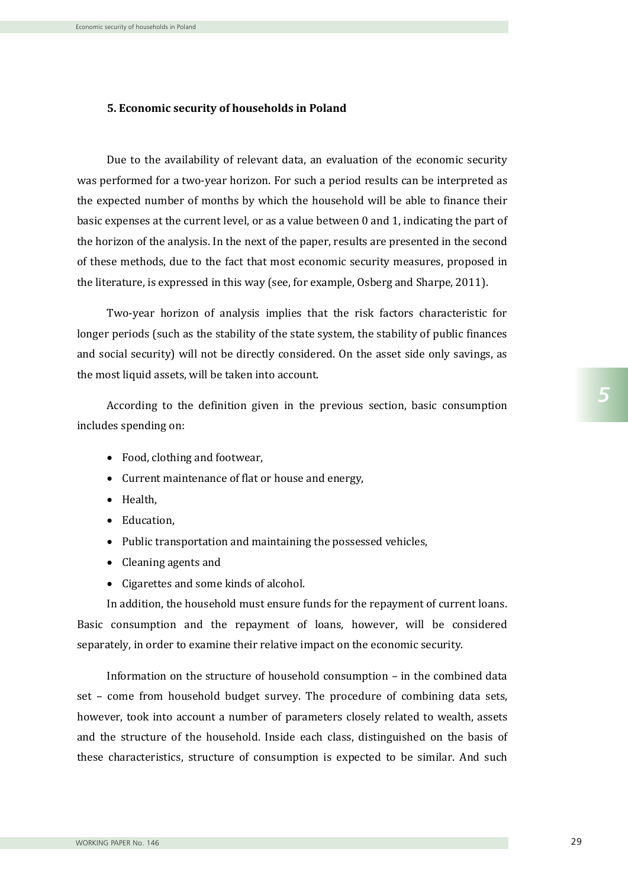## 5. Economic security of households in Poland

Due to the availability of relevant data, an evaluation of the economic security was performed for a two-year horizon. For such a period results can be interpreted as the expected number of months by which the household will be able to finance their basic expenses at the current level, or as a value between 0 and 1, indicating the part of the horizon of the analysis. In the next of the paper, results are presented in the second of these methods, due to the fact that most economic security measures, proposed in the literature, is expressed in this way (see, for example, Osberg and Sharpe, 2011).

Two-year horizon of analysis implies that the risk factors characteristic for longer periods (such as the stability of the state system, the stability of public finances and social security) will not be directly considered. On the asset side only savings, as the most liquid assets, will be taken into account.

According to the definition given in the previous section, basic consumption includes spending on:

- Food, clothing and footwear,
- Current maintenance of flat or house and energy,
- Health,
- Education,
- Public transportation and maintaining the possessed vehicles,
- Cleaning agents and
- Cigarettes and some kinds of alcohol.

In addition, the household must ensure funds for the repayment of current loans. Basic consumption and the repayment of loans, however, will be considered separately, in order to examine their relative impact on the economic security.

Information on the structure of household consumption – in the combined data set – come from household budget survey. The procedure of combining data sets, however, took into account a number of parameters closely related to wealth, assets and the structure of the household. Inside each class, distinguished on the basis of these characteristics, structure of consumption is expected to be similar. And such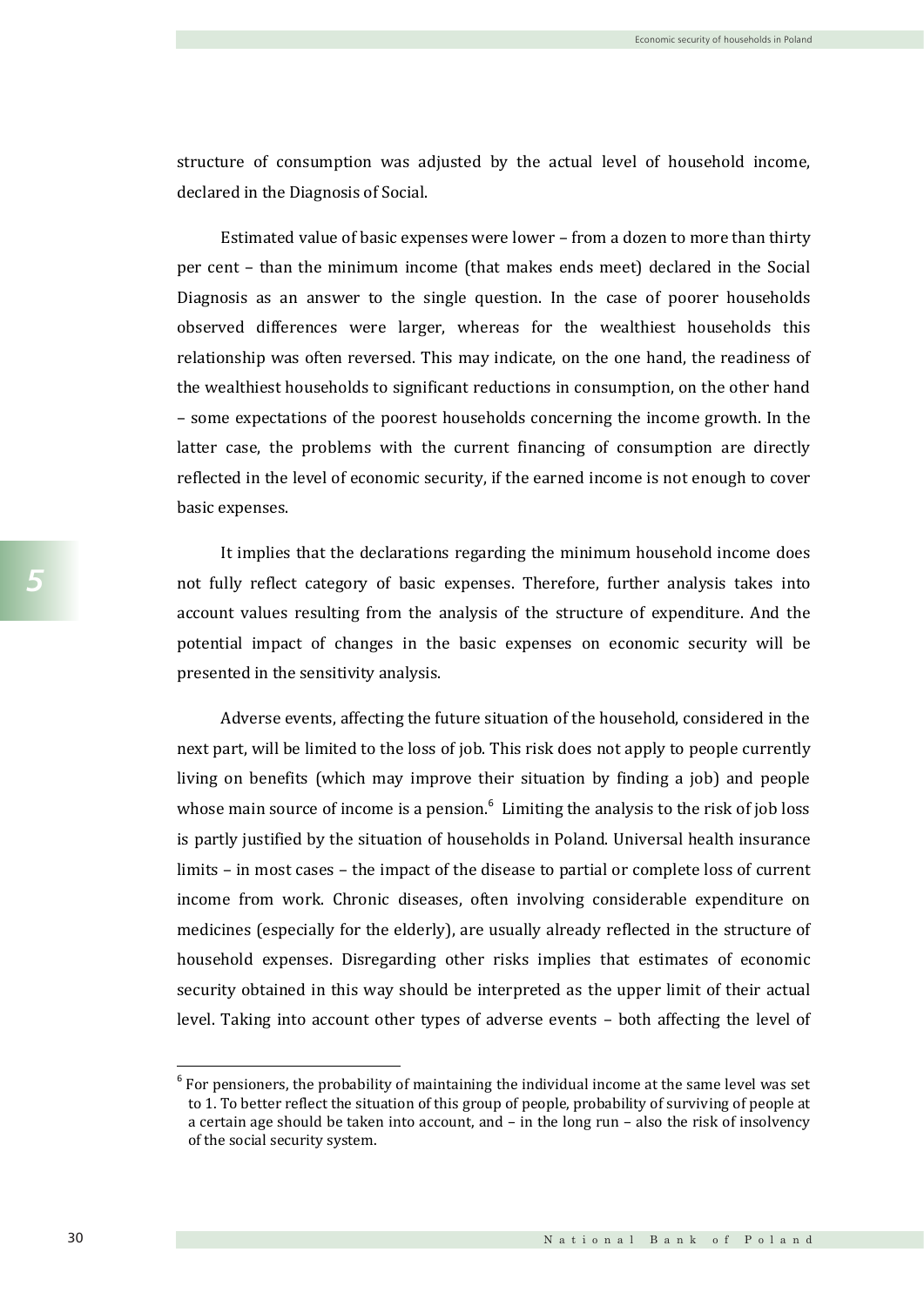structure of consumption was adjusted by the actual level of household income, declared in the Diagnosis of Social.

Estimated value of basic expenses were lower – from a dozen to more than thirty per cent – than the minimum income (that makes ends meet) declared in the Social Diagnosis as an answer to the single question. In the case of poorer households observed differences were larger, whereas for the wealthiest households this relationship was often reversed. This may indicate, on the one hand, the readiness of the wealthiest households to significant reductions in consumption, on the other hand – some expectations of the poorest households concerning the income growth. In the latter case, the problems with the current financing of consumption are directly reflected in the level of economic security, if the earned income is not enough to cover basic expenses.

It implies that the declarations regarding the minimum household income does not fully reflect category of basic expenses. Therefore, further analysis takes into account values resulting from the analysis of the structure of expenditure. And the potential impact of changes in the basic expenses on economic security will be presented in the sensitivity analysis.

Adverse events, affecting the future situation of the household, considered in the next part, will be limited to the loss of job. This risk does not apply to people currently living on benefits (which may improve their situation by finding a job) and people whose main source of income is a pension.[6] Limiting the analysis to the risk of job loss is partly justified by the situation of households in Poland. Universal health insurance limits – in most cases – the impact of the disease to partial or complete loss of current income from work. Chronic diseases, often involving considerable expenditure on medicines (especially for the elderly), are usually already reflected in the structure of household expenses. Disregarding other risks implies that estimates of economic security obtained in this way should be interpreted as the upper limit of their actual level. Taking into account other types of adverse events – both affecting the level of

[6] For pensioners, the probability of maintaining the individual income at the same level was set to 1. To better reflect the situation of this group of people, probability of surviving of people at a certain age should be taken into account, and – in the long run – also the risk of insolvency of the social security system.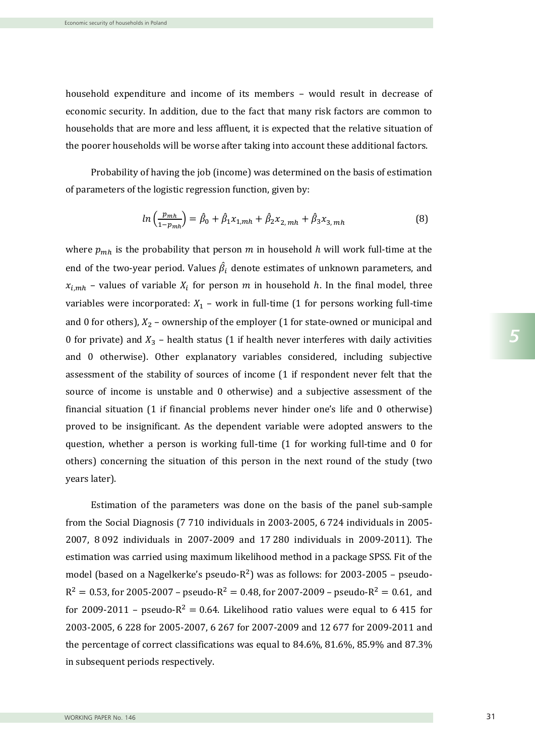household expenditure and income of its members – would result in decrease of economic security. In addition, due to the fact that many risk factors are common to households that are more and less affluent, it is expected that the relative situation of the poorer households will be worse after taking into account these additional factors.

Probability of having the job (income) was determined on the basis of estimation of parameters of the logistic regression function, given by:

$$ln\left(\frac{p_{mh}}{1-p_{mh}}\right) = \hat{\beta}_0 + \hat{\beta}_1 x_{1,mh} + \hat{\beta}_2 x_{2,\,mh} + \hat{\beta}_3 x_{3,\,mh} \tag{8}$$

where $p_{mh}$ is the probability that person $m$ in household $h$ will work full-time at the end of the two-year period. Values $\hat{\beta}_i$ denote estimates of unknown parameters, and $x_{i,mh}$ – values of variable $X_i$ for person $m$ in household $h$. In the final model, three variables were incorporated: $X_1$ – work in full-time (1 for persons working full-time and 0 for others), $X_2$ – ownership of the employer (1 for state-owned or municipal and 0 for private) and $X_3$ – health status (1 if health never interferes with daily activities and 0 otherwise). Other explanatory variables considered, including subjective assessment of the stability of sources of income (1 if respondent never felt that the source of income is unstable and 0 otherwise) and a subjective assessment of the financial situation (1 if financial problems never hinder one's life and 0 otherwise) proved to be insignificant. As the dependent variable were adopted answers to the question, whether a person is working full-time (1 for working full-time and 0 for others) concerning the situation of this person in the next round of the study (two years later).

Estimation of the parameters was done on the basis of the panel sub-sample from the Social Diagnosis (7 710 individuals in 2003-2005, 6 724 individuals in 2005-2007, 8 092 individuals in 2007-2009 and 17 280 individuals in 2009-2011). The estimation was carried using maximum likelihood method in a package SPSS. Fit of the model (based on a Nagelkerke's pseudo-$R^2$) was as follows: for 2003-2005 – pseudo-$R^2 = 0.53$, for 2005-2007 – pseudo-$R^2 = 0.48$, for 2007-2009 – pseudo-$R^2 = 0.61$, and for 2009-2011 – pseudo-$R^2 = 0.64$. Likelihood ratio values were equal to 6 415 for 2003-2005, 6 228 for 2005-2007, 6 267 for 2007-2009 and 12 677 for 2009-2011 and the percentage of correct classifications was equal to 84.6%, 81.6%, 85.9% and 87.3% in subsequent periods respectively.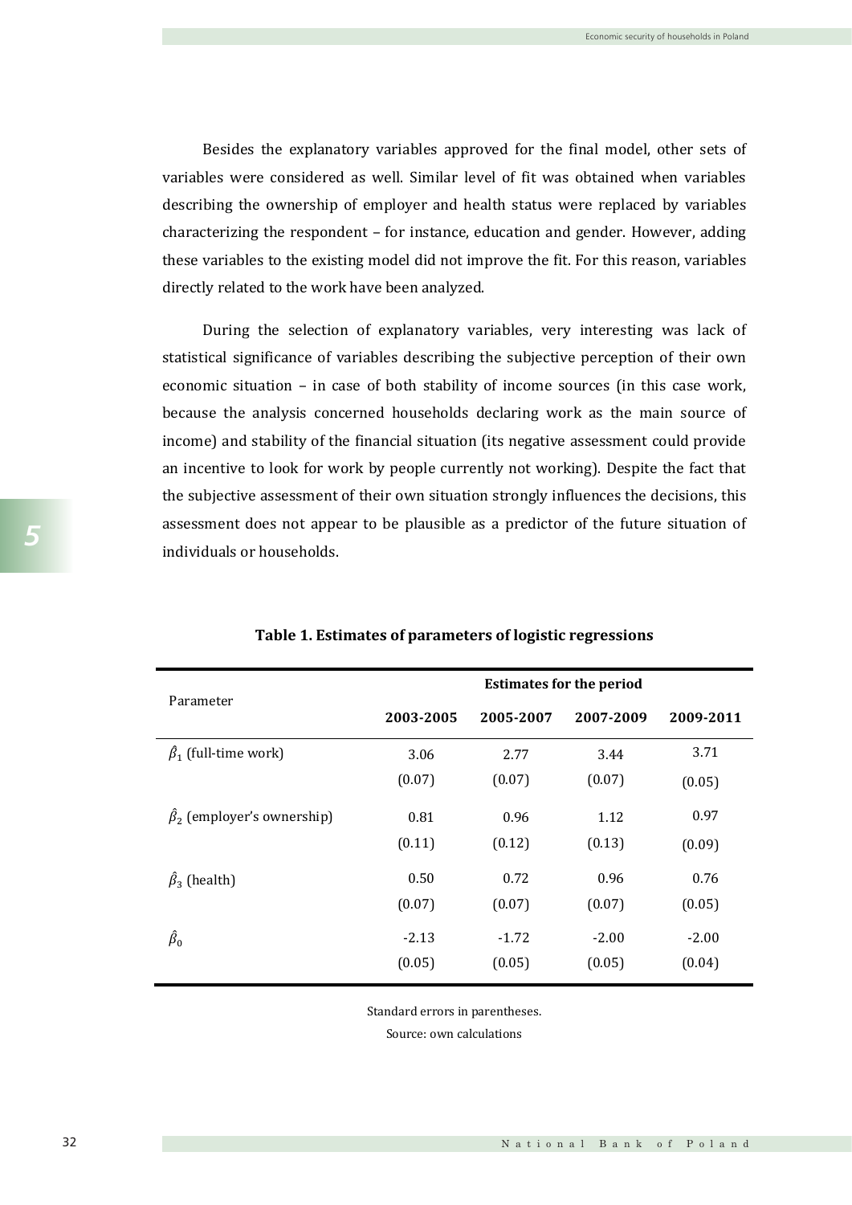Besides the explanatory variables approved for the final model, other sets of variables were considered as well. Similar level of fit was obtained when variables describing the ownership of employer and health status were replaced by variables characterizing the respondent – for instance, education and gender. However, adding these variables to the existing model did not improve the fit. For this reason, variables directly related to the work have been analyzed.

During the selection of explanatory variables, very interesting was lack of statistical significance of variables describing the subjective perception of their own economic situation – in case of both stability of income sources (in this case work, because the analysis concerned households declaring work as the main source of income) and stability of the financial situation (its negative assessment could provide an incentive to look for work by people currently not working). Despite the fact that the subjective assessment of their own situation strongly influences the decisions, this assessment does not appear to be plausible as a predictor of the future situation of individuals or households.

**Table 1. Estimates of parameters of logistic regressions**

| Parameter | Estimates for the period | | | |
|---|---|---|---|---|
| | **2003-2005** | **2005-2007** | **2007-2009** | **2009-2011** |
| $\hat{\beta}_1$ (full-time work) | 3.06 | 2.77 | 3.44 | 3.71 |
| | (0.07) | (0.07) | (0.07) | (0.05) |
| $\hat{\beta}_2$ (employer's ownership) | 0.81 | 0.96 | 1.12 | 0.97 |
| | (0.11) | (0.12) | (0.13) | (0.09) |
| $\hat{\beta}_3$ (health) | 0.50 | 0.72 | 0.96 | 0.76 |
| | (0.07) | (0.07) | (0.07) | (0.05) |
| $\hat{\beta}_0$ | -2.13 | -1.72 | -2.00 | -2.00 |
| | (0.05) | (0.05) | (0.05) | (0.04) |

Standard errors in parentheses.

Source: own calculations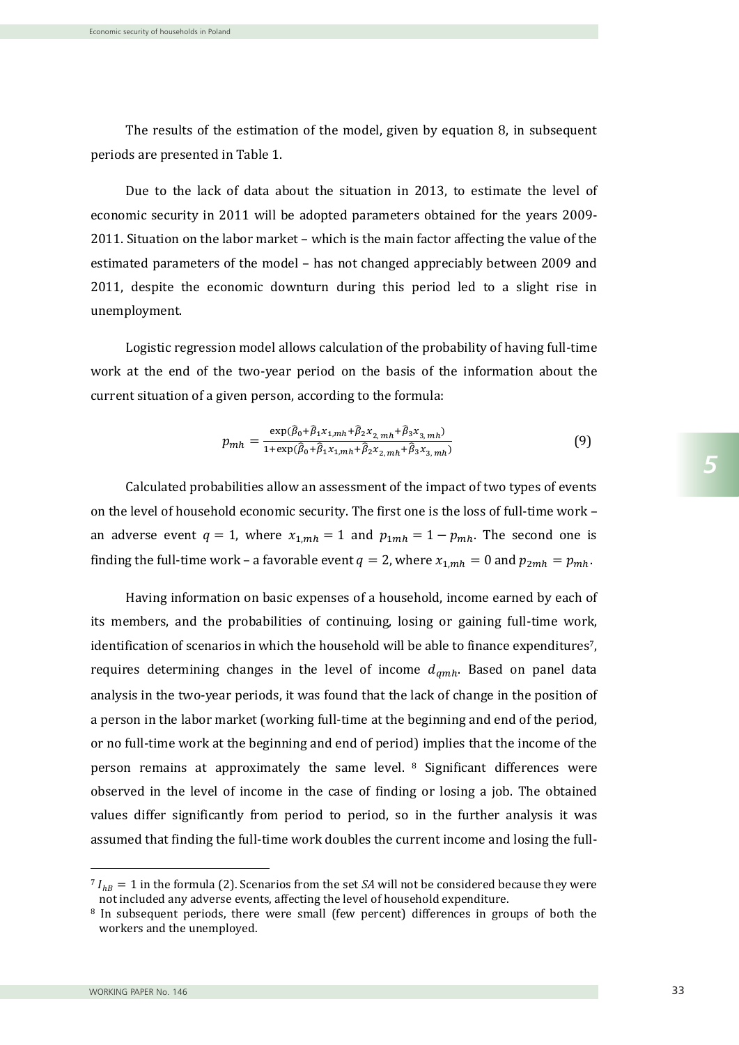The results of the estimation of the model, given by equation 8, in subsequent periods are presented in Table 1.

Due to the lack of data about the situation in 2013, to estimate the level of economic security in 2011 will be adopted parameters obtained for the years 2009-2011. Situation on the labor market – which is the main factor affecting the value of the estimated parameters of the model – has not changed appreciably between 2009 and 2011, despite the economic downturn during this period led to a slight rise in unemployment.

Logistic regression model allows calculation of the probability of having full-time work at the end of the two-year period on the basis of the information about the current situation of a given person, according to the formula:

$$p_{mh} = \frac{\exp(\hat{\beta}_0+\hat{\beta}_1 x_{1,mh}+\hat{\beta}_2 x_{2,\,mh}+\hat{\beta}_3 x_{3,\,mh})}{1+\exp(\hat{\beta}_0+\hat{\beta}_1 x_{1,mh}+\hat{\beta}_2 x_{2,\,mh}+\hat{\beta}_3 x_{3,\,mh})} \tag{9}$$

Calculated probabilities allow an assessment of the impact of two types of events on the level of household economic security. The first one is the loss of full-time work – an adverse event $q = 1$, where $x_{1,mh} = 1$ and $p_{1mh} = 1 - p_{mh}$. The second one is finding the full-time work – a favorable event $q = 2$, where $x_{1,mh} = 0$ and $p_{2mh} = p_{mh}$.

Having information on basic expenses of a household, income earned by each of its members, and the probabilities of continuing, losing or gaining full-time work, identification of scenarios in which the household will be able to finance expenditures[7], requires determining changes in the level of income $d_{qmh}$. Based on panel data analysis in the two-year periods, it was found that the lack of change in the position of a person in the labor market (working full-time at the beginning and end of the period, or no full-time work at the beginning and end of period) implies that the income of the person remains at approximately the same level. [8] Significant differences were observed in the level of income in the case of finding or losing a job. The obtained values differ significantly from period to period, so in the further analysis it was assumed that finding the full-time work doubles the current income and losing the full-

---

[7] $I_{hB} = 1$ in the formula (2). Scenarios from the set *SA* will not be considered because they were not included any adverse events, affecting the level of household expenditure.

[8] In subsequent periods, there were small (few percent) differences in groups of both the workers and the unemployed.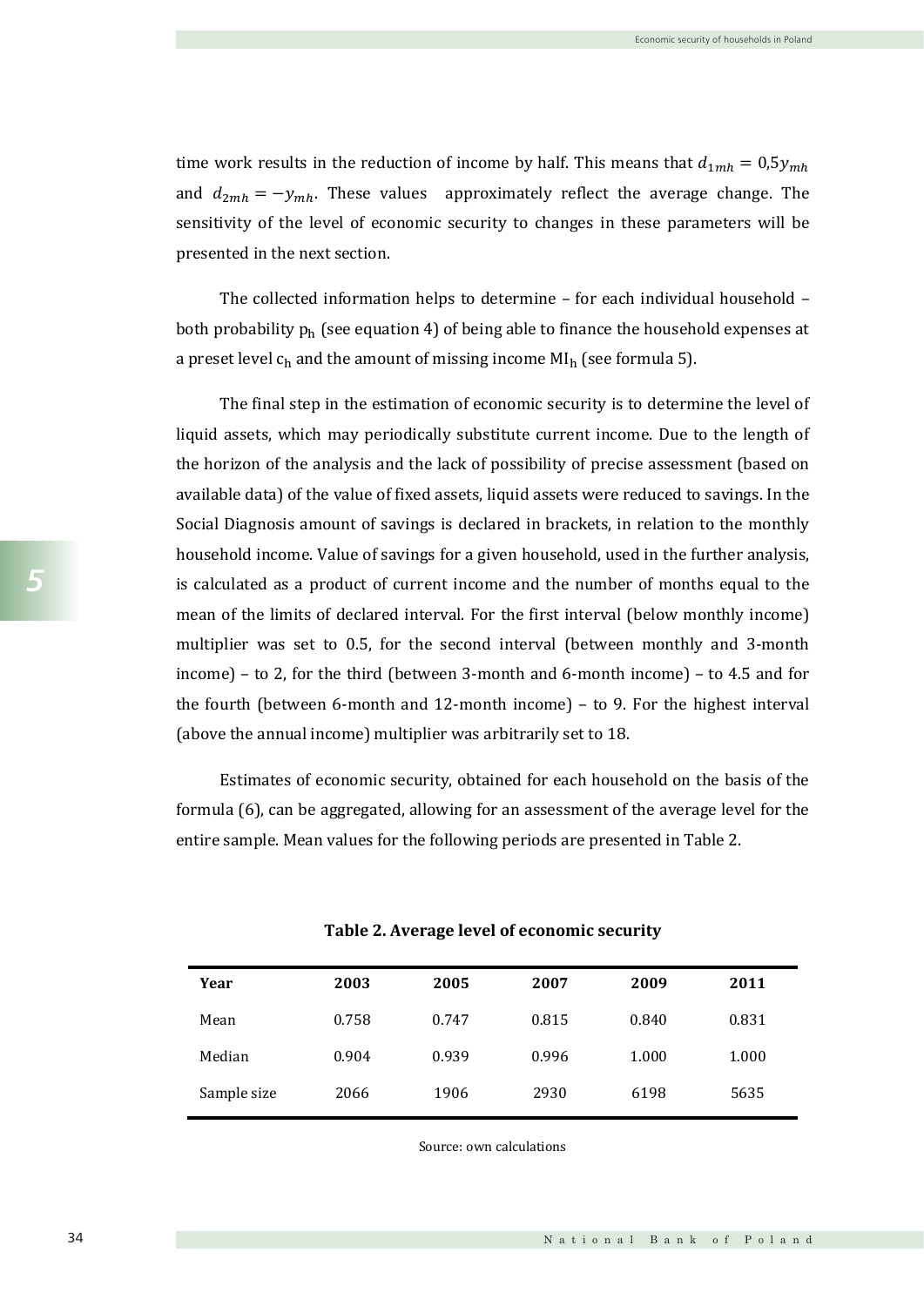time work results in the reduction of income by half. This means that $d_{1mh} = 0{,}5y_{mh}$ and $d_{2mh} = -y_{mh}$. These values approximately reflect the average change. The sensitivity of the level of economic security to changes in these parameters will be presented in the next section.

The collected information helps to determine – for each individual household – both probability $p_h$ (see equation 4) of being able to finance the household expenses at a preset level $c_h$ and the amount of missing income $MI_h$ (see formula 5).

The final step in the estimation of economic security is to determine the level of liquid assets, which may periodically substitute current income. Due to the length of the horizon of the analysis and the lack of possibility of precise assessment (based on available data) of the value of fixed assets, liquid assets were reduced to savings. In the Social Diagnosis amount of savings is declared in brackets, in relation to the monthly household income. Value of savings for a given household, used in the further analysis, is calculated as a product of current income and the number of months equal to the mean of the limits of declared interval. For the first interval (below monthly income) multiplier was set to 0.5, for the second interval (between monthly and 3-month income) – to 2, for the third (between 3-month and 6-month income) – to 4.5 and for the fourth (between 6-month and 12-month income) – to 9. For the highest interval (above the annual income) multiplier was arbitrarily set to 18.

Estimates of economic security, obtained for each household on the basis of the formula (6), can be aggregated, allowing for an assessment of the average level for the entire sample. Mean values for the following periods are presented in Table 2.

**Table 2. Average level of economic security**

| Year | 2003 | 2005 | 2007 | 2009 | 2011 |
|---|---|---|---|---|---|
| Mean | 0.758 | 0.747 | 0.815 | 0.840 | 0.831 |
| Median | 0.904 | 0.939 | 0.996 | 1.000 | 1.000 |
| Sample size | 2066 | 1906 | 2930 | 6198 | 5635 |

Source: own calculations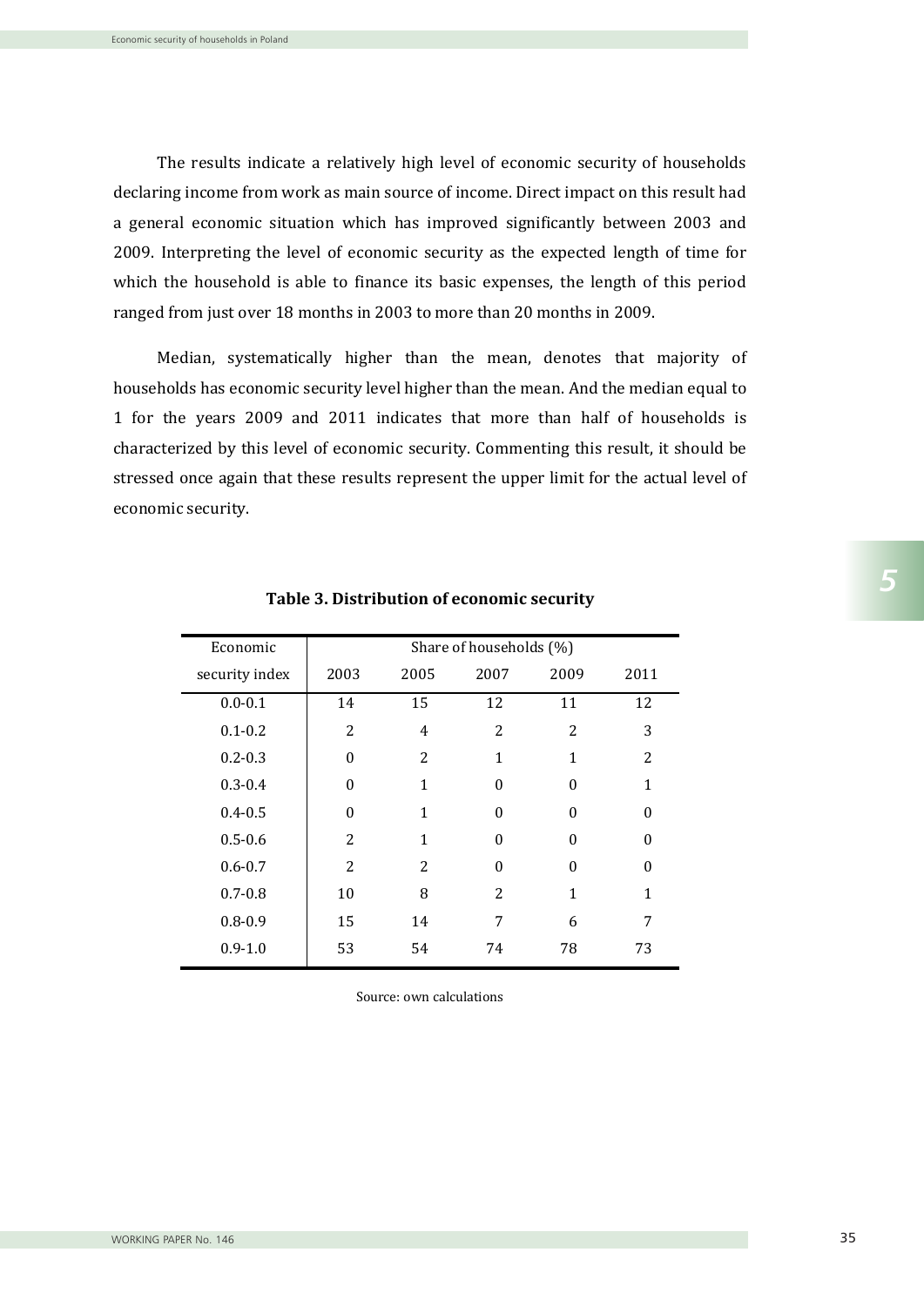The results indicate a relatively high level of economic security of households declaring income from work as main source of income. Direct impact on this result had a general economic situation which has improved significantly between 2003 and 2009. Interpreting the level of economic security as the expected length of time for which the household is able to finance its basic expenses, the length of this period ranged from just over 18 months in 2003 to more than 20 months in 2009.

Median, systematically higher than the mean, denotes that majority of households has economic security level higher than the mean. And the median equal to 1 for the years 2009 and 2011 indicates that more than half of households is characterized by this level of economic security. Commenting this result, it should be stressed once again that these results represent the upper limit for the actual level of economic security.

**Table 3. Distribution of economic security**

| Economic security index | Share of households (%) | | | | |
|---|---|---|---|---|---|
| | 2003 | 2005 | 2007 | 2009 | 2011 |
| 0.0-0.1 | 14 | 15 | 12 | 11 | 12 |
| 0.1-0.2 | 2 | 4 | 2 | 2 | 3 |
| 0.2-0.3 | 0 | 2 | 1 | 1 | 2 |
| 0.3-0.4 | 0 | 1 | 0 | 0 | 1 |
| 0.4-0.5 | 0 | 1 | 0 | 0 | 0 |
| 0.5-0.6 | 2 | 1 | 0 | 0 | 0 |
| 0.6-0.7 | 2 | 2 | 0 | 0 | 0 |
| 0.7-0.8 | 10 | 8 | 2 | 1 | 1 |
| 0.8-0.9 | 15 | 14 | 7 | 6 | 7 |
| 0.9-1.0 | 53 | 54 | 74 | 78 | 73 |

Source: own calculations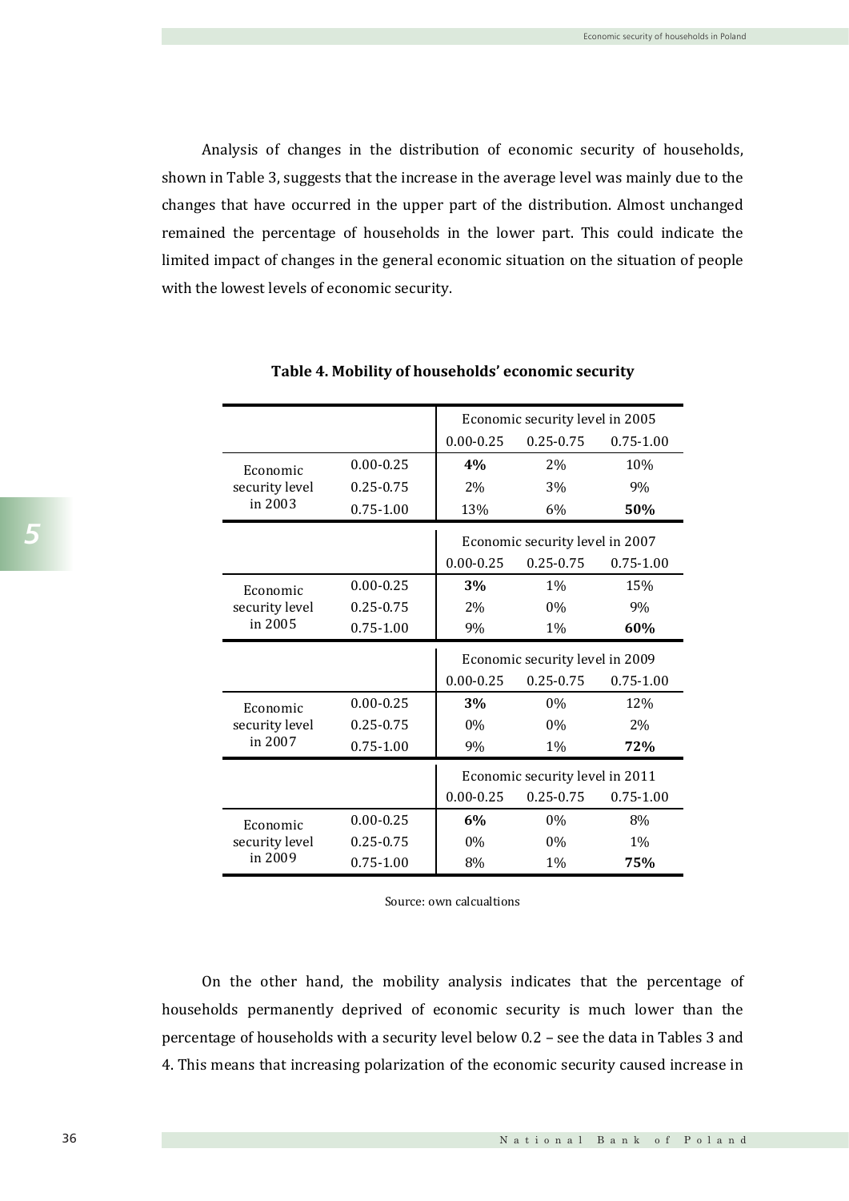Analysis of changes in the distribution of economic security of households, shown in Table 3, suggests that the increase in the average level was mainly due to the changes that have occurred in the upper part of the distribution. Almost unchanged remained the percentage of households in the lower part. This could indicate the limited impact of changes in the general economic situation on the situation of people with the lowest levels of economic security.

**Table 4. Mobility of households' economic security**

| | | Economic security level in 2005 | | |
|---|---|---|---|---|
| | | 0.00-0.25 | 0.25-0.75 | 0.75-1.00 |
| Economic security level in 2003 | 0.00-0.25 | **4%** | 2% | 10% |
| | 0.25-0.75 | 2% | 3% | 9% |
| | 0.75-1.00 | 13% | 6% | **50%** |
| | | **Economic security level in 2007** | | |
| | | 0.00-0.25 | 0.25-0.75 | 0.75-1.00 |
| Economic security level in 2005 | 0.00-0.25 | **3%** | 1% | 15% |
| | 0.25-0.75 | 2% | 0% | 9% |
| | 0.75-1.00 | 9% | 1% | **60%** |
| | | **Economic security level in 2009** | | |
| | | 0.00-0.25 | 0.25-0.75 | 0.75-1.00 |
| Economic security level in 2007 | 0.00-0.25 | **3%** | 0% | 12% |
| | 0.25-0.75 | 0% | 0% | 2% |
| | 0.75-1.00 | 9% | 1% | **72%** |
| | | **Economic security level in 2011** | | |
| | | 0.00-0.25 | 0.25-0.75 | 0.75-1.00 |
| Economic security level in 2009 | 0.00-0.25 | **6%** | 0% | 8% |
| | 0.25-0.75 | 0% | 0% | 1% |
| | 0.75-1.00 | 8% | 1% | **75%** |

Source: own calcualtions

On the other hand, the mobility analysis indicates that the percentage of households permanently deprived of economic security is much lower than the percentage of households with a security level below 0.2 – see the data in Tables 3 and 4. This means that increasing polarization of the economic security caused increase in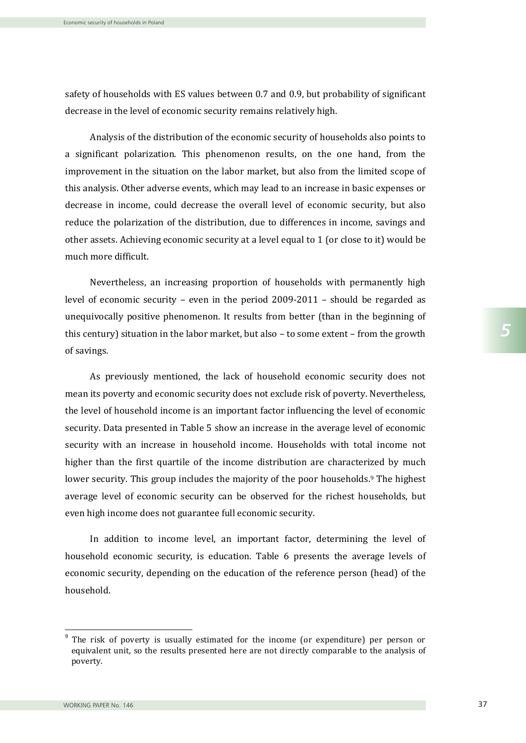safety of households with ES values between 0.7 and 0.9, but probability of significant decrease in the level of economic security remains relatively high.

Analysis of the distribution of the economic security of households also points to a significant polarization. This phenomenon results, on the one hand, from the improvement in the situation on the labor market, but also from the limited scope of this analysis. Other adverse events, which may lead to an increase in basic expenses or decrease in income, could decrease the overall level of economic security, but also reduce the polarization of the distribution, due to differences in income, savings and other assets. Achieving economic security at a level equal to 1 (or close to it) would be much more difficult.

Nevertheless, an increasing proportion of households with permanently high level of economic security – even in the period 2009-2011 – should be regarded as unequivocally positive phenomenon. It results from better (than in the beginning of this century) situation in the labor market, but also – to some extent – from the growth of savings.

As previously mentioned, the lack of household economic security does not mean its poverty and economic security does not exclude risk of poverty. Nevertheless, the level of household income is an important factor influencing the level of economic security. Data presented in Table 5 show an increase in the average level of economic security with an increase in household income. Households with total income not higher than the first quartile of the income distribution are characterized by much lower security. This group includes the majority of the poor households.[9] The highest average level of economic security can be observed for the richest households, but even high income does not guarantee full economic security.

In addition to income level, an important factor, determining the level of household economic security, is education. Table 6 presents the average levels of economic security, depending on the education of the reference person (head) of the household.

[9] The risk of poverty is usually estimated for the income (or expenditure) per person or equivalent unit, so the results presented here are not directly comparable to the analysis of poverty.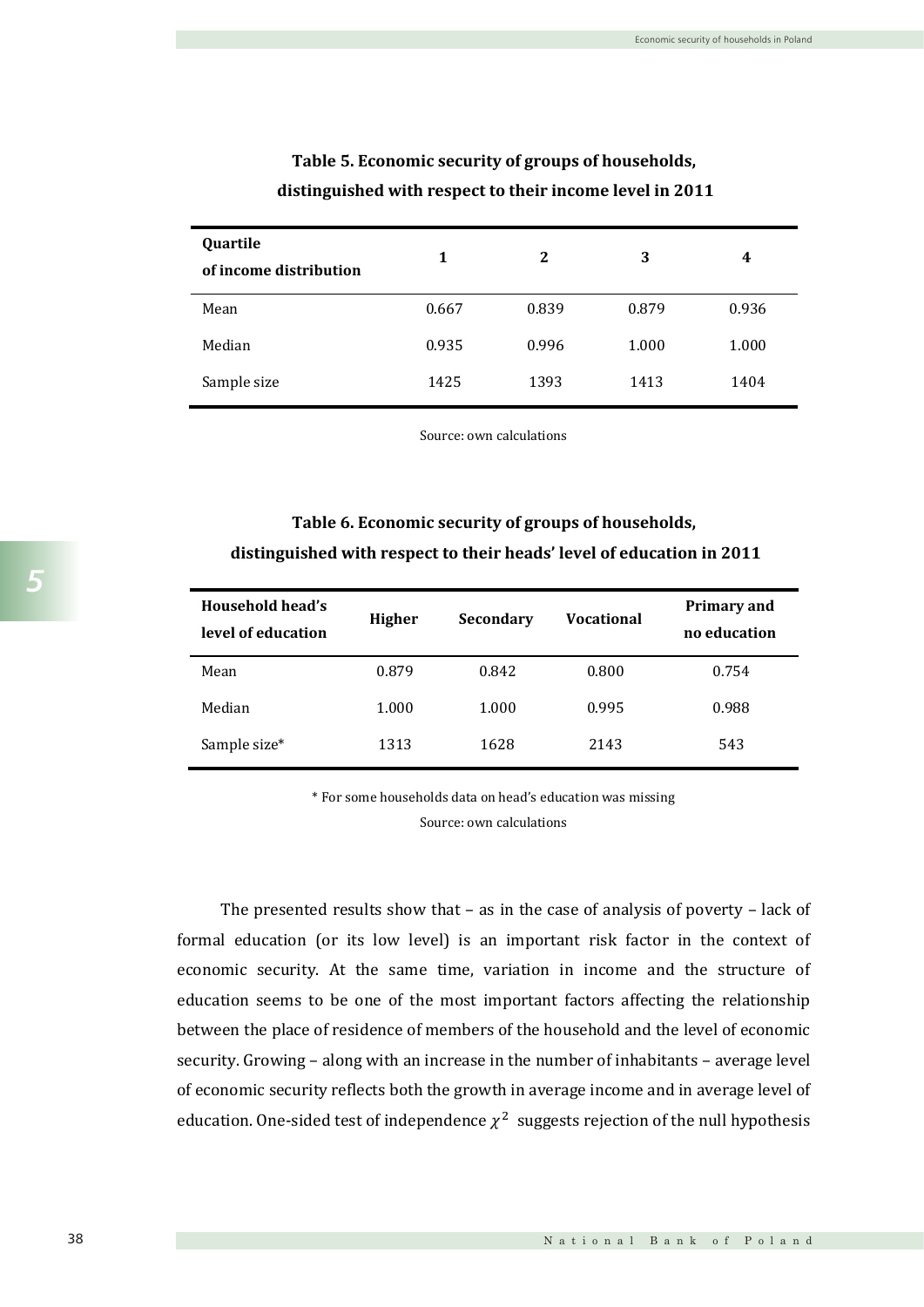**Table 5. Economic security of groups of households, distinguished with respect to their income level in 2011**

| Quartile of income distribution | 1 | 2 | 3 | 4 |
|---|---|---|---|---|
| Mean | 0.667 | 0.839 | 0.879 | 0.936 |
| Median | 0.935 | 0.996 | 1.000 | 1.000 |
| Sample size | 1425 | 1393 | 1413 | 1404 |

Source: own calculations

**Table 6. Economic security of groups of households, distinguished with respect to their heads' level of education in 2011**

| Household head's level of education | Higher | Secondary | Vocational | Primary and no education |
|---|---|---|---|---|
| Mean | 0.879 | 0.842 | 0.800 | 0.754 |
| Median | 1.000 | 1.000 | 0.995 | 0.988 |
| Sample size* | 1313 | 1628 | 2143 | 543 |

* For some households data on head's education was missing

Source: own calculations

The presented results show that – as in the case of analysis of poverty – lack of formal education (or its low level) is an important risk factor in the context of economic security. At the same time, variation in income and the structure of education seems to be one of the most important factors affecting the relationship between the place of residence of members of the household and the level of economic security. Growing – along with an increase in the number of inhabitants – average level of economic security reflects both the growth in average income and in average level of education. One-sided test of independence $\chi^2$ suggests rejection of the null hypothesis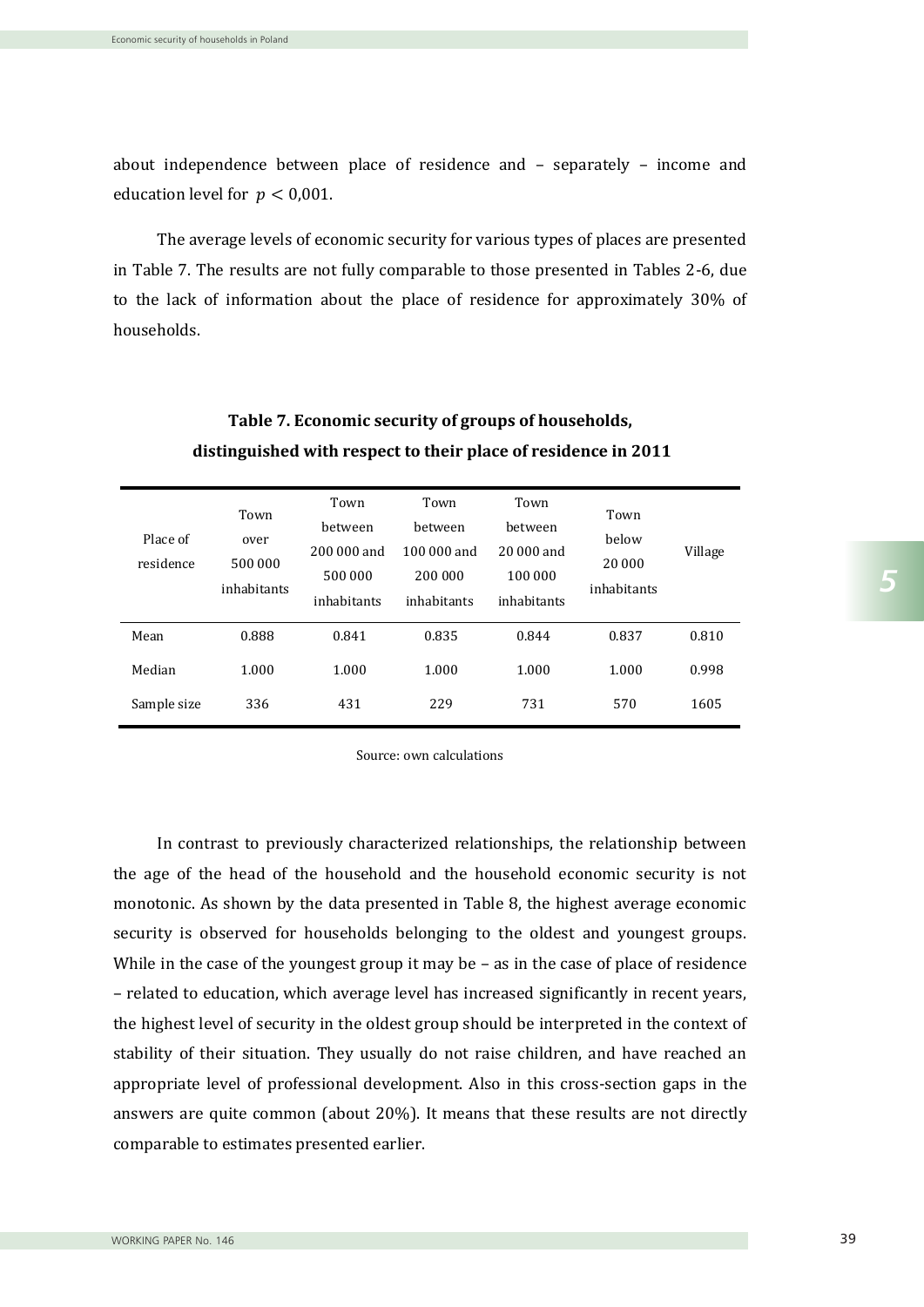about independence between place of residence and – separately – income and education level for $p < 0{,}001$.

The average levels of economic security for various types of places are presented in Table 7. The results are not fully comparable to those presented in Tables 2-6, due to the lack of information about the place of residence for approximately 30% of households.

**Table 7. Economic security of groups of households, distinguished with respect to their place of residence in 2011**

| Place of residence | Town over 500 000 inhabitants | Town between 200 000 and 500 000 inhabitants | Town between 100 000 and 200 000 inhabitants | Town between 20 000 and 100 000 inhabitants | Town below 20 000 inhabitants | Village |
|---|---|---|---|---|---|---|
| Mean | 0.888 | 0.841 | 0.835 | 0.844 | 0.837 | 0.810 |
| Median | 1.000 | 1.000 | 1.000 | 1.000 | 1.000 | 0.998 |
| Sample size | 336 | 431 | 229 | 731 | 570 | 1605 |

Source: own calculations

In contrast to previously characterized relationships, the relationship between the age of the head of the household and the household economic security is not monotonic. As shown by the data presented in Table 8, the highest average economic security is observed for households belonging to the oldest and youngest groups. While in the case of the youngest group it may be – as in the case of place of residence – related to education, which average level has increased significantly in recent years, the highest level of security in the oldest group should be interpreted in the context of stability of their situation. They usually do not raise children, and have reached an appropriate level of professional development. Also in this cross-section gaps in the answers are quite common (about 20%). It means that these results are not directly comparable to estimates presented earlier.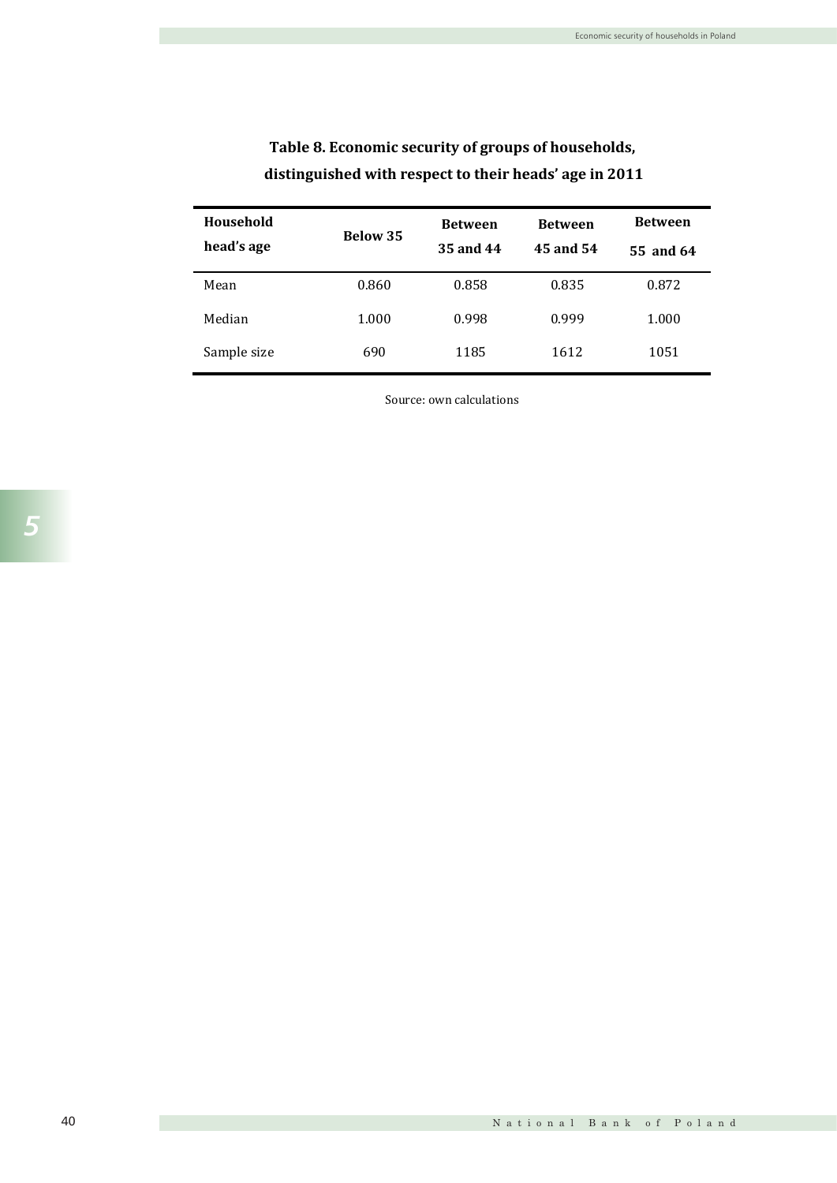**Table 8. Economic security of groups of households, distinguished with respect to their heads' age in 2011**

| Household head's age | Below 35 | Between 35 and 44 | Between 45 and 54 | Between 55 and 64 |
|---|---|---|---|---|
| Mean | 0.860 | 0.858 | 0.835 | 0.872 |
| Median | 1.000 | 0.998 | 0.999 | 1.000 |
| Sample size | 690 | 1185 | 1612 | 1051 |

Source: own calculations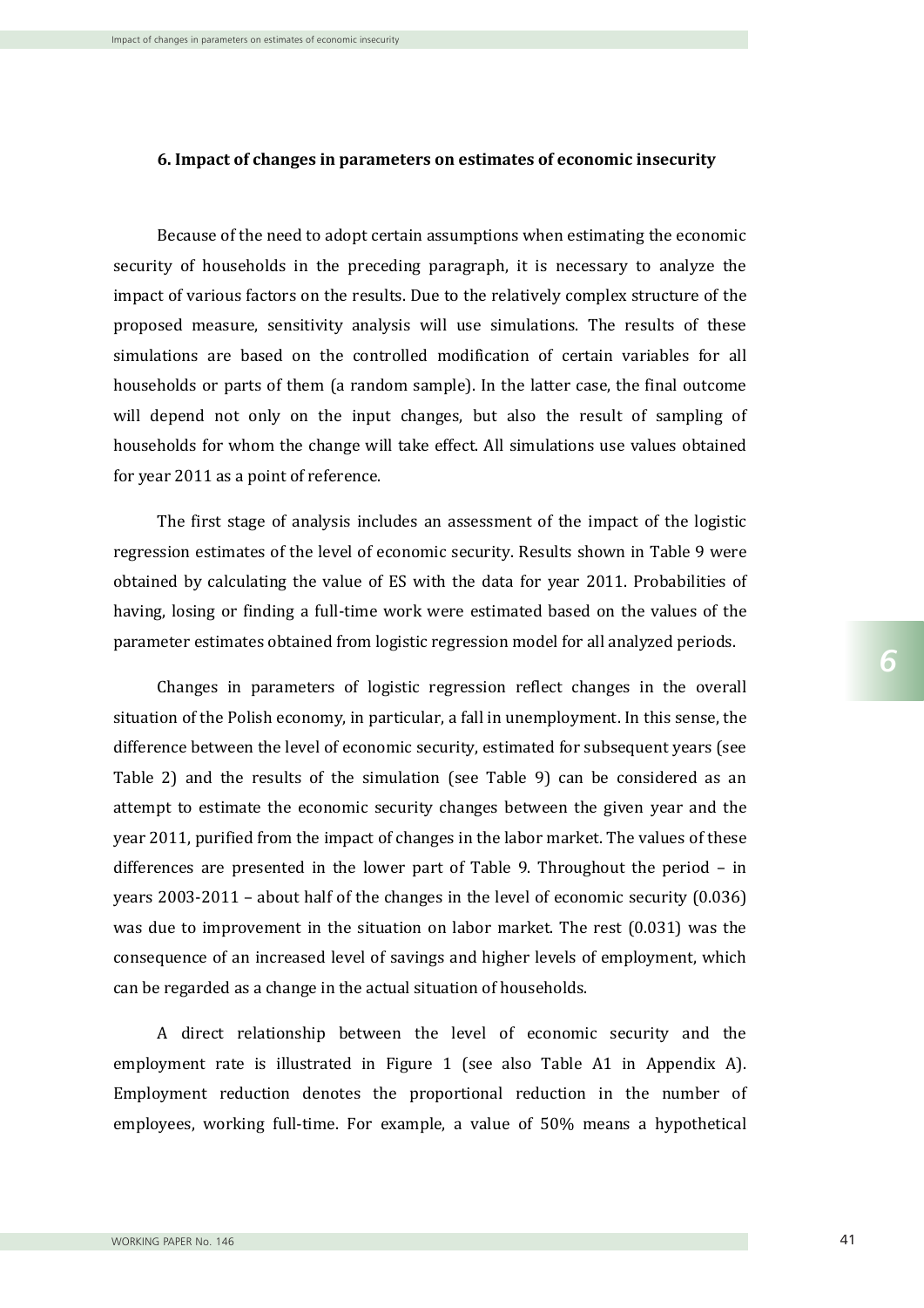## 6. Impact of changes in parameters on estimates of economic insecurity

Because of the need to adopt certain assumptions when estimating the economic security of households in the preceding paragraph, it is necessary to analyze the impact of various factors on the results. Due to the relatively complex structure of the proposed measure, sensitivity analysis will use simulations. The results of these simulations are based on the controlled modification of certain variables for all households or parts of them (a random sample). In the latter case, the final outcome will depend not only on the input changes, but also the result of sampling of households for whom the change will take effect. All simulations use values obtained for year 2011 as a point of reference.

The first stage of analysis includes an assessment of the impact of the logistic regression estimates of the level of economic security. Results shown in Table 9 were obtained by calculating the value of ES with the data for year 2011. Probabilities of having, losing or finding a full-time work were estimated based on the values of the parameter estimates obtained from logistic regression model for all analyzed periods.

Changes in parameters of logistic regression reflect changes in the overall situation of the Polish economy, in particular, a fall in unemployment. In this sense, the difference between the level of economic security, estimated for subsequent years (see Table 2) and the results of the simulation (see Table 9) can be considered as an attempt to estimate the economic security changes between the given year and the year 2011, purified from the impact of changes in the labor market. The values of these differences are presented in the lower part of Table 9. Throughout the period – in years 2003-2011 – about half of the changes in the level of economic security (0.036) was due to improvement in the situation on labor market. The rest (0.031) was the consequence of an increased level of savings and higher levels of employment, which can be regarded as a change in the actual situation of households.

A direct relationship between the level of economic security and the employment rate is illustrated in Figure 1 (see also Table A1 in Appendix A). Employment reduction denotes the proportional reduction in the number of employees, working full-time. For example, a value of 50% means a hypothetical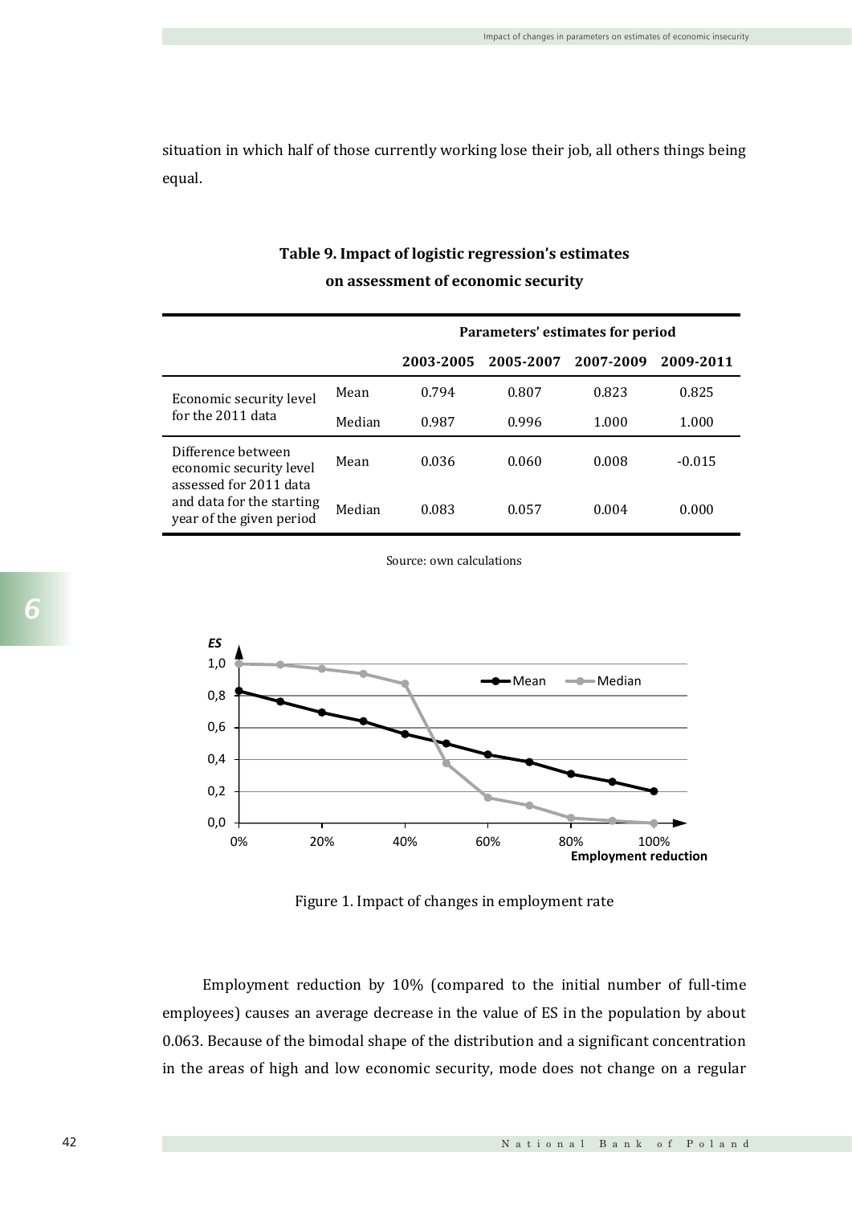situation in which half of those currently working lose their job, all others things being equal.

**Table 9. Impact of logistic regression's estimates on assessment of economic security**

| | | Parameters' estimates for period | | | |
|---|---|---|---|---|---|
| | | 2003-2005 | 2005-2007 | 2007-2009 | 2009-2011 |
| Economic security level for the 2011 data | Mean | 0.794 | 0.807 | 0.823 | 0.825 |
| | Median | 0.987 | 0.996 | 1.000 | 1.000 |
| Difference between economic security level assessed for 2011 data and data for the starting year of the given period | Mean | 0.036 | 0.060 | 0.008 | -0.015 |
| | Median | 0.083 | 0.057 | 0.004 | 0.000 |

Source: own calculations

Figure 1. Impact of changes in employment rate

Employment reduction by 10% (compared to the initial number of full-time employees) causes an average decrease in the value of ES in the population by about 0.063. Because of the bimodal shape of the distribution and a significant concentration in the areas of high and low economic security, mode does not change on a regular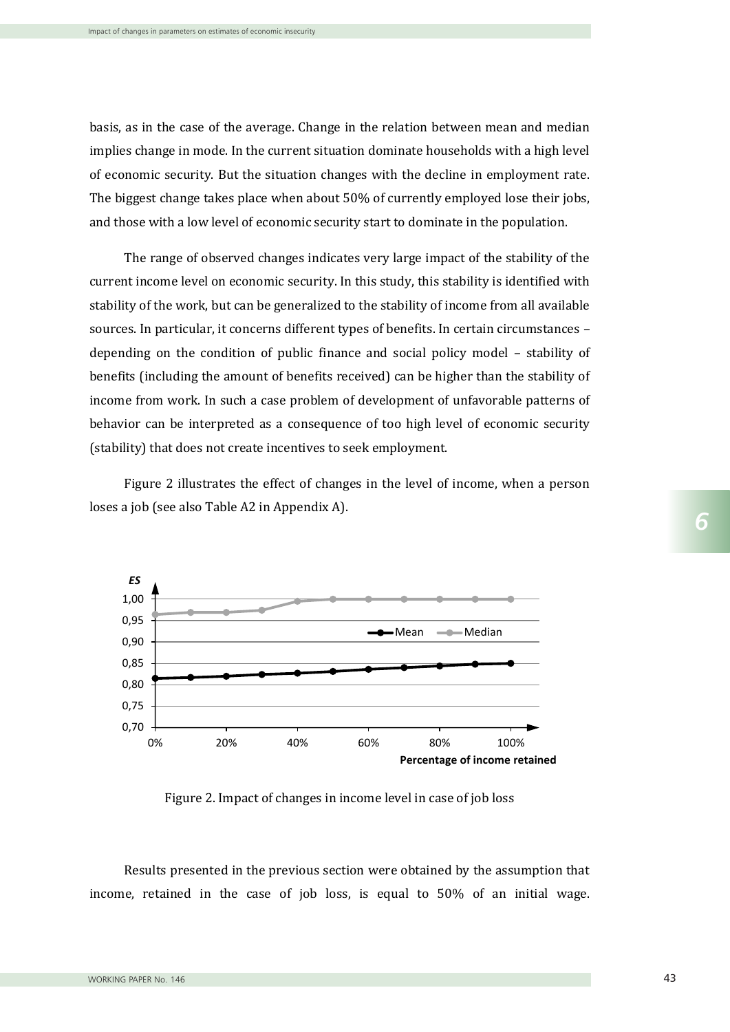basis, as in the case of the average. Change in the relation between mean and median implies change in mode. In the current situation dominate households with a high level of economic security. But the situation changes with the decline in employment rate. The biggest change takes place when about 50% of currently employed lose their jobs, and those with a low level of economic security start to dominate in the population.

The range of observed changes indicates very large impact of the stability of the current income level on economic security. In this study, this stability is identified with stability of the work, but can be generalized to the stability of income from all available sources. In particular, it concerns different types of benefits. In certain circumstances – depending on the condition of public finance and social policy model – stability of benefits (including the amount of benefits received) can be higher than the stability of income from work. In such a case problem of development of unfavorable patterns of behavior can be interpreted as a consequence of too high level of economic security (stability) that does not create incentives to seek employment.

Figure 2 illustrates the effect of changes in the level of income, when a person loses a job (see also Table A2 in Appendix A).

Figure 2. Impact of changes in income level in case of job loss

Results presented in the previous section were obtained by the assumption that income, retained in the case of job loss, is equal to 50% of an initial wage.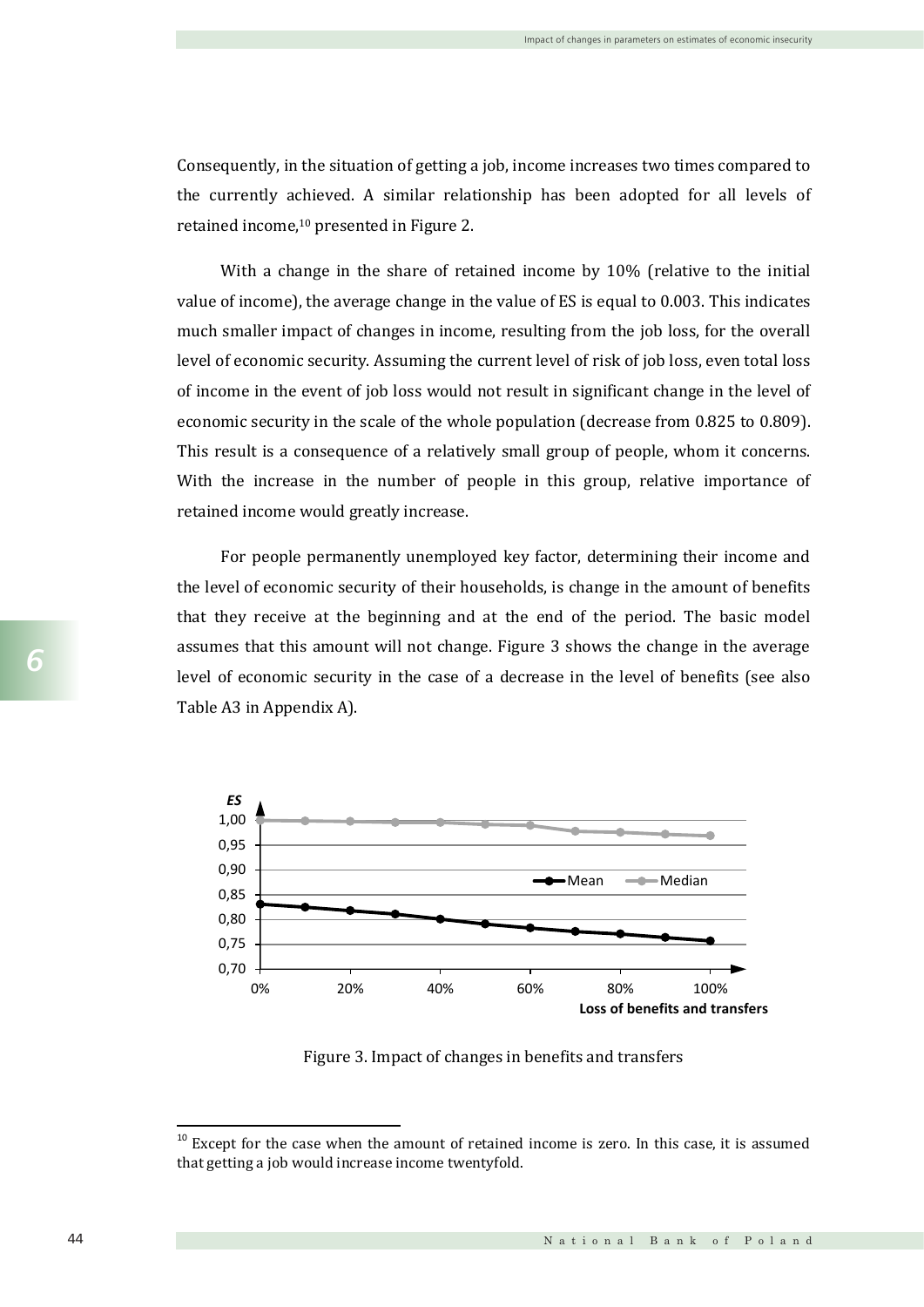Consequently, in the situation of getting a job, income increases two times compared to the currently achieved. A similar relationship has been adopted for all levels of retained income,[10] presented in Figure 2.

With a change in the share of retained income by 10% (relative to the initial value of income), the average change in the value of ES is equal to 0.003. This indicates much smaller impact of changes in income, resulting from the job loss, for the overall level of economic security. Assuming the current level of risk of job loss, even total loss of income in the event of job loss would not result in significant change in the level of economic security in the scale of the whole population (decrease from 0.825 to 0.809). This result is a consequence of a relatively small group of people, whom it concerns. With the increase in the number of people in this group, relative importance of retained income would greatly increase.

For people permanently unemployed key factor, determining their income and the level of economic security of their households, is change in the amount of benefits that they receive at the beginning and at the end of the period. The basic model assumes that this amount will not change. Figure 3 shows the change in the average level of economic security in the case of a decrease in the level of benefits (see also Table A3 in Appendix A).

Figure 3. Impact of changes in benefits and transfers

[10] Except for the case when the amount of retained income is zero. In this case, it is assumed that getting a job would increase income twentyfold.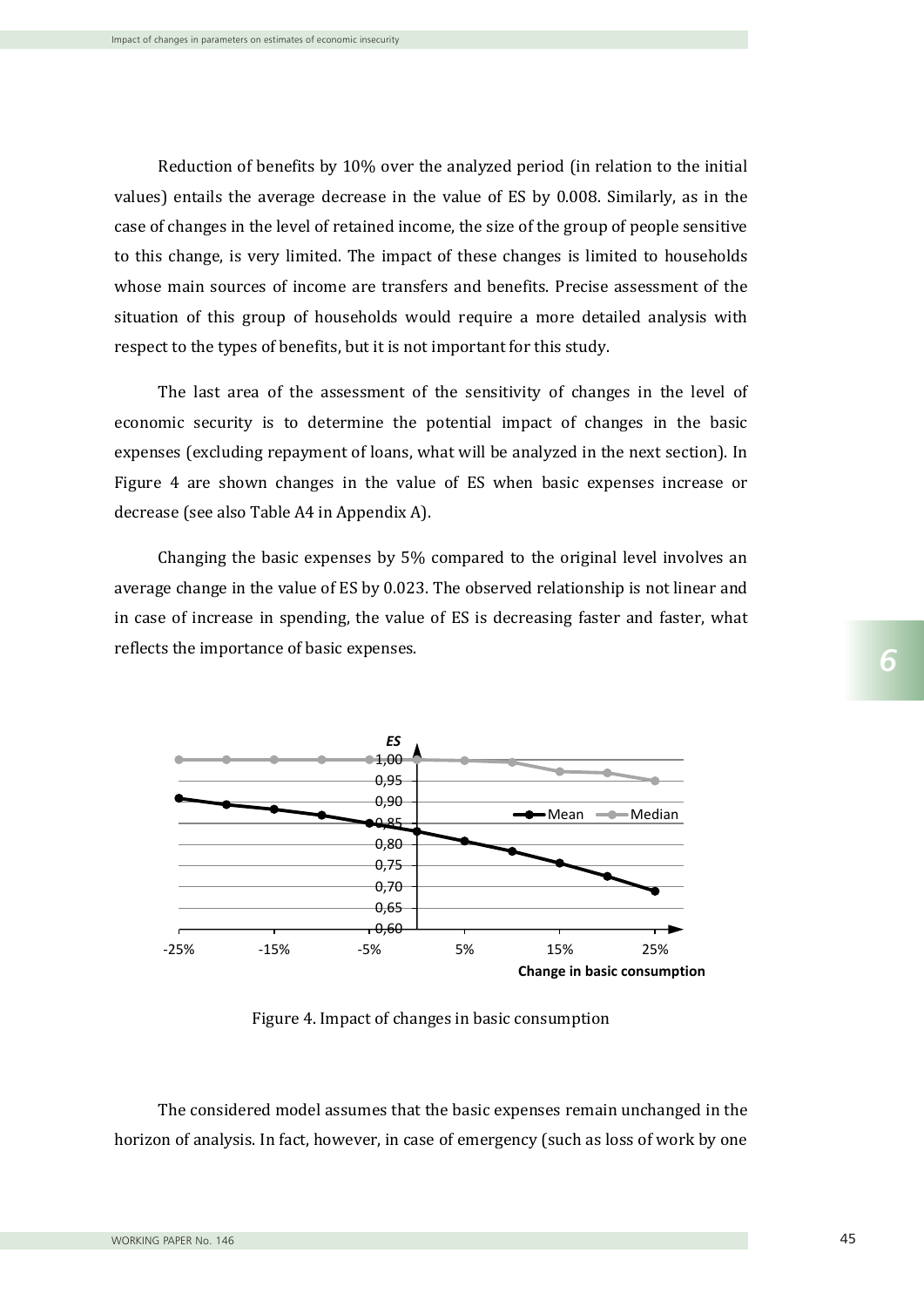Reduction of benefits by 10% over the analyzed period (in relation to the initial values) entails the average decrease in the value of ES by 0.008. Similarly, as in the case of changes in the level of retained income, the size of the group of people sensitive to this change, is very limited. The impact of these changes is limited to households whose main sources of income are transfers and benefits. Precise assessment of the situation of this group of households would require a more detailed analysis with respect to the types of benefits, but it is not important for this study.

The last area of the assessment of the sensitivity of changes in the level of economic security is to determine the potential impact of changes in the basic expenses (excluding repayment of loans, what will be analyzed in the next section). In Figure 4 are shown changes in the value of ES when basic expenses increase or decrease (see also Table A4 in Appendix A).

Changing the basic expenses by 5% compared to the original level involves an average change in the value of ES by 0.023. The observed relationship is not linear and in case of increase in spending, the value of ES is decreasing faster and faster, what reflects the importance of basic expenses.

Figure 4. Impact of changes in basic consumption

The considered model assumes that the basic expenses remain unchanged in the horizon of analysis. In fact, however, in case of emergency (such as loss of work by one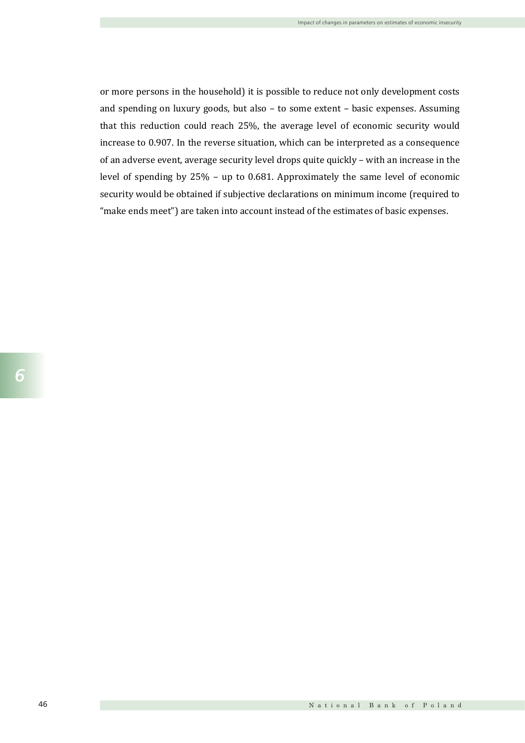or more persons in the household) it is possible to reduce not only development costs and spending on luxury goods, but also – to some extent – basic expenses. Assuming that this reduction could reach 25%, the average level of economic security would increase to 0.907. In the reverse situation, which can be interpreted as a consequence of an adverse event, average security level drops quite quickly – with an increase in the level of spending by 25% – up to 0.681. Approximately the same level of economic security would be obtained if subjective declarations on minimum income (required to "make ends meet") are taken into account instead of the estimates of basic expenses.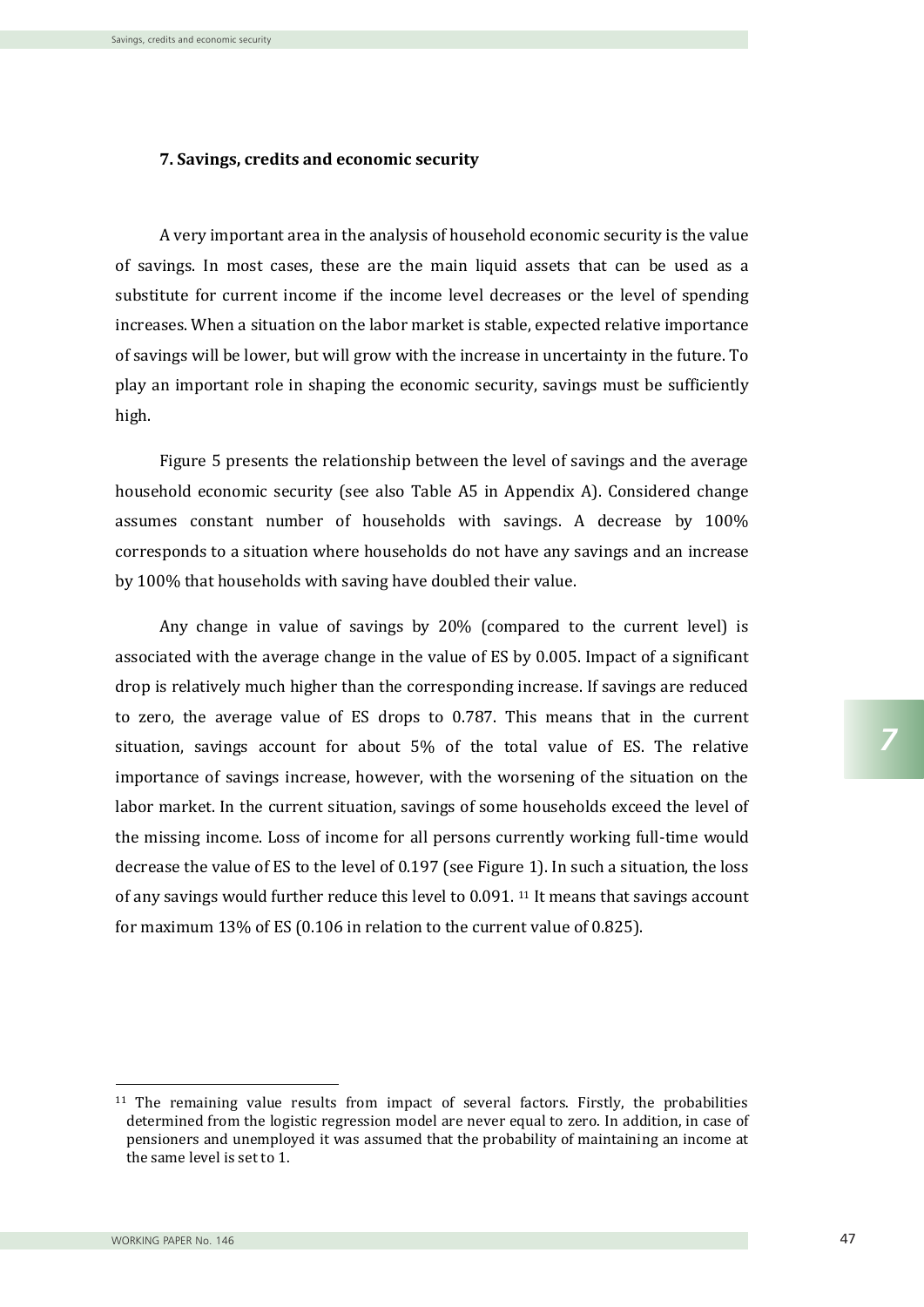## 7. Savings, credits and economic security

A very important area in the analysis of household economic security is the value of savings. In most cases, these are the main liquid assets that can be used as a substitute for current income if the income level decreases or the level of spending increases. When a situation on the labor market is stable, expected relative importance of savings will be lower, but will grow with the increase in uncertainty in the future. To play an important role in shaping the economic security, savings must be sufficiently high.

Figure 5 presents the relationship between the level of savings and the average household economic security (see also Table A5 in Appendix A). Considered change assumes constant number of households with savings. A decrease by 100% corresponds to a situation where households do not have any savings and an increase by 100% that households with saving have doubled their value.

Any change in value of savings by 20% (compared to the current level) is associated with the average change in the value of ES by 0.005. Impact of a significant drop is relatively much higher than the corresponding increase. If savings are reduced to zero, the average value of ES drops to 0.787. This means that in the current situation, savings account for about 5% of the total value of ES. The relative importance of savings increase, however, with the worsening of the situation on the labor market. In the current situation, savings of some households exceed the level of the missing income. Loss of income for all persons currently working full-time would decrease the value of ES to the level of 0.197 (see Figure 1). In such a situation, the loss of any savings would further reduce this level to 0.091. [11] It means that savings account for maximum 13% of ES (0.106 in relation to the current value of 0.825).

[11] The remaining value results from impact of several factors. Firstly, the probabilities determined from the logistic regression model are never equal to zero. In addition, in case of pensioners and unemployed it was assumed that the probability of maintaining an income at the same level is set to 1.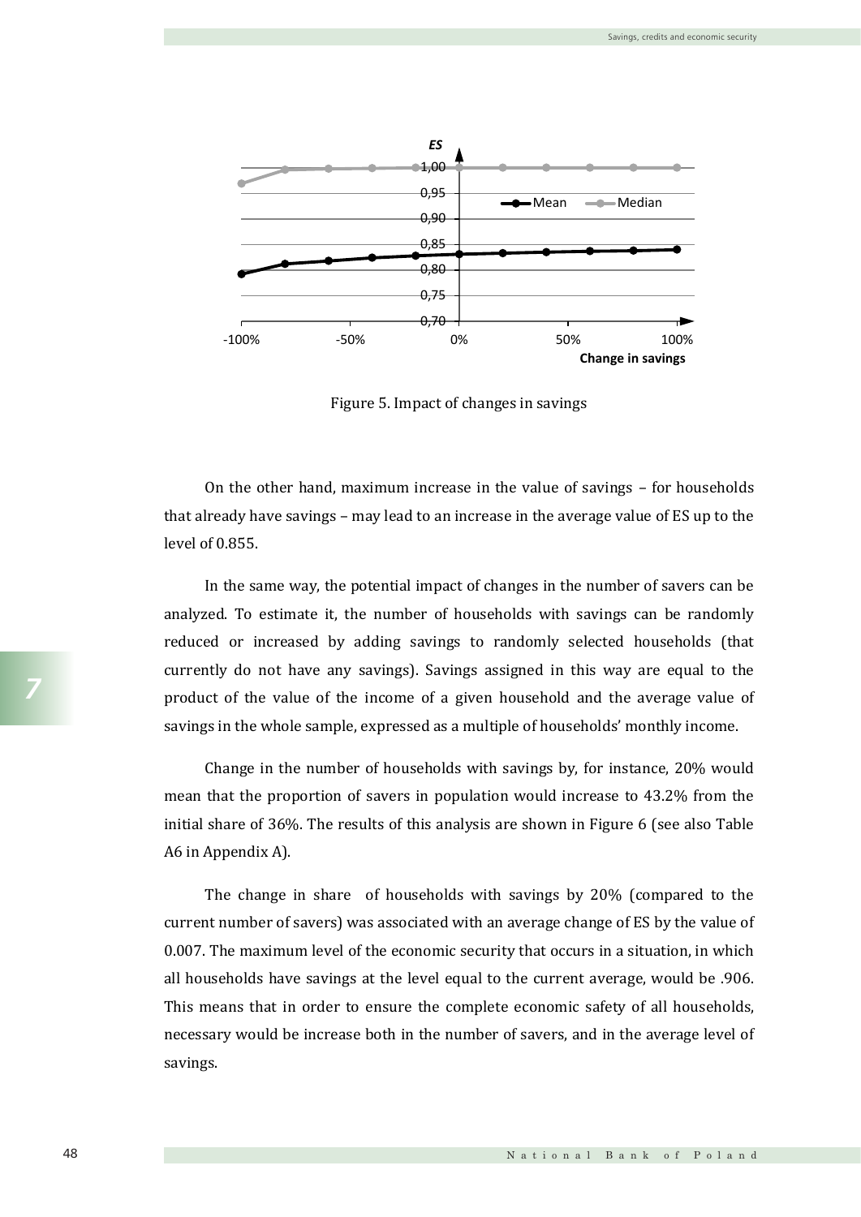Figure 5. Impact of changes in savings

On the other hand, maximum increase in the value of savings – for households that already have savings – may lead to an increase in the average value of ES up to the level of 0.855.

In the same way, the potential impact of changes in the number of savers can be analyzed. To estimate it, the number of households with savings can be randomly reduced or increased by adding savings to randomly selected households (that currently do not have any savings). Savings assigned in this way are equal to the product of the value of the income of a given household and the average value of savings in the whole sample, expressed as a multiple of households' monthly income.

Change in the number of households with savings by, for instance, 20% would mean that the proportion of savers in population would increase to 43.2% from the initial share of 36%. The results of this analysis are shown in Figure 6 (see also Table A6 in Appendix A).

The change in share of households with savings by 20% (compared to the current number of savers) was associated with an average change of ES by the value of 0.007. The maximum level of the economic security that occurs in a situation, in which all households have savings at the level equal to the current average, would be .906. This means that in order to ensure the complete economic safety of all households, necessary would be increase both in the number of savers, and in the average level of savings.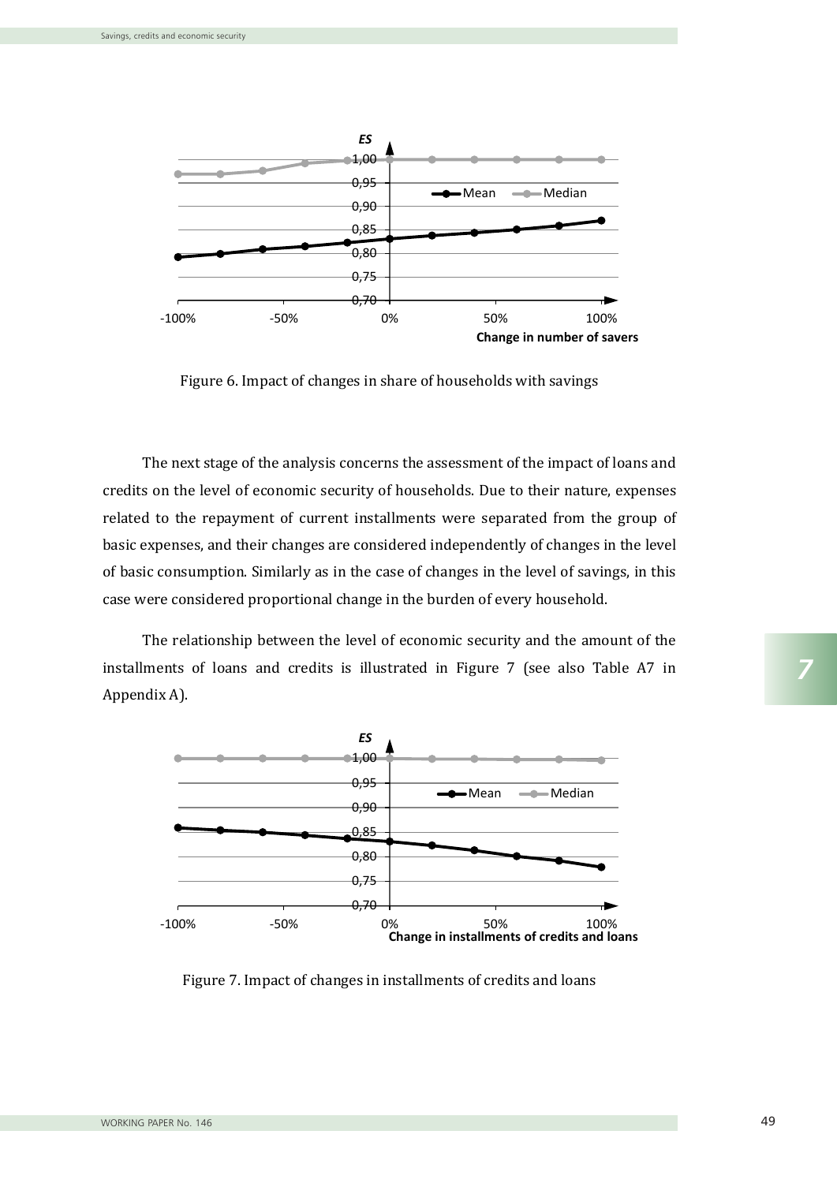Figure 6. Impact of changes in share of households with savings

The next stage of the analysis concerns the assessment of the impact of loans and credits on the level of economic security of households. Due to their nature, expenses related to the repayment of current installments were separated from the group of basic expenses, and their changes are considered independently of changes in the level of basic consumption. Similarly as in the case of changes in the level of savings, in this case were considered proportional change in the burden of every household.

The relationship between the level of economic security and the amount of the installments of loans and credits is illustrated in Figure 7 (see also Table A7 in Appendix A).

Figure 7. Impact of changes in installments of credits and loans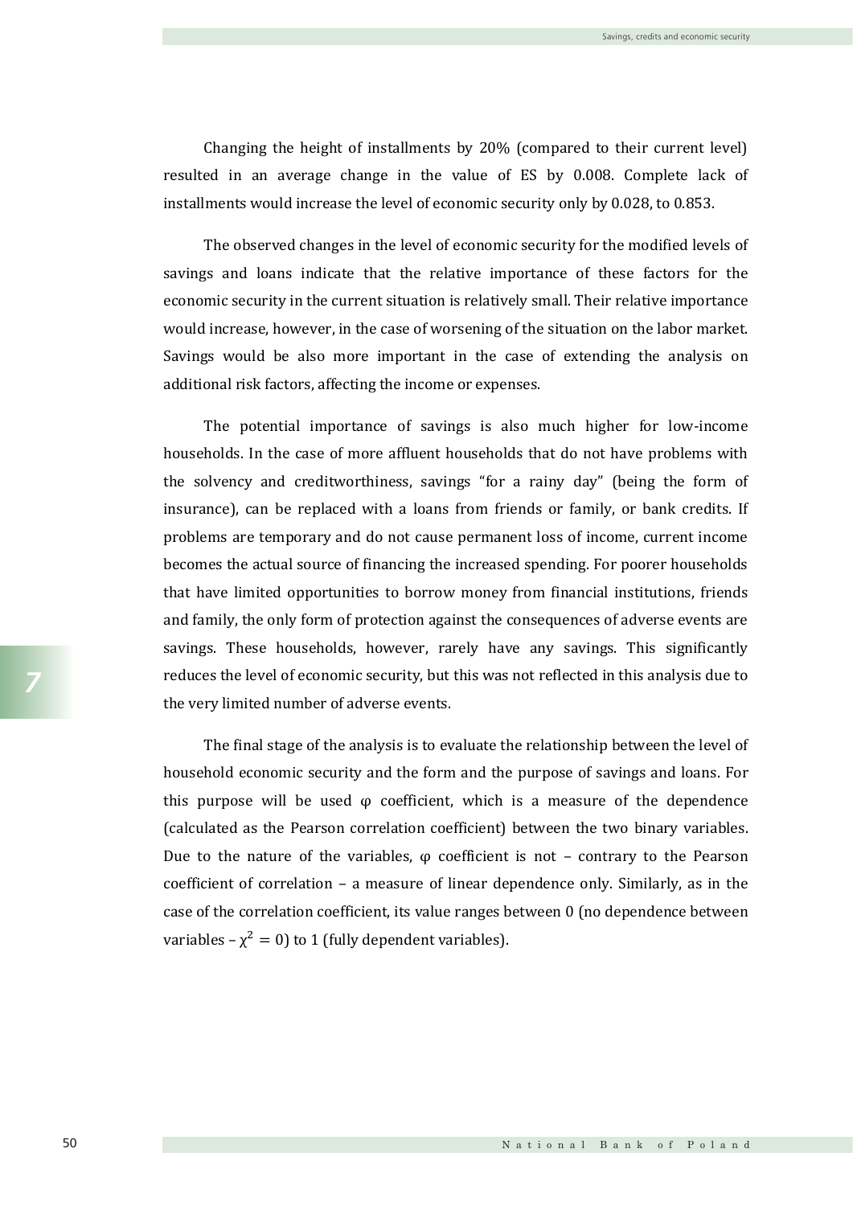Changing the height of installments by 20% (compared to their current level) resulted in an average change in the value of ES by 0.008. Complete lack of installments would increase the level of economic security only by 0.028, to 0.853.

The observed changes in the level of economic security for the modified levels of savings and loans indicate that the relative importance of these factors for the economic security in the current situation is relatively small. Their relative importance would increase, however, in the case of worsening of the situation on the labor market. Savings would be also more important in the case of extending the analysis on additional risk factors, affecting the income or expenses.

The potential importance of savings is also much higher for low-income households. In the case of more affluent households that do not have problems with the solvency and creditworthiness, savings "for a rainy day" (being the form of insurance), can be replaced with a loans from friends or family, or bank credits. If problems are temporary and do not cause permanent loss of income, current income becomes the actual source of financing the increased spending. For poorer households that have limited opportunities to borrow money from financial institutions, friends and family, the only form of protection against the consequences of adverse events are savings. These households, however, rarely have any savings. This significantly reduces the level of economic security, but this was not reflected in this analysis due to the very limited number of adverse events.

The final stage of the analysis is to evaluate the relationship between the level of household economic security and the form and the purpose of savings and loans. For this purpose will be used φ coefficient, which is a measure of the dependence (calculated as the Pearson correlation coefficient) between the two binary variables. Due to the nature of the variables, φ coefficient is not – contrary to the Pearson coefficient of correlation – a measure of linear dependence only. Similarly, as in the case of the correlation coefficient, its value ranges between 0 (no dependence between variables – $\chi^2 = 0$) to 1 (fully dependent variables).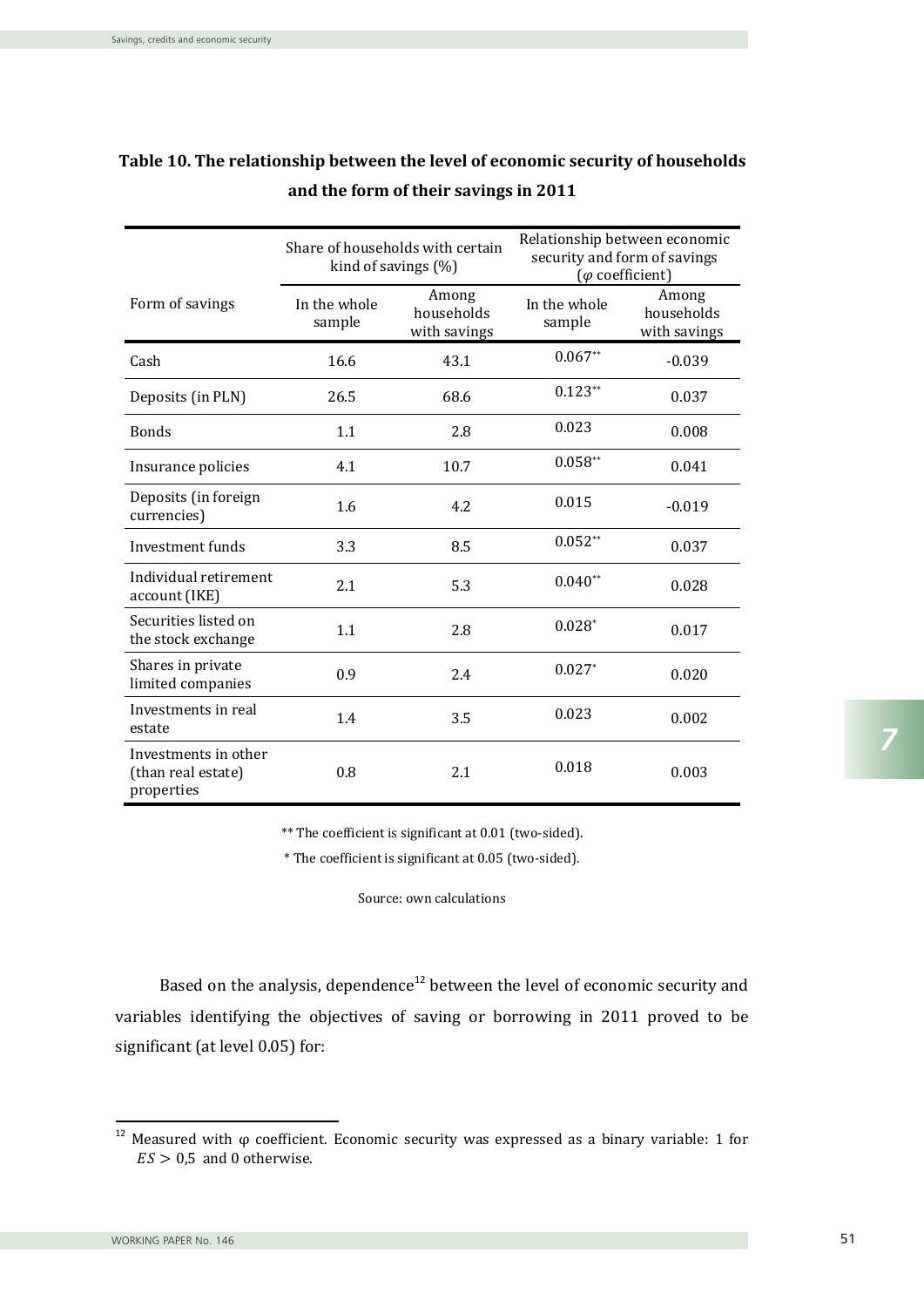**Table 10. The relationship between the level of economic security of households and the form of their savings in 2011**

| Form of savings | Share of households with certain kind of savings (%) | | Relationship between economic security and form of savings ($\varphi$ coefficient) | |
|---|---|---|---|---|
| | In the whole sample | Among households with savings | In the whole sample | Among households with savings |
| Cash | 16.6 | 43.1 | 0.067** | -0.039 |
| Deposits (in PLN) | 26.5 | 68.6 | 0.123** | 0.037 |
| Bonds | 1.1 | 2.8 | 0.023 | 0.008 |
| Insurance policies | 4.1 | 10.7 | 0.058** | 0.041 |
| Deposits (in foreign currencies) | 1.6 | 4.2 | 0.015 | -0.019 |
| Investment funds | 3.3 | 8.5 | 0.052** | 0.037 |
| Individual retirement account (IKE) | 2.1 | 5.3 | 0.040** | 0.028 |
| Securities listed on the stock exchange | 1.1 | 2.8 | 0.028* | 0.017 |
| Shares in private limited companies | 0.9 | 2.4 | 0.027* | 0.020 |
| Investments in real estate | 1.4 | 3.5 | 0.023 | 0.002 |
| Investments in other (than real estate) properties | 0.8 | 2.1 | 0.018 | 0.003 |

** The coefficient is significant at 0.01 (two-sided).

* The coefficient is significant at 0.05 (two-sided).

Source: own calculations

Based on the analysis, dependence[12] between the level of economic security and variables identifying the objectives of saving or borrowing in 2011 proved to be significant (at level 0.05) for:

[12] Measured with φ coefficient. Economic security was expressed as a binary variable: 1 for $ES > 0,5$ and 0 otherwise.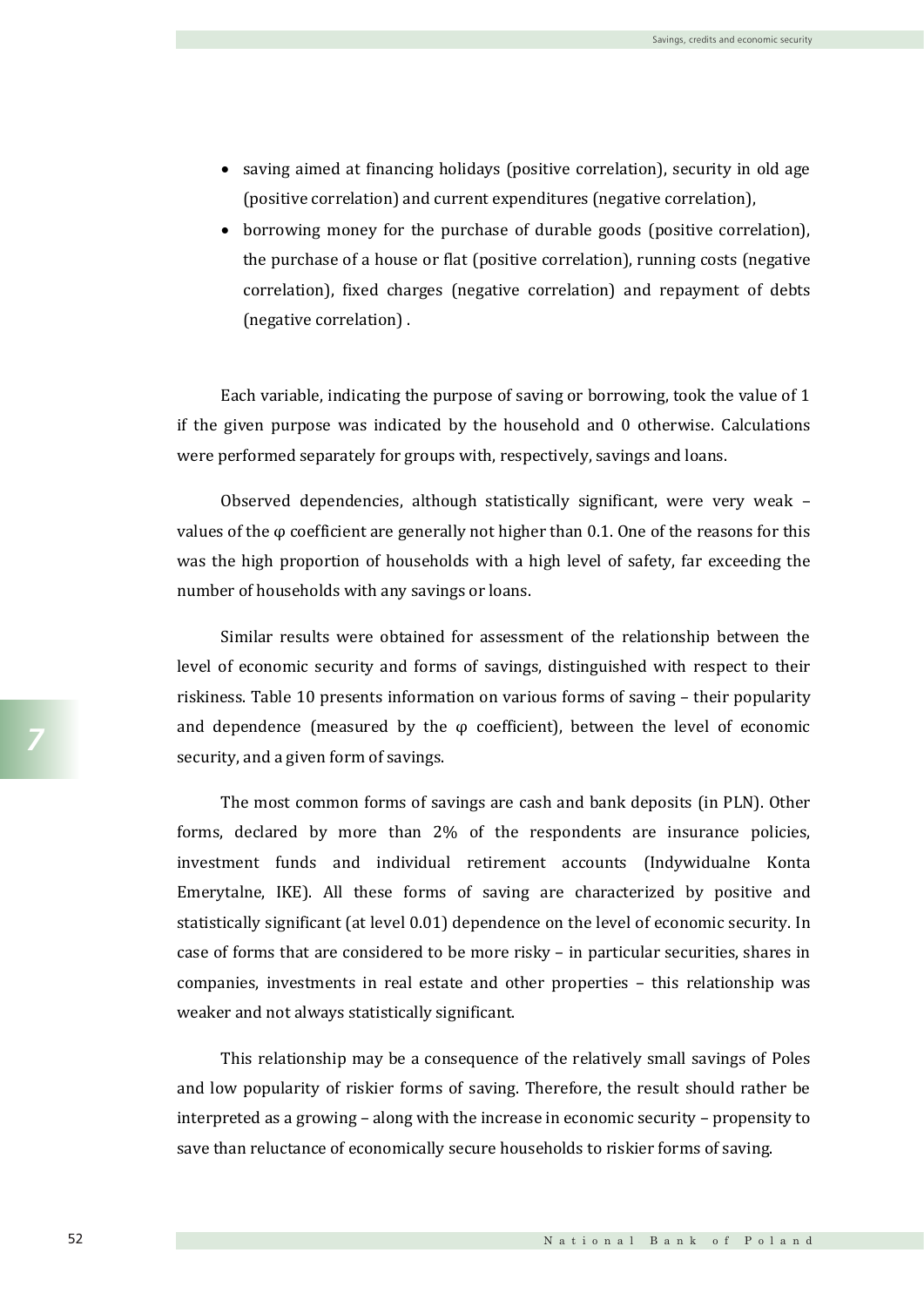- saving aimed at financing holidays (positive correlation), security in old age (positive correlation) and current expenditures (negative correlation),
- borrowing money for the purchase of durable goods (positive correlation), the purchase of a house or flat (positive correlation), running costs (negative correlation), fixed charges (negative correlation) and repayment of debts (negative correlation) .

Each variable, indicating the purpose of saving or borrowing, took the value of 1 if the given purpose was indicated by the household and 0 otherwise. Calculations were performed separately for groups with, respectively, savings and loans.

Observed dependencies, although statistically significant, were very weak – values of the φ coefficient are generally not higher than 0.1. One of the reasons for this was the high proportion of households with a high level of safety, far exceeding the number of households with any savings or loans.

Similar results were obtained for assessment of the relationship between the level of economic security and forms of savings, distinguished with respect to their riskiness. Table 10 presents information on various forms of saving – their popularity and dependence (measured by the φ coefficient), between the level of economic security, and a given form of savings.

The most common forms of savings are cash and bank deposits (in PLN). Other forms, declared by more than 2% of the respondents are insurance policies, investment funds and individual retirement accounts (Indywidualne Konta Emerytalne, IKE). All these forms of saving are characterized by positive and statistically significant (at level 0.01) dependence on the level of economic security. In case of forms that are considered to be more risky – in particular securities, shares in companies, investments in real estate and other properties – this relationship was weaker and not always statistically significant.

This relationship may be a consequence of the relatively small savings of Poles and low popularity of riskier forms of saving. Therefore, the result should rather be interpreted as a growing – along with the increase in economic security – propensity to save than reluctance of economically secure households to riskier forms of saving.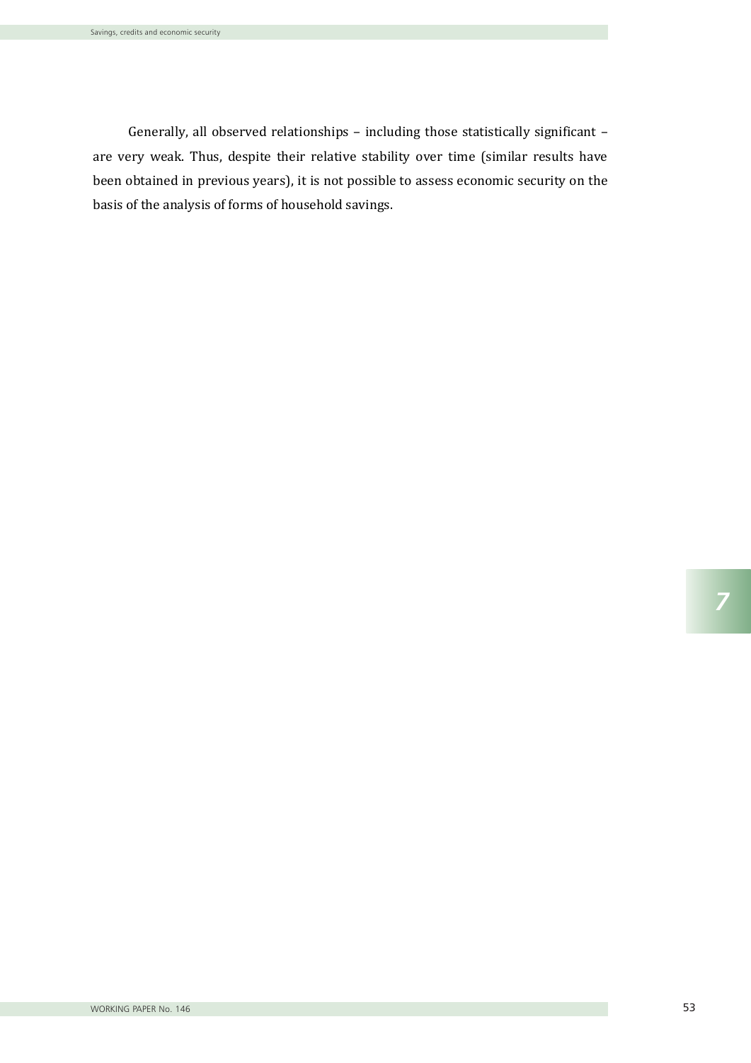Generally, all observed relationships – including those statistically significant – are very weak. Thus, despite their relative stability over time (similar results have been obtained in previous years), it is not possible to assess economic security on the basis of the analysis of forms of household savings.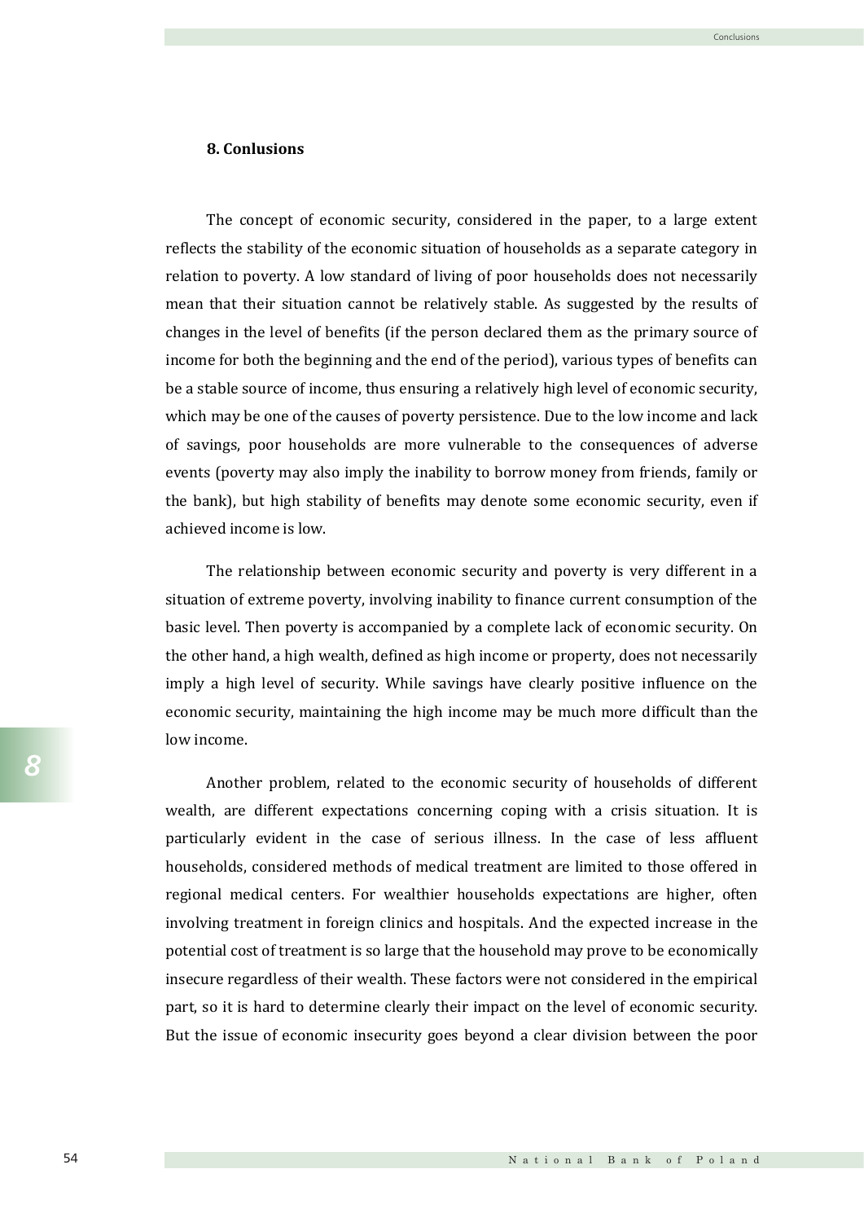## 8. Conlusions

The concept of economic security, considered in the paper, to a large extent reflects the stability of the economic situation of households as a separate category in relation to poverty. A low standard of living of poor households does not necessarily mean that their situation cannot be relatively stable. As suggested by the results of changes in the level of benefits (if the person declared them as the primary source of income for both the beginning and the end of the period), various types of benefits can be a stable source of income, thus ensuring a relatively high level of economic security, which may be one of the causes of poverty persistence. Due to the low income and lack of savings, poor households are more vulnerable to the consequences of adverse events (poverty may also imply the inability to borrow money from friends, family or the bank), but high stability of benefits may denote some economic security, even if achieved income is low.

The relationship between economic security and poverty is very different in a situation of extreme poverty, involving inability to finance current consumption of the basic level. Then poverty is accompanied by a complete lack of economic security. On the other hand, a high wealth, defined as high income or property, does not necessarily imply a high level of security. While savings have clearly positive influence on the economic security, maintaining the high income may be much more difficult than the low income.

Another problem, related to the economic security of households of different wealth, are different expectations concerning coping with a crisis situation. It is particularly evident in the case of serious illness. In the case of less affluent households, considered methods of medical treatment are limited to those offered in regional medical centers. For wealthier households expectations are higher, often involving treatment in foreign clinics and hospitals. And the expected increase in the potential cost of treatment is so large that the household may prove to be economically insecure regardless of their wealth. These factors were not considered in the empirical part, so it is hard to determine clearly their impact on the level of economic security. But the issue of economic insecurity goes beyond a clear division between the poor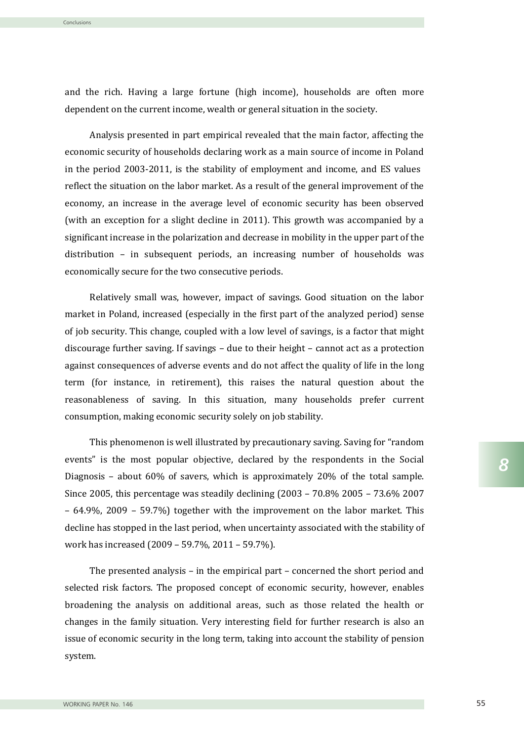and the rich. Having a large fortune (high income), households are often more dependent on the current income, wealth or general situation in the society.

Analysis presented in part empirical revealed that the main factor, affecting the economic security of households declaring work as a main source of income in Poland in the period 2003-2011, is the stability of employment and income, and ES values reflect the situation on the labor market. As a result of the general improvement of the economy, an increase in the average level of economic security has been observed (with an exception for a slight decline in 2011). This growth was accompanied by a significant increase in the polarization and decrease in mobility in the upper part of the distribution – in subsequent periods, an increasing number of households was economically secure for the two consecutive periods.

Relatively small was, however, impact of savings. Good situation on the labor market in Poland, increased (especially in the first part of the analyzed period) sense of job security. This change, coupled with a low level of savings, is a factor that might discourage further saving. If savings – due to their height – cannot act as a protection against consequences of adverse events and do not affect the quality of life in the long term (for instance, in retirement), this raises the natural question about the reasonableness of saving. In this situation, many households prefer current consumption, making economic security solely on job stability.

This phenomenon is well illustrated by precautionary saving. Saving for "random events" is the most popular objective, declared by the respondents in the Social Diagnosis – about 60% of savers, which is approximately 20% of the total sample. Since 2005, this percentage was steadily declining (2003 – 70.8% 2005 – 73.6% 2007 – 64.9%, 2009 – 59.7%) together with the improvement on the labor market. This decline has stopped in the last period, when uncertainty associated with the stability of work has increased (2009 – 59.7%, 2011 – 59.7%).

The presented analysis – in the empirical part – concerned the short period and selected risk factors. The proposed concept of economic security, however, enables broadening the analysis on additional areas, such as those related the health or changes in the family situation. Very interesting field for further research is also an issue of economic security in the long term, taking into account the stability of pension system.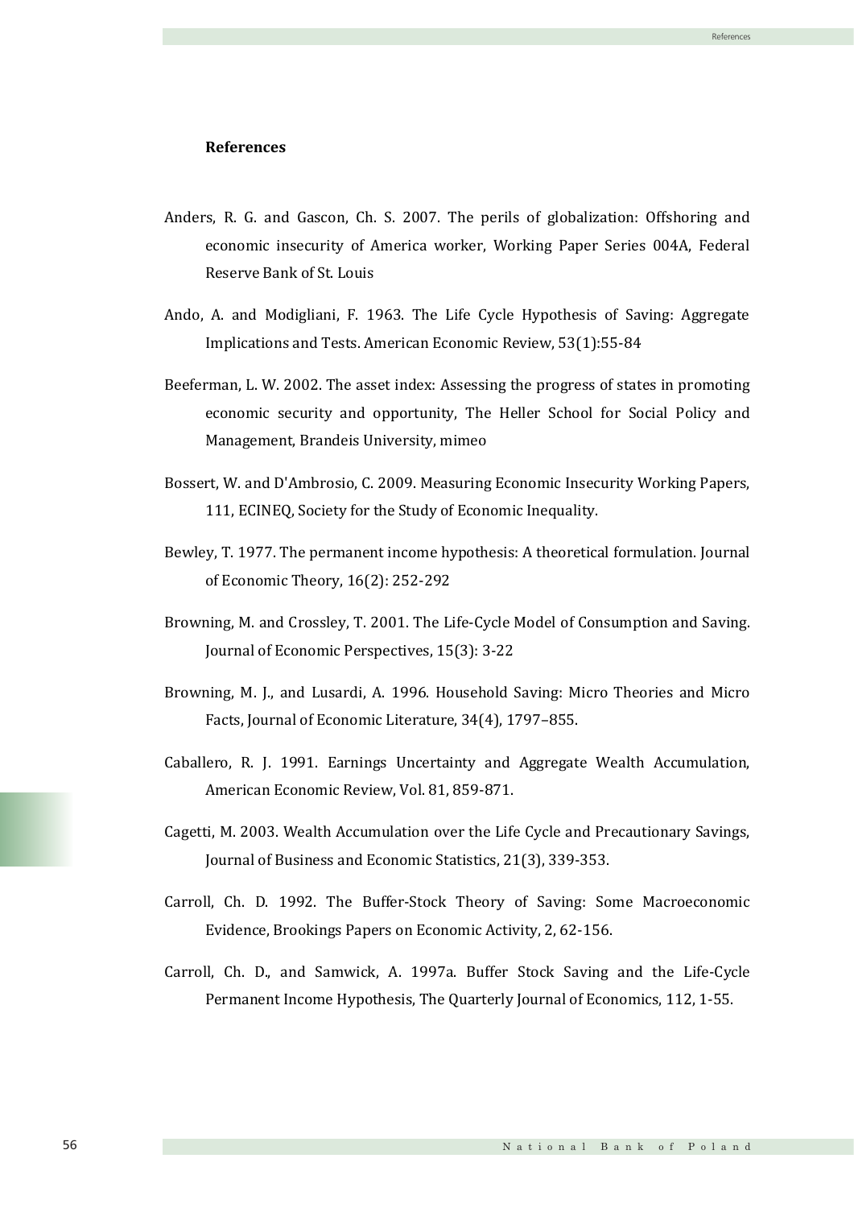## References

Anders, R. G. and Gascon, Ch. S. 2007. The perils of globalization: Offshoring and economic insecurity of America worker, Working Paper Series 004A, Federal Reserve Bank of St. Louis

Ando, A. and Modigliani, F. 1963. The Life Cycle Hypothesis of Saving: Aggregate Implications and Tests. American Economic Review, 53(1):55-84

Beeferman, L. W. 2002. The asset index: Assessing the progress of states in promoting economic security and opportunity, The Heller School for Social Policy and Management, Brandeis University, mimeo

Bossert, W. and D'Ambrosio, C. 2009. Measuring Economic Insecurity Working Papers, 111, ECINEQ, Society for the Study of Economic Inequality.

Bewley, T. 1977. The permanent income hypothesis: A theoretical formulation. Journal of Economic Theory, 16(2): 252-292

Browning, M. and Crossley, T. 2001. The Life-Cycle Model of Consumption and Saving. Journal of Economic Perspectives, 15(3): 3-22

Browning, M. J., and Lusardi, A. 1996. Household Saving: Micro Theories and Micro Facts, Journal of Economic Literature, 34(4), 1797–855.

Caballero, R. J. 1991. Earnings Uncertainty and Aggregate Wealth Accumulation, American Economic Review, Vol. 81, 859-871.

Cagetti, M. 2003. Wealth Accumulation over the Life Cycle and Precautionary Savings, Journal of Business and Economic Statistics, 21(3), 339-353.

Carroll, Ch. D. 1992. The Buffer-Stock Theory of Saving: Some Macroeconomic Evidence, Brookings Papers on Economic Activity, 2, 62-156.

Carroll, Ch. D., and Samwick, A. 1997a. Buffer Stock Saving and the Life-Cycle Permanent Income Hypothesis, The Quarterly Journal of Economics, 112, 1-55.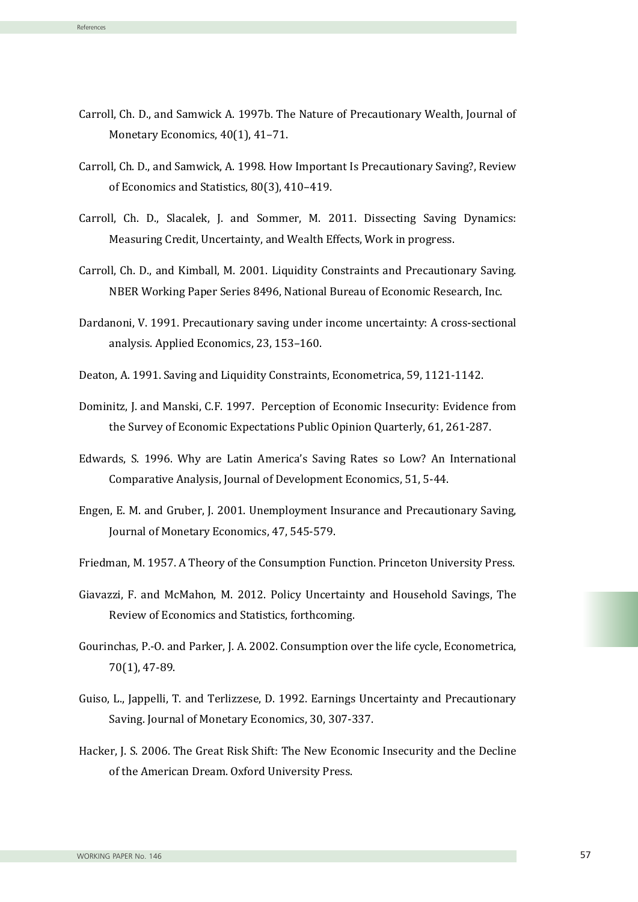Carroll, Ch. D., and Samwick A. 1997b. The Nature of Precautionary Wealth, Journal of Monetary Economics, 40(1), 41–71.

Carroll, Ch. D., and Samwick, A. 1998. How Important Is Precautionary Saving?, Review of Economics and Statistics, 80(3), 410–419.

Carroll, Ch. D., Slacalek, J. and Sommer, M. 2011. Dissecting Saving Dynamics: Measuring Credit, Uncertainty, and Wealth Effects, Work in progress.

Carroll, Ch. D., and Kimball, M. 2001. Liquidity Constraints and Precautionary Saving. NBER Working Paper Series 8496, National Bureau of Economic Research, Inc.

Dardanoni, V. 1991. Precautionary saving under income uncertainty: A cross-sectional analysis. Applied Economics, 23, 153–160.

Deaton, A. 1991. Saving and Liquidity Constraints, Econometrica, 59, 1121-1142.

Dominitz, J. and Manski, C.F. 1997. Perception of Economic Insecurity: Evidence from the Survey of Economic Expectations Public Opinion Quarterly, 61, 261-287.

Edwards, S. 1996. Why are Latin America's Saving Rates so Low? An International Comparative Analysis, Journal of Development Economics, 51, 5-44.

Engen, E. M. and Gruber, J. 2001. Unemployment Insurance and Precautionary Saving, Journal of Monetary Economics, 47, 545-579.

Friedman, M. 1957. A Theory of the Consumption Function. Princeton University Press.

Giavazzi, F. and McMahon, M. 2012. Policy Uncertainty and Household Savings, The Review of Economics and Statistics, forthcoming.

Gourinchas, P.-O. and Parker, J. A. 2002. Consumption over the life cycle, Econometrica, 70(1), 47-89.

Guiso, L., Jappelli, T. and Terlizzese, D. 1992. Earnings Uncertainty and Precautionary Saving. Journal of Monetary Economics, 30, 307-337.

Hacker, J. S. 2006. The Great Risk Shift: The New Economic Insecurity and the Decline of the American Dream. Oxford University Press.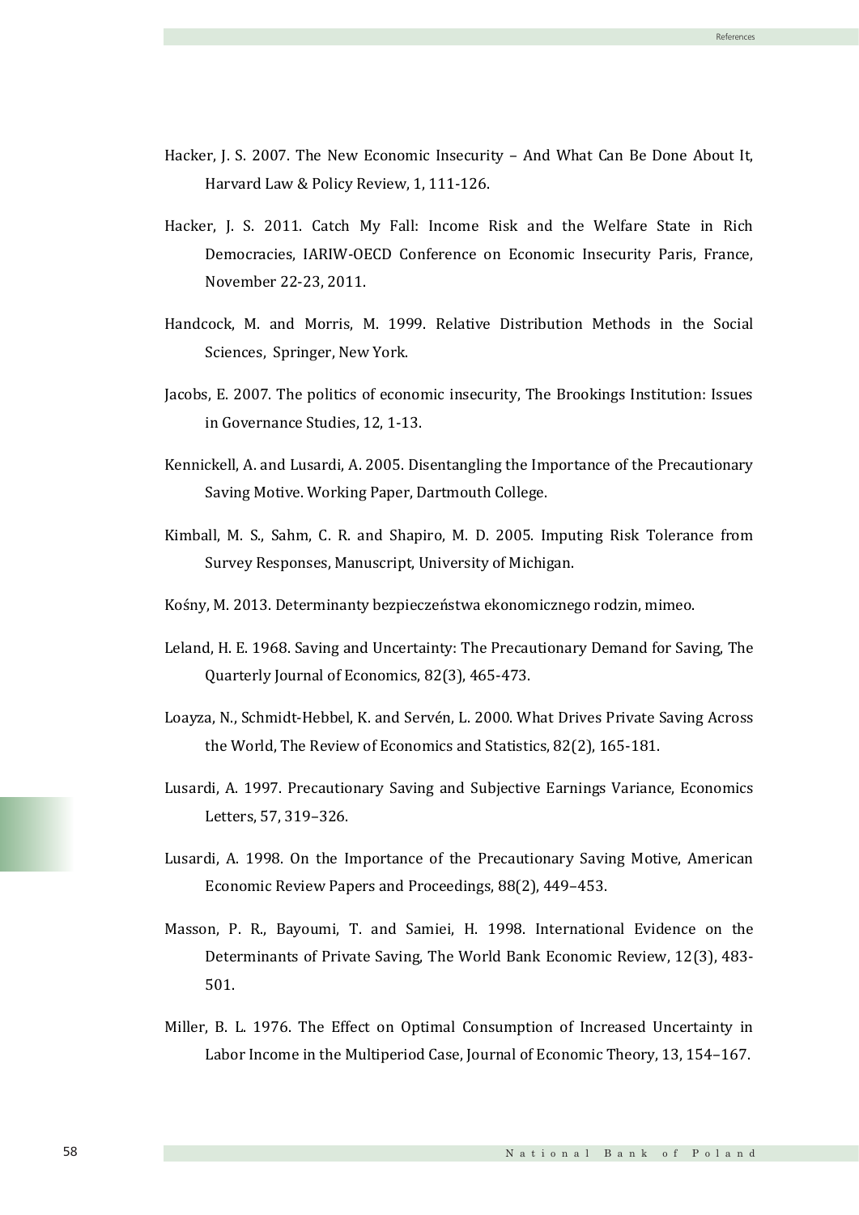Hacker, J. S. 2007. The New Economic Insecurity – And What Can Be Done About It, Harvard Law & Policy Review, 1, 111-126.

Hacker, J. S. 2011. Catch My Fall: Income Risk and the Welfare State in Rich Democracies, IARIW-OECD Conference on Economic Insecurity Paris, France, November 22-23, 2011.

Handcock, M. and Morris, M. 1999. Relative Distribution Methods in the Social Sciences, Springer, New York.

Jacobs, E. 2007. The politics of economic insecurity, The Brookings Institution: Issues in Governance Studies, 12, 1-13.

Kennickell, A. and Lusardi, A. 2005. Disentangling the Importance of the Precautionary Saving Motive. Working Paper, Dartmouth College.

Kimball, M. S., Sahm, C. R. and Shapiro, M. D. 2005. Imputing Risk Tolerance from Survey Responses, Manuscript, University of Michigan.

Kośny, M. 2013. Determinanty bezpieczeństwa ekonomicznego rodzin, mimeo.

Leland, H. E. 1968. Saving and Uncertainty: The Precautionary Demand for Saving, The Quarterly Journal of Economics, 82(3), 465-473.

Loayza, N., Schmidt-Hebbel, K. and Servén, L. 2000. What Drives Private Saving Across the World, The Review of Economics and Statistics, 82(2), 165-181.

Lusardi, A. 1997. Precautionary Saving and Subjective Earnings Variance, Economics Letters, 57, 319–326.

Lusardi, A. 1998. On the Importance of the Precautionary Saving Motive, American Economic Review Papers and Proceedings, 88(2), 449–453.

Masson, P. R., Bayoumi, T. and Samiei, H. 1998. International Evidence on the Determinants of Private Saving, The World Bank Economic Review, 12(3), 483-501.

Miller, B. L. 1976. The Effect on Optimal Consumption of Increased Uncertainty in Labor Income in the Multiperiod Case, Journal of Economic Theory, 13, 154–167.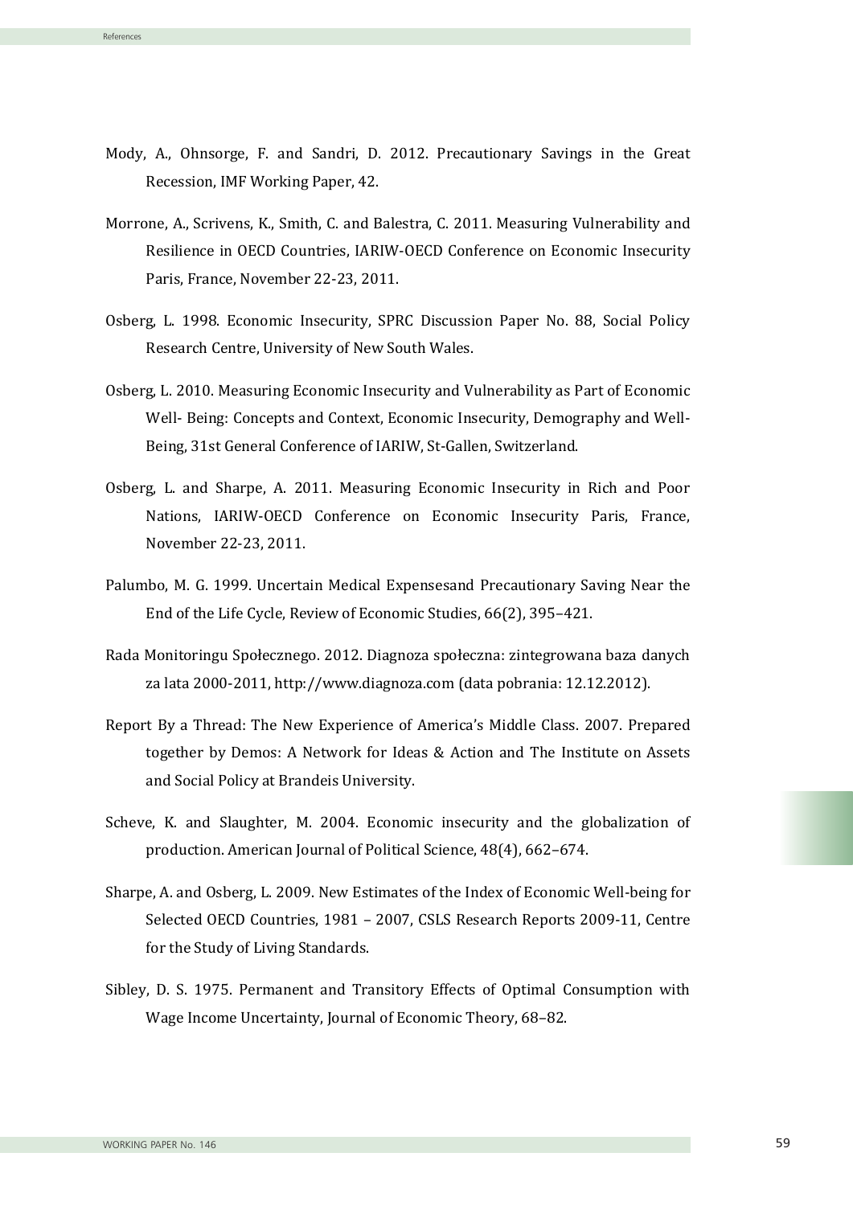Mody, A., Ohnsorge, F. and Sandri, D. 2012. Precautionary Savings in the Great Recession, IMF Working Paper, 42.

Morrone, A., Scrivens, K., Smith, C. and Balestra, C. 2011. Measuring Vulnerability and Resilience in OECD Countries, IARIW-OECD Conference on Economic Insecurity Paris, France, November 22-23, 2011.

Osberg, L. 1998. Economic Insecurity, SPRC Discussion Paper No. 88, Social Policy Research Centre, University of New South Wales.

Osberg, L. 2010. Measuring Economic Insecurity and Vulnerability as Part of Economic Well- Being: Concepts and Context, Economic Insecurity, Demography and Well-Being, 31st General Conference of IARIW, St-Gallen, Switzerland.

Osberg, L. and Sharpe, A. 2011. Measuring Economic Insecurity in Rich and Poor Nations, IARIW-OECD Conference on Economic Insecurity Paris, France, November 22-23, 2011.

Palumbo, M. G. 1999. Uncertain Medical Expensesand Precautionary Saving Near the End of the Life Cycle, Review of Economic Studies, 66(2), 395–421.

Rada Monitoringu Społecznego. 2012. Diagnoza społeczna: zintegrowana baza danych za lata 2000-2011, http://www.diagnoza.com (data pobrania: 12.12.2012).

Report By a Thread: The New Experience of America's Middle Class. 2007. Prepared together by Demos: A Network for Ideas & Action and The Institute on Assets and Social Policy at Brandeis University.

Scheve, K. and Slaughter, M. 2004. Economic insecurity and the globalization of production. American Journal of Political Science, 48(4), 662–674.

Sharpe, A. and Osberg, L. 2009. New Estimates of the Index of Economic Well-being for Selected OECD Countries, 1981 – 2007, CSLS Research Reports 2009-11, Centre for the Study of Living Standards.

Sibley, D. S. 1975. Permanent and Transitory Effects of Optimal Consumption with Wage Income Uncertainty, Journal of Economic Theory, 68–82.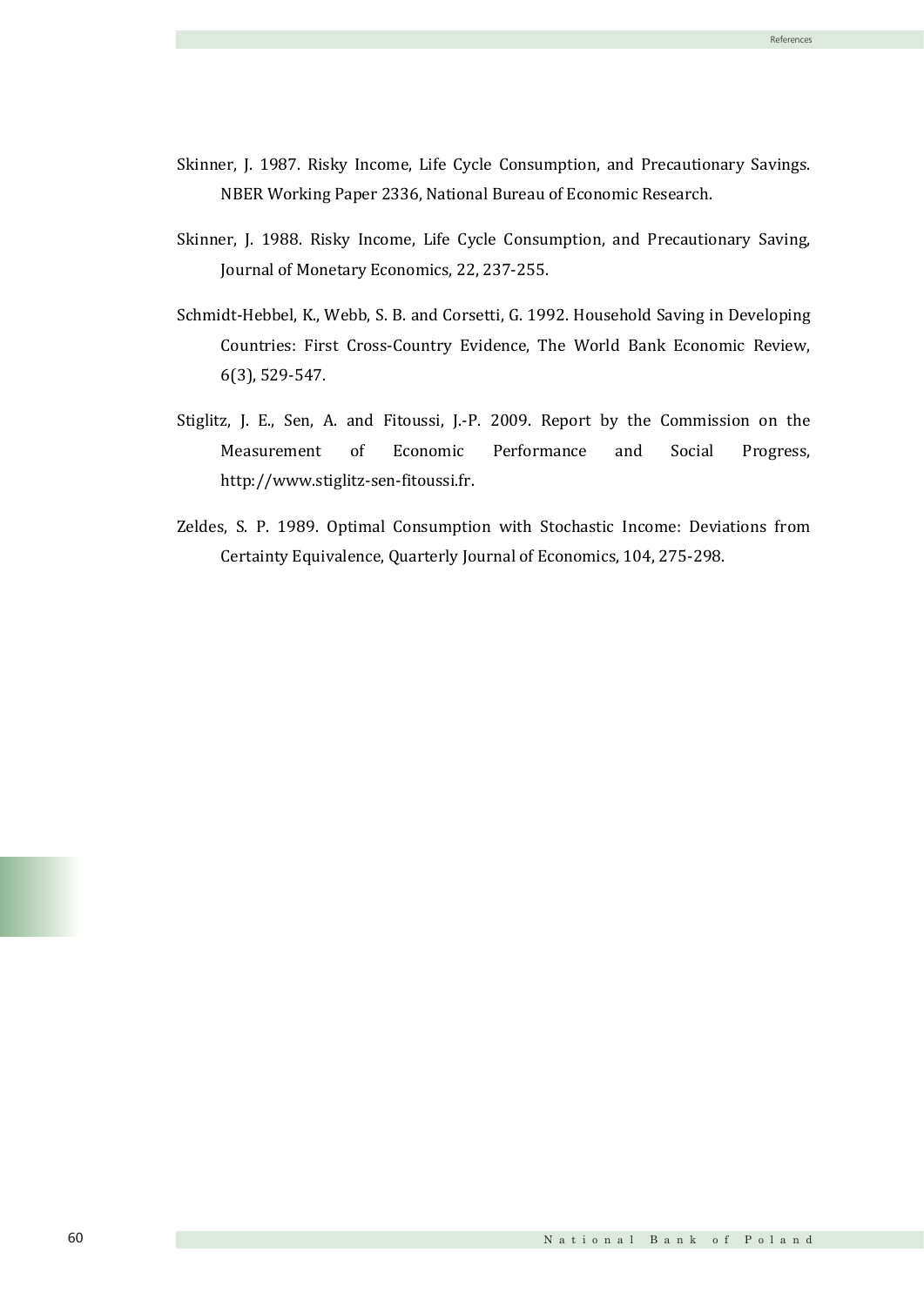Skinner, J. 1987. Risky Income, Life Cycle Consumption, and Precautionary Savings. NBER Working Paper 2336, National Bureau of Economic Research.

Skinner, J. 1988. Risky Income, Life Cycle Consumption, and Precautionary Saving, Journal of Monetary Economics, 22, 237-255.

Schmidt-Hebbel, K., Webb, S. B. and Corsetti, G. 1992. Household Saving in Developing Countries: First Cross-Country Evidence, The World Bank Economic Review, 6(3), 529-547.

Stiglitz, J. E., Sen, A. and Fitoussi, J.-P. 2009. Report by the Commission on the Measurement of Economic Performance and Social Progress, http://www.stiglitz-sen-fitoussi.fr.

Zeldes, S. P. 1989. Optimal Consumption with Stochastic Income: Deviations from Certainty Equivalence, Quarterly Journal of Economics, 104, 275-298.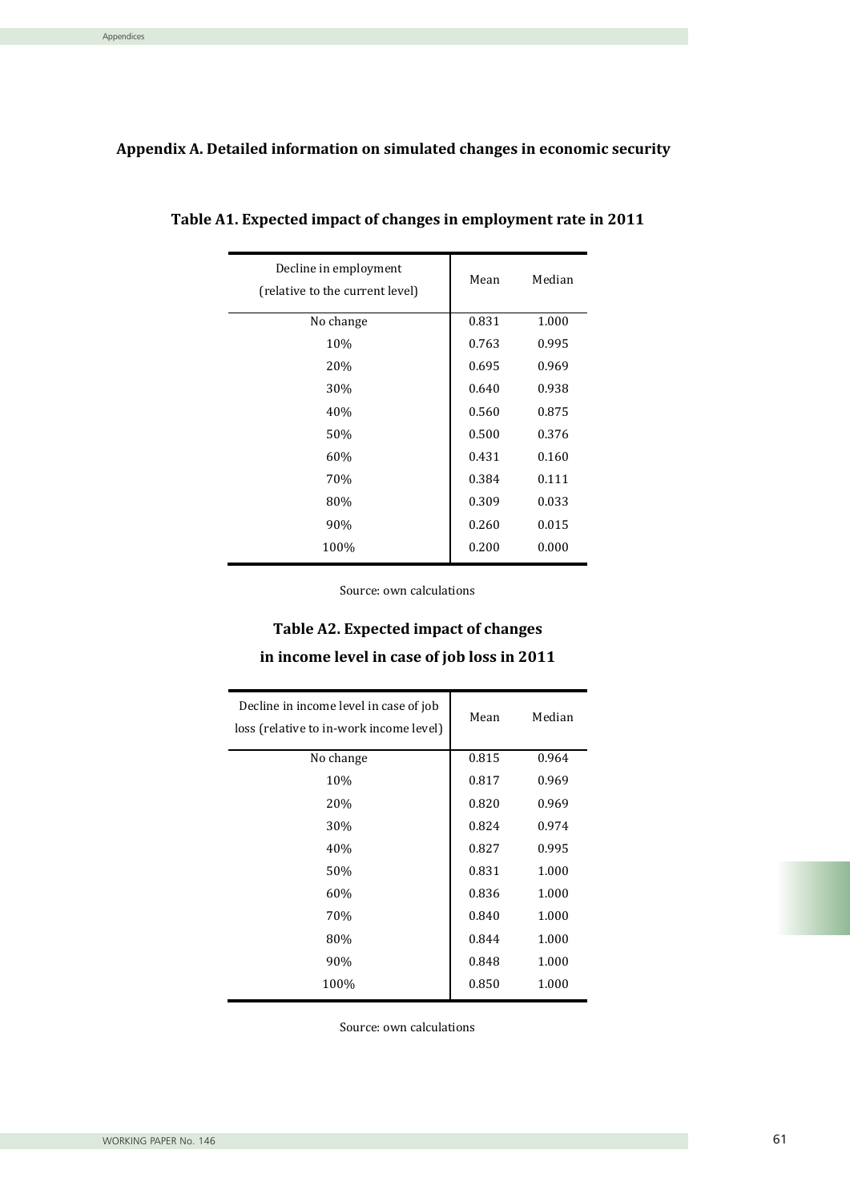## Appendix A. Detailed information on simulated changes in economic security

### Table A1. Expected impact of changes in employment rate in 2011

| Decline in employment (relative to the current level) | Mean | Median |
|---|---|---|
| No change | 0.831 | 1.000 |
| 10% | 0.763 | 0.995 |
| 20% | 0.695 | 0.969 |
| 30% | 0.640 | 0.938 |
| 40% | 0.560 | 0.875 |
| 50% | 0.500 | 0.376 |
| 60% | 0.431 | 0.160 |
| 70% | 0.384 | 0.111 |
| 80% | 0.309 | 0.033 |
| 90% | 0.260 | 0.015 |
| 100% | 0.200 | 0.000 |

Source: own calculations

### Table A2. Expected impact of changes in income level in case of job loss in 2011

| Decline in income level in case of job loss (relative to in-work income level) | Mean | Median |
|---|---|---|
| No change | 0.815 | 0.964 |
| 10% | 0.817 | 0.969 |
| 20% | 0.820 | 0.969 |
| 30% | 0.824 | 0.974 |
| 40% | 0.827 | 0.995 |
| 50% | 0.831 | 1.000 |
| 60% | 0.836 | 1.000 |
| 70% | 0.840 | 1.000 |
| 80% | 0.844 | 1.000 |
| 90% | 0.848 | 1.000 |
| 100% | 0.850 | 1.000 |

Source: own calculations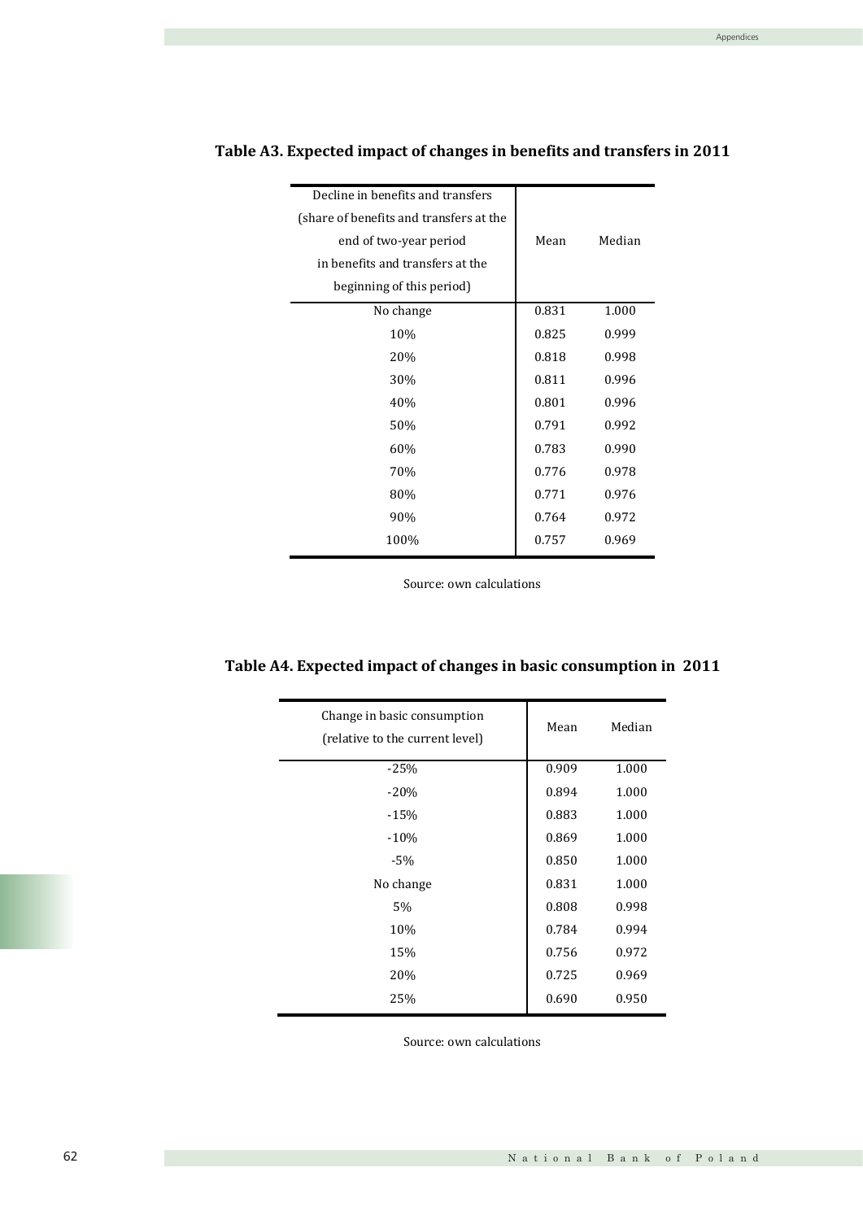**Table A3. Expected impact of changes in benefits and transfers in 2011**

| Decline in benefits and transfers (share of benefits and transfers at the end of two-year period in benefits and transfers at the beginning of this period) | Mean | Median |
|---|---|---|
| No change | 0.831 | 1.000 |
| 10% | 0.825 | 0.999 |
| 20% | 0.818 | 0.998 |
| 30% | 0.811 | 0.996 |
| 40% | 0.801 | 0.996 |
| 50% | 0.791 | 0.992 |
| 60% | 0.783 | 0.990 |
| 70% | 0.776 | 0.978 |
| 80% | 0.771 | 0.976 |
| 90% | 0.764 | 0.972 |
| 100% | 0.757 | 0.969 |

Source: own calculations

**Table A4. Expected impact of changes in basic consumption in 2011**

| Change in basic consumption (relative to the current level) | Mean | Median |
|---|---|---|
| -25% | 0.909 | 1.000 |
| -20% | 0.894 | 1.000 |
| -15% | 0.883 | 1.000 |
| -10% | 0.869 | 1.000 |
| -5% | 0.850 | 1.000 |
| No change | 0.831 | 1.000 |
| 5% | 0.808 | 0.998 |
| 10% | 0.784 | 0.994 |
| 15% | 0.756 | 0.972 |
| 20% | 0.725 | 0.969 |
| 25% | 0.690 | 0.950 |

Source: own calculations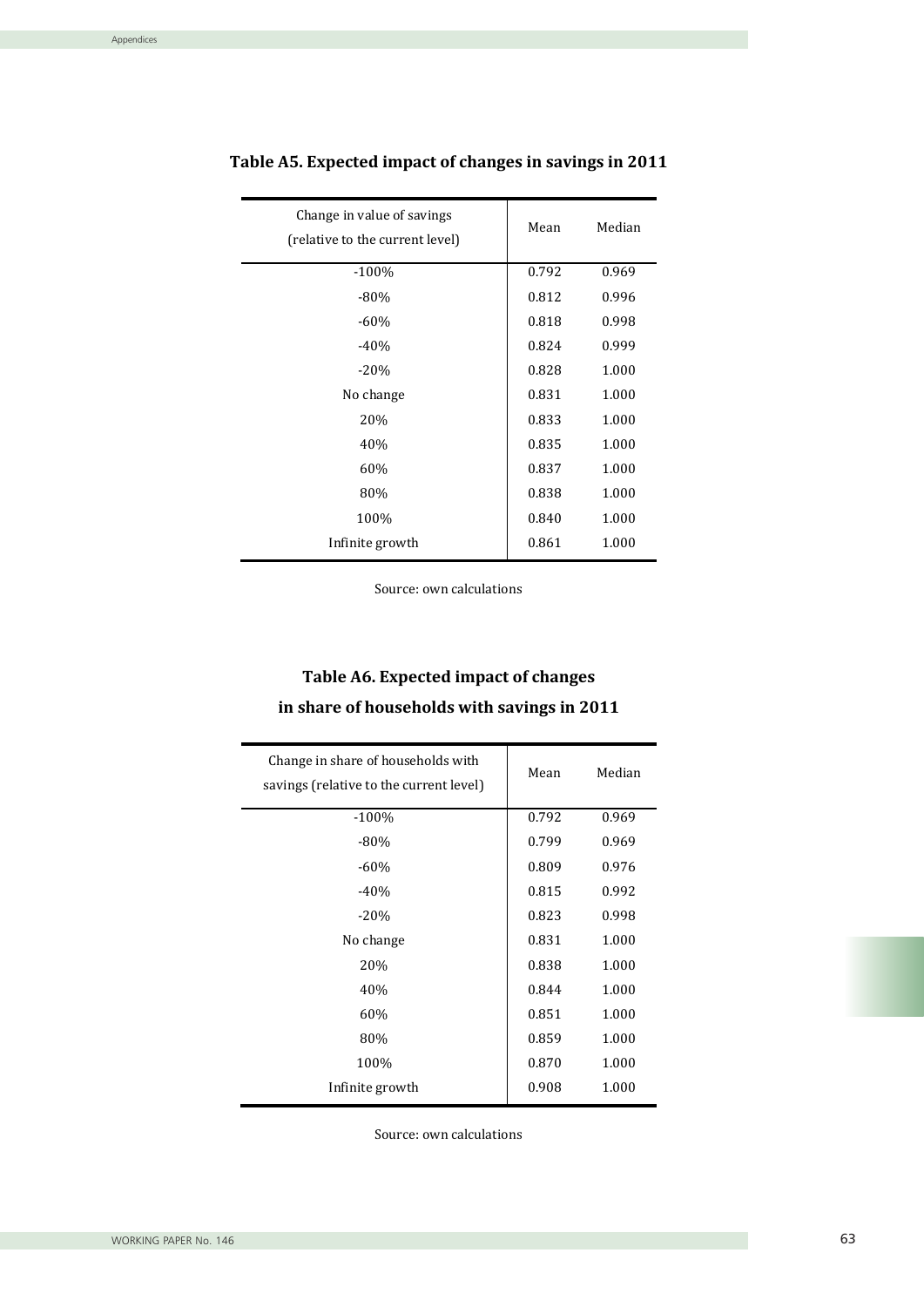**Table A5. Expected impact of changes in savings in 2011**

| Change in value of savings (relative to the current level) | Mean | Median |
|---|---|---|
| -100% | 0.792 | 0.969 |
| -80% | 0.812 | 0.996 |
| -60% | 0.818 | 0.998 |
| -40% | 0.824 | 0.999 |
| -20% | 0.828 | 1.000 |
| No change | 0.831 | 1.000 |
| 20% | 0.833 | 1.000 |
| 40% | 0.835 | 1.000 |
| 60% | 0.837 | 1.000 |
| 80% | 0.838 | 1.000 |
| 100% | 0.840 | 1.000 |
| Infinite growth | 0.861 | 1.000 |

Source: own calculations

**Table A6. Expected impact of changes in share of households with savings in 2011**

| Change in share of households with savings (relative to the current level) | Mean | Median |
|---|---|---|
| -100% | 0.792 | 0.969 |
| -80% | 0.799 | 0.969 |
| -60% | 0.809 | 0.976 |
| -40% | 0.815 | 0.992 |
| -20% | 0.823 | 0.998 |
| No change | 0.831 | 1.000 |
| 20% | 0.838 | 1.000 |
| 40% | 0.844 | 1.000 |
| 60% | 0.851 | 1.000 |
| 80% | 0.859 | 1.000 |
| 100% | 0.870 | 1.000 |
| Infinite growth | 0.908 | 1.000 |

Source: own calculations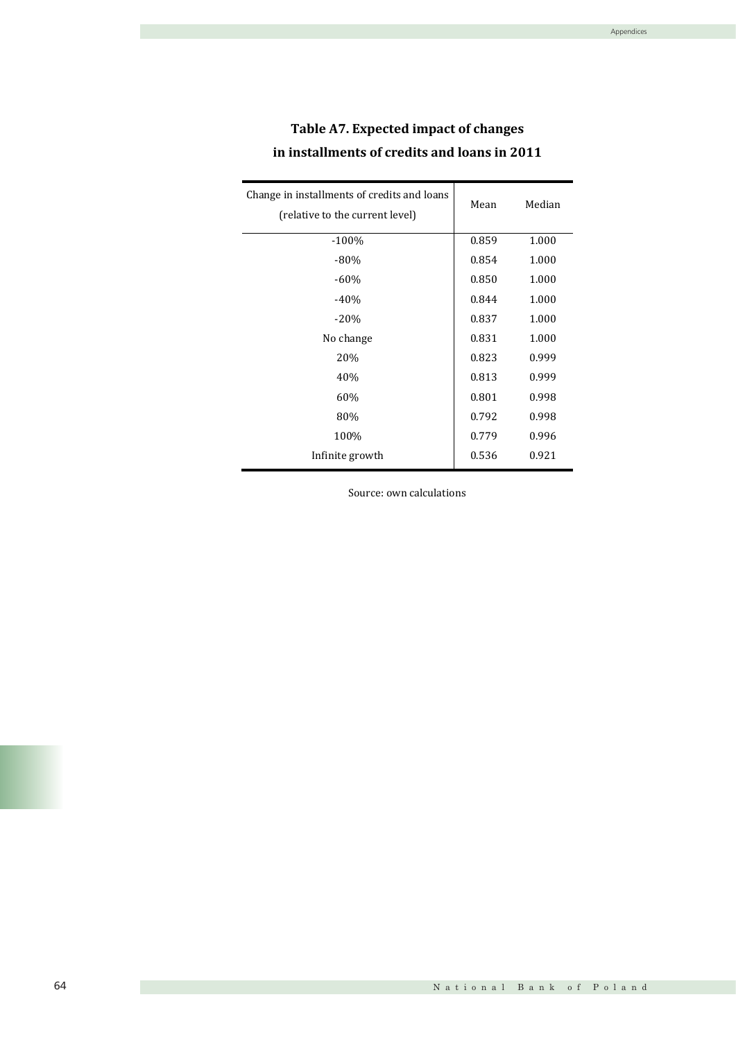## Table A7. Expected impact of changes in installments of credits and loans in 2011

| Change in installments of credits and loans (relative to the current level) | Mean | Median |
|---|---|---|
| -100% | 0.859 | 1.000 |
| -80% | 0.854 | 1.000 |
| -60% | 0.850 | 1.000 |
| -40% | 0.844 | 1.000 |
| -20% | 0.837 | 1.000 |
| No change | 0.831 | 1.000 |
| 20% | 0.823 | 0.999 |
| 40% | 0.813 | 0.999 |
| 60% | 0.801 | 0.998 |
| 80% | 0.792 | 0.998 |
| 100% | 0.779 | 0.996 |
| Infinite growth | 0.536 | 0.921 |

Source: own calculations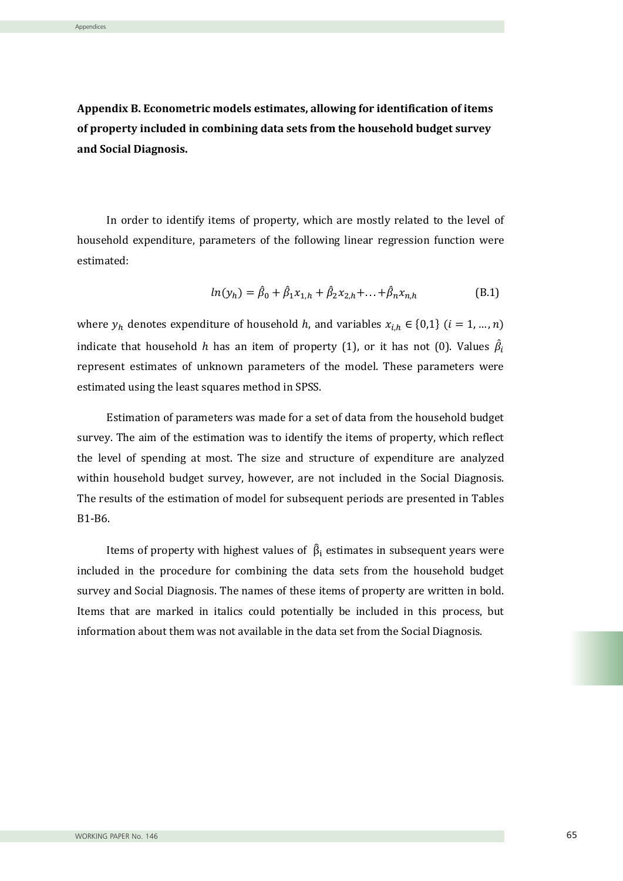## Appendix B. Econometric models estimates, allowing for identification of items of property included in combining data sets from the household budget survey and Social Diagnosis.

In order to identify items of property, which are mostly related to the level of household expenditure, parameters of the following linear regression function were estimated:

$$ln(y_h) = \hat{\beta}_0 + \hat{\beta}_1 x_{1,h} + \hat{\beta}_2 x_{2,h} + \ldots + \hat{\beta}_n x_{n,h} \tag{B.1}$$

where $y_h$ denotes expenditure of household $h$, and variables $x_{i,h} \in \{0,1\}$ $(i = 1, \ldots, n)$ indicate that household $h$ has an item of property (1), or it has not (0). Values $\hat{\beta}_i$ represent estimates of unknown parameters of the model. These parameters were estimated using the least squares method in SPSS.

Estimation of parameters was made for a set of data from the household budget survey. The aim of the estimation was to identify the items of property, which reflect the level of spending at most. The size and structure of expenditure are analyzed within household budget survey, however, are not included in the Social Diagnosis. The results of the estimation of model for subsequent periods are presented in Tables B1-B6.

Items of property with highest values of $\hat{\beta}_i$ estimates in subsequent years were included in the procedure for combining the data sets from the household budget survey and Social Diagnosis. The names of these items of property are written in bold. Items that are marked in italics could potentially be included in this process, but information about them was not available in the data set from the Social Diagnosis.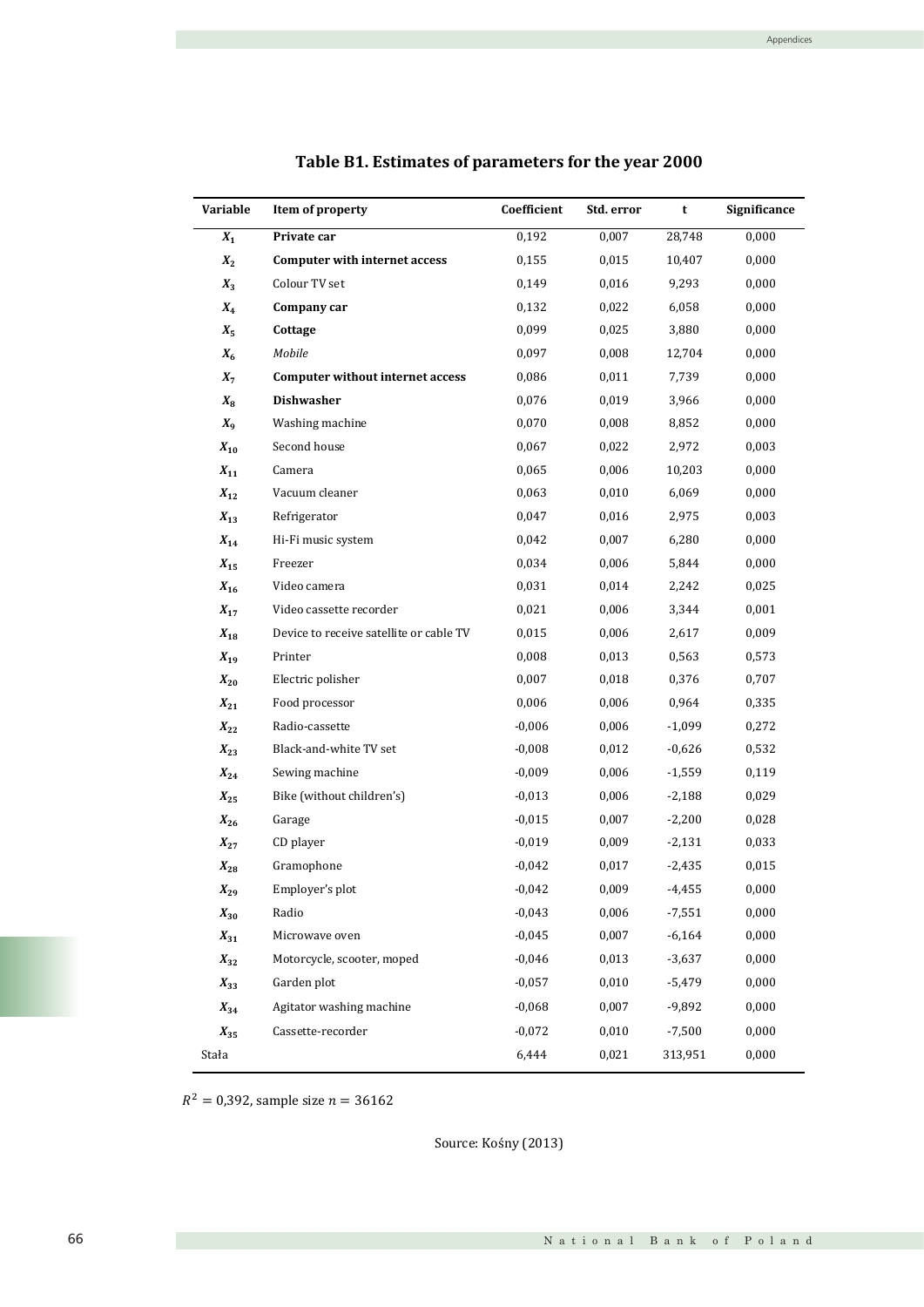# Table B1. Estimates of parameters for the year 2000

| Variable | Item of property | Coefficient | Std. error | t | Significance |
|---|---|---|---|---|---|
| $X_1$ | **Private car** | 0,192 | 0,007 | 28,748 | 0,000 |
| $X_2$ | **Computer with internet access** | 0,155 | 0,015 | 10,407 | 0,000 |
| $X_3$ | Colour TV set | 0,149 | 0,016 | 9,293 | 0,000 |
| $X_4$ | **Company car** | 0,132 | 0,022 | 6,058 | 0,000 |
| $X_5$ | **Cottage** | 0,099 | 0,025 | 3,880 | 0,000 |
| $X_6$ | *Mobile* | 0,097 | 0,008 | 12,704 | 0,000 |
| $X_7$ | **Computer without internet access** | 0,086 | 0,011 | 7,739 | 0,000 |
| $X_8$ | **Dishwasher** | 0,076 | 0,019 | 3,966 | 0,000 |
| $X_9$ | Washing machine | 0,070 | 0,008 | 8,852 | 0,000 |
| $X_{10}$ | Second house | 0,067 | 0,022 | 2,972 | 0,003 |
| $X_{11}$ | Camera | 0,065 | 0,006 | 10,203 | 0,000 |
| $X_{12}$ | Vacuum cleaner | 0,063 | 0,010 | 6,069 | 0,000 |
| $X_{13}$ | Refrigerator | 0,047 | 0,016 | 2,975 | 0,003 |
| $X_{14}$ | Hi-Fi music system | 0,042 | 0,007 | 6,280 | 0,000 |
| $X_{15}$ | Freezer | 0,034 | 0,006 | 5,844 | 0,000 |
| $X_{16}$ | Video camera | 0,031 | 0,014 | 2,242 | 0,025 |
| $X_{17}$ | Video cassette recorder | 0,021 | 0,006 | 3,344 | 0,001 |
| $X_{18}$ | Device to receive satellite or cable TV | 0,015 | 0,006 | 2,617 | 0,009 |
| $X_{19}$ | Printer | 0,008 | 0,013 | 0,563 | 0,573 |
| $X_{20}$ | Electric polisher | 0,007 | 0,018 | 0,376 | 0,707 |
| $X_{21}$ | Food processor | 0,006 | 0,006 | 0,964 | 0,335 |
| $X_{22}$ | Radio-cassette | -0,006 | 0,006 | -1,099 | 0,272 |
| $X_{23}$ | Black-and-white TV set | -0,008 | 0,012 | -0,626 | 0,532 |
| $X_{24}$ | Sewing machine | -0,009 | 0,006 | -1,559 | 0,119 |
| $X_{25}$ | Bike (without children's) | -0,013 | 0,006 | -2,188 | 0,029 |
| $X_{26}$ | Garage | -0,015 | 0,007 | -2,200 | 0,028 |
| $X_{27}$ | CD player | -0,019 | 0,009 | -2,131 | 0,033 |
| $X_{28}$ | Gramophone | -0,042 | 0,017 | -2,435 | 0,015 |
| $X_{29}$ | Employer's plot | -0,042 | 0,009 | -4,455 | 0,000 |
| $X_{30}$ | Radio | -0,043 | 0,006 | -7,551 | 0,000 |
| $X_{31}$ | Microwave oven | -0,045 | 0,007 | -6,164 | 0,000 |
| $X_{32}$ | Motorcycle, scooter, moped | -0,046 | 0,013 | -3,637 | 0,000 |
| $X_{33}$ | Garden plot | -0,057 | 0,010 | -5,479 | 0,000 |
| $X_{34}$ | Agitator washing machine | -0,068 | 0,007 | -9,892 | 0,000 |
| $X_{35}$ | Cassette-recorder | -0,072 | 0,010 | -7,500 | 0,000 |
| Stała | | 6,444 | 0,021 | 313,951 | 0,000 |

$R^2 = 0{,}392$, sample size $n = 36162$

Source: Kośny (2013)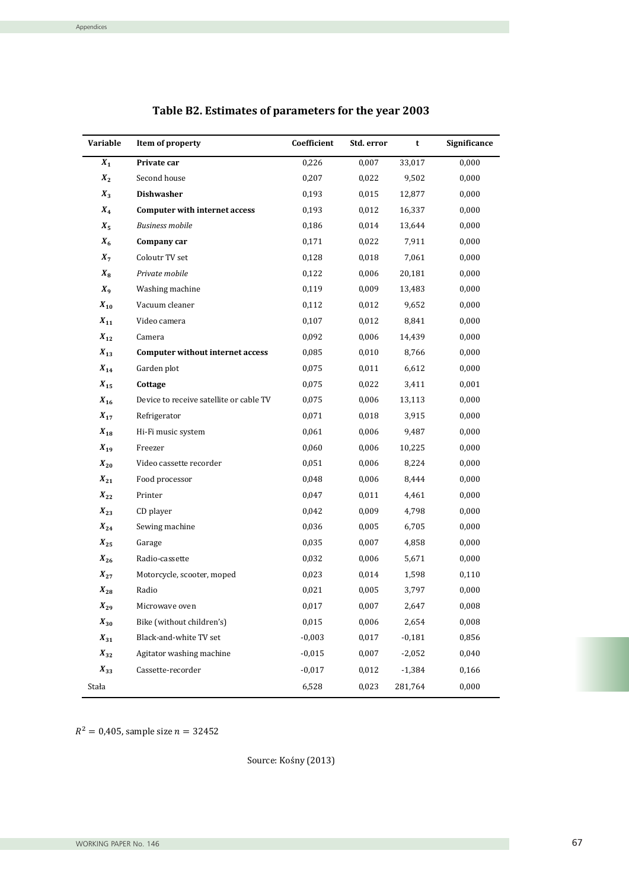## Table B2. Estimates of parameters for the year 2003

| Variable | Item of property | Coefficient | Std. error | t | Significance |
|---|---|---|---|---|---|
| $X_1$ | **Private car** | 0,226 | 0,007 | 33,017 | 0,000 |
| $X_2$ | Second house | 0,207 | 0,022 | 9,502 | 0,000 |
| $X_3$ | **Dishwasher** | 0,193 | 0,015 | 12,877 | 0,000 |
| $X_4$ | **Computer with internet access** | 0,193 | 0,012 | 16,337 | 0,000 |
| $X_5$ | *Business mobile* | 0,186 | 0,014 | 13,644 | 0,000 |
| $X_6$ | **Company car** | 0,171 | 0,022 | 7,911 | 0,000 |
| $X_7$ | Coloutr TV set | 0,128 | 0,018 | 7,061 | 0,000 |
| $X_8$ | *Private mobile* | 0,122 | 0,006 | 20,181 | 0,000 |
| $X_9$ | Washing machine | 0,119 | 0,009 | 13,483 | 0,000 |
| $X_{10}$ | Vacuum cleaner | 0,112 | 0,012 | 9,652 | 0,000 |
| $X_{11}$ | Video camera | 0,107 | 0,012 | 8,841 | 0,000 |
| $X_{12}$ | Camera | 0,092 | 0,006 | 14,439 | 0,000 |
| $X_{13}$ | **Computer without internet access** | 0,085 | 0,010 | 8,766 | 0,000 |
| $X_{14}$ | Garden plot | 0,075 | 0,011 | 6,612 | 0,000 |
| $X_{15}$ | **Cottage** | 0,075 | 0,022 | 3,411 | 0,001 |
| $X_{16}$ | Device to receive satellite or cable TV | 0,075 | 0,006 | 13,113 | 0,000 |
| $X_{17}$ | Refrigerator | 0,071 | 0,018 | 3,915 | 0,000 |
| $X_{18}$ | Hi-Fi music system | 0,061 | 0,006 | 9,487 | 0,000 |
| $X_{19}$ | Freezer | 0,060 | 0,006 | 10,225 | 0,000 |
| $X_{20}$ | Video cassette recorder | 0,051 | 0,006 | 8,224 | 0,000 |
| $X_{21}$ | Food processor | 0,048 | 0,006 | 8,444 | 0,000 |
| $X_{22}$ | Printer | 0,047 | 0,011 | 4,461 | 0,000 |
| $X_{23}$ | CD player | 0,042 | 0,009 | 4,798 | 0,000 |
| $X_{24}$ | Sewing machine | 0,036 | 0,005 | 6,705 | 0,000 |
| $X_{25}$ | Garage | 0,035 | 0,007 | 4,858 | 0,000 |
| $X_{26}$ | Radio-cassette | 0,032 | 0,006 | 5,671 | 0,000 |
| $X_{27}$ | Motorcycle, scooter, moped | 0,023 | 0,014 | 1,598 | 0,110 |
| $X_{28}$ | Radio | 0,021 | 0,005 | 3,797 | 0,000 |
| $X_{29}$ | Microwave oven | 0,017 | 0,007 | 2,647 | 0,008 |
| $X_{30}$ | Bike (without children's) | 0,015 | 0,006 | 2,654 | 0,008 |
| $X_{31}$ | Black-and-white TV set | -0,003 | 0,017 | -0,181 | 0,856 |
| $X_{32}$ | Agitator washing machine | -0,015 | 0,007 | -2,052 | 0,040 |
| $X_{33}$ | Cassette-recorder | -0,017 | 0,012 | -1,384 | 0,166 |
| Stała | | 6,528 | 0,023 | 281,764 | 0,000 |

$R^2 = 0{,}405$, sample size $n = 32452$

Source: Kośny (2013)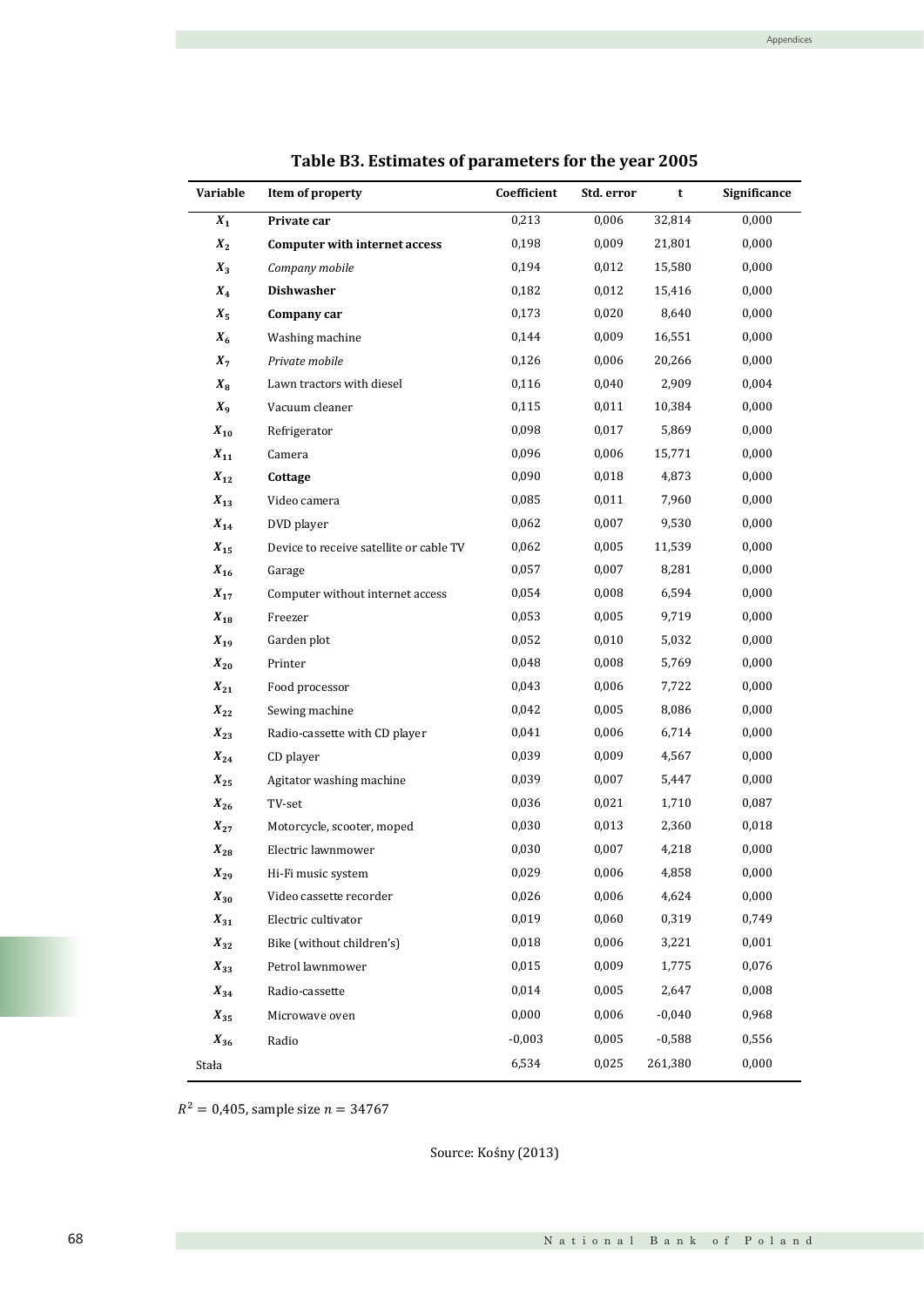**Table B3. Estimates of parameters for the year 2005**

| Variable | Item of property | Coefficient | Std. error | t | Significance |
|---|---|---|---|---|---|
| $X_1$ | **Private car** | 0,213 | 0,006 | 32,814 | 0,000 |
| $X_2$ | **Computer with internet access** | 0,198 | 0,009 | 21,801 | 0,000 |
| $X_3$ | *Company mobile* | 0,194 | 0,012 | 15,580 | 0,000 |
| $X_4$ | **Dishwasher** | 0,182 | 0,012 | 15,416 | 0,000 |
| $X_5$ | **Company car** | 0,173 | 0,020 | 8,640 | 0,000 |
| $X_6$ | Washing machine | 0,144 | 0,009 | 16,551 | 0,000 |
| $X_7$ | *Private mobile* | 0,126 | 0,006 | 20,266 | 0,000 |
| $X_8$ | Lawn tractors with diesel | 0,116 | 0,040 | 2,909 | 0,004 |
| $X_9$ | Vacuum cleaner | 0,115 | 0,011 | 10,384 | 0,000 |
| $X_{10}$ | Refrigerator | 0,098 | 0,017 | 5,869 | 0,000 |
| $X_{11}$ | Camera | 0,096 | 0,006 | 15,771 | 0,000 |
| $X_{12}$ | **Cottage** | 0,090 | 0,018 | 4,873 | 0,000 |
| $X_{13}$ | Video camera | 0,085 | 0,011 | 7,960 | 0,000 |
| $X_{14}$ | DVD player | 0,062 | 0,007 | 9,530 | 0,000 |
| $X_{15}$ | Device to receive satellite or cable TV | 0,062 | 0,005 | 11,539 | 0,000 |
| $X_{16}$ | Garage | 0,057 | 0,007 | 8,281 | 0,000 |
| $X_{17}$ | Computer without internet access | 0,054 | 0,008 | 6,594 | 0,000 |
| $X_{18}$ | Freezer | 0,053 | 0,005 | 9,719 | 0,000 |
| $X_{19}$ | Garden plot | 0,052 | 0,010 | 5,032 | 0,000 |
| $X_{20}$ | Printer | 0,048 | 0,008 | 5,769 | 0,000 |
| $X_{21}$ | Food processor | 0,043 | 0,006 | 7,722 | 0,000 |
| $X_{22}$ | Sewing machine | 0,042 | 0,005 | 8,086 | 0,000 |
| $X_{23}$ | Radio-cassette with CD player | 0,041 | 0,006 | 6,714 | 0,000 |
| $X_{24}$ | CD player | 0,039 | 0,009 | 4,567 | 0,000 |
| $X_{25}$ | Agitator washing machine | 0,039 | 0,007 | 5,447 | 0,000 |
| $X_{26}$ | TV-set | 0,036 | 0,021 | 1,710 | 0,087 |
| $X_{27}$ | Motorcycle, scooter, moped | 0,030 | 0,013 | 2,360 | 0,018 |
| $X_{28}$ | Electric lawnmower | 0,030 | 0,007 | 4,218 | 0,000 |
| $X_{29}$ | Hi-Fi music system | 0,029 | 0,006 | 4,858 | 0,000 |
| $X_{30}$ | Video cassette recorder | 0,026 | 0,006 | 4,624 | 0,000 |
| $X_{31}$ | Electric cultivator | 0,019 | 0,060 | 0,319 | 0,749 |
| $X_{32}$ | Bike (without children's) | 0,018 | 0,006 | 3,221 | 0,001 |
| $X_{33}$ | Petrol lawnmower | 0,015 | 0,009 | 1,775 | 0,076 |
| $X_{34}$ | Radio-cassette | 0,014 | 0,005 | 2,647 | 0,008 |
| $X_{35}$ | Microwave oven | 0,000 | 0,006 | -0,040 | 0,968 |
| $X_{36}$ | Radio | -0,003 | 0,005 | -0,588 | 0,556 |
| Stała | | 6,534 | 0,025 | 261,380 | 0,000 |

$R^2 = 0{,}405$, sample size $n = 34767$

Source: Kośny (2013)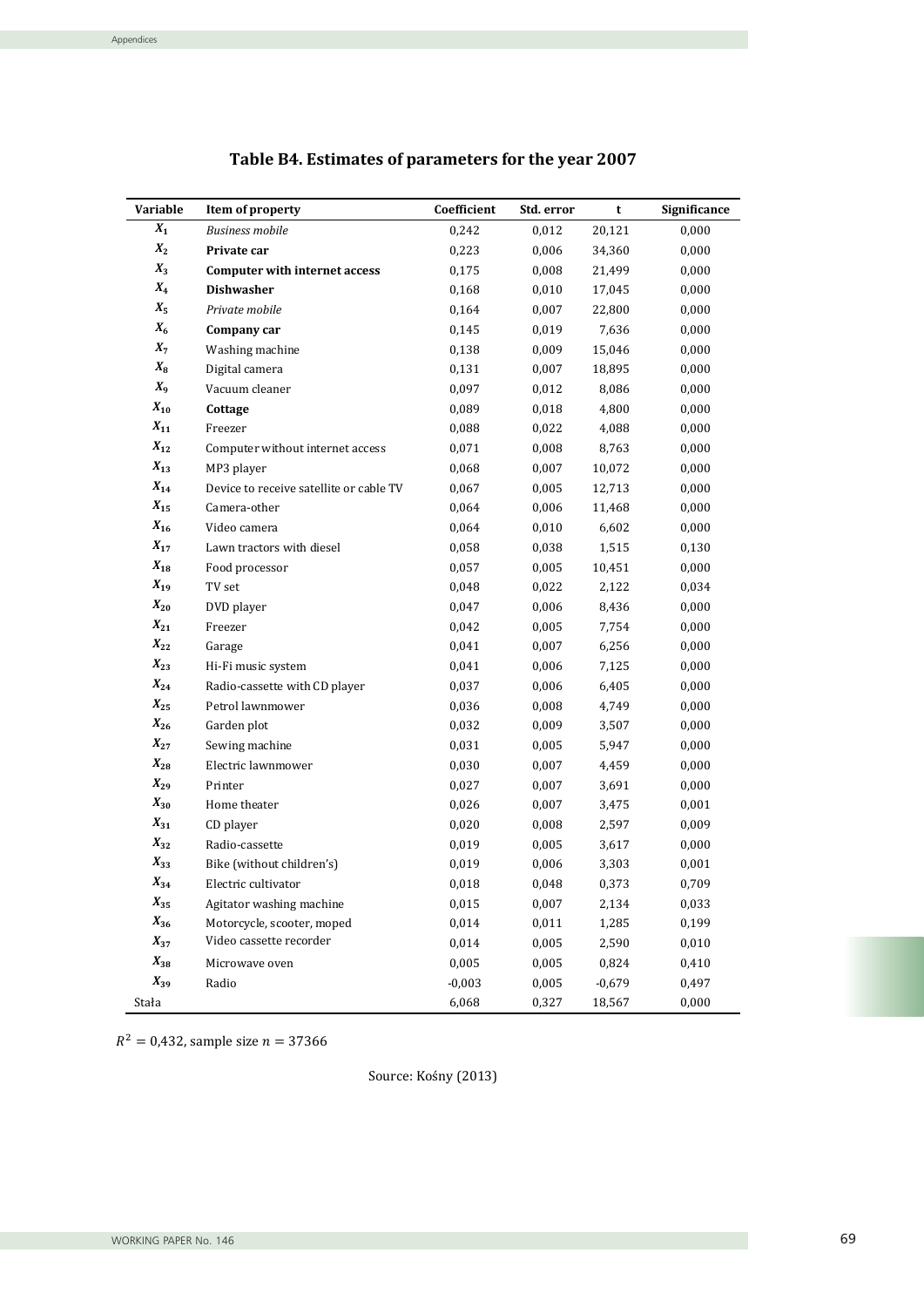## Table B4. Estimates of parameters for the year 2007

| Variable | Item of property | Coefficient | Std. error | t | Significance |
|---|---|---|---|---|---|
| $X_1$ | *Business mobile* | 0,242 | 0,012 | 20,121 | 0,000 |
| $X_2$ | **Private car** | 0,223 | 0,006 | 34,360 | 0,000 |
| $X_3$ | **Computer with internet access** | 0,175 | 0,008 | 21,499 | 0,000 |
| $X_4$ | **Dishwasher** | 0,168 | 0,010 | 17,045 | 0,000 |
| $X_5$ | *Private mobile* | 0,164 | 0,007 | 22,800 | 0,000 |
| $X_6$ | **Company car** | 0,145 | 0,019 | 7,636 | 0,000 |
| $X_7$ | Washing machine | 0,138 | 0,009 | 15,046 | 0,000 |
| $X_8$ | Digital camera | 0,131 | 0,007 | 18,895 | 0,000 |
| $X_9$ | Vacuum cleaner | 0,097 | 0,012 | 8,086 | 0,000 |
| $X_{10}$ | **Cottage** | 0,089 | 0,018 | 4,800 | 0,000 |
| $X_{11}$ | Freezer | 0,088 | 0,022 | 4,088 | 0,000 |
| $X_{12}$ | Computer without internet access | 0,071 | 0,008 | 8,763 | 0,000 |
| $X_{13}$ | MP3 player | 0,068 | 0,007 | 10,072 | 0,000 |
| $X_{14}$ | Device to receive satellite or cable TV | 0,067 | 0,005 | 12,713 | 0,000 |
| $X_{15}$ | Camera-other | 0,064 | 0,006 | 11,468 | 0,000 |
| $X_{16}$ | Video camera | 0,064 | 0,010 | 6,602 | 0,000 |
| $X_{17}$ | Lawn tractors with diesel | 0,058 | 0,038 | 1,515 | 0,130 |
| $X_{18}$ | Food processor | 0,057 | 0,005 | 10,451 | 0,000 |
| $X_{19}$ | TV set | 0,048 | 0,022 | 2,122 | 0,034 |
| $X_{20}$ | DVD player | 0,047 | 0,006 | 8,436 | 0,000 |
| $X_{21}$ | Freezer | 0,042 | 0,005 | 7,754 | 0,000 |
| $X_{22}$ | Garage | 0,041 | 0,007 | 6,256 | 0,000 |
| $X_{23}$ | Hi-Fi music system | 0,041 | 0,006 | 7,125 | 0,000 |
| $X_{24}$ | Radio-cassette with CD player | 0,037 | 0,006 | 6,405 | 0,000 |
| $X_{25}$ | Petrol lawnmower | 0,036 | 0,008 | 4,749 | 0,000 |
| $X_{26}$ | Garden plot | 0,032 | 0,009 | 3,507 | 0,000 |
| $X_{27}$ | Sewing machine | 0,031 | 0,005 | 5,947 | 0,000 |
| $X_{28}$ | Electric lawnmower | 0,030 | 0,007 | 4,459 | 0,000 |
| $X_{29}$ | Printer | 0,027 | 0,007 | 3,691 | 0,000 |
| $X_{30}$ | Home theater | 0,026 | 0,007 | 3,475 | 0,001 |
| $X_{31}$ | CD player | 0,020 | 0,008 | 2,597 | 0,009 |
| $X_{32}$ | Radio-cassette | 0,019 | 0,005 | 3,617 | 0,000 |
| $X_{33}$ | Bike (without children's) | 0,019 | 0,006 | 3,303 | 0,001 |
| $X_{34}$ | Electric cultivator | 0,018 | 0,048 | 0,373 | 0,709 |
| $X_{35}$ | Agitator washing machine | 0,015 | 0,007 | 2,134 | 0,033 |
| $X_{36}$ | Motorcycle, scooter, moped | 0,014 | 0,011 | 1,285 | 0,199 |
| $X_{37}$ | Video cassette recorder | 0,014 | 0,005 | 2,590 | 0,010 |
| $X_{38}$ | Microwave oven | 0,005 | 0,005 | 0,824 | 0,410 |
| $X_{39}$ | Radio | -0,003 | 0,005 | -0,679 | 0,497 |
| Stała | | 6,068 | 0,327 | 18,567 | 0,000 |

$R^2 = 0{,}432$, sample size $n = 37366$

Source: Keśny (2013)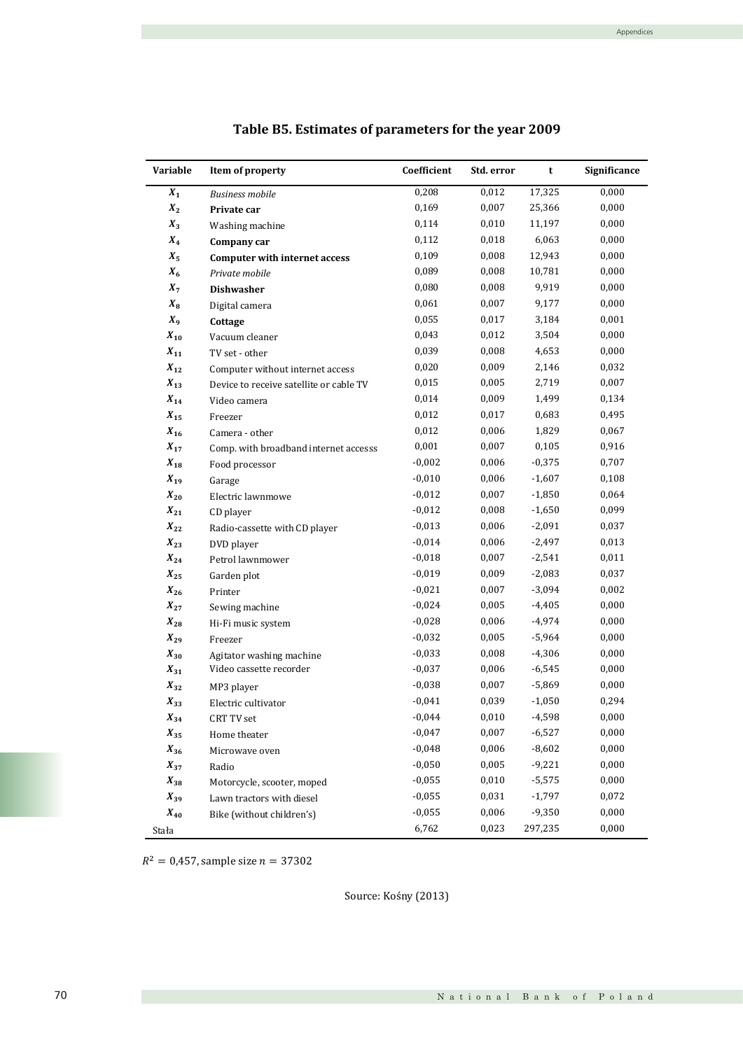**Table B5. Estimates of parameters for the year 2009**

| Variable | Item of property | Coefficient | Std. error | t | Significance |
|---|---|---|---|---|---|
| $X_1$ | *Business mobile* | 0,208 | 0,012 | 17,325 | 0,000 |
| $X_2$ | **Private car** | 0,169 | 0,007 | 25,366 | 0,000 |
| $X_3$ | Washing machine | 0,114 | 0,010 | 11,197 | 0,000 |
| $X_4$ | **Company car** | 0,112 | 0,018 | 6,063 | 0,000 |
| $X_5$ | **Computer with internet access** | 0,109 | 0,008 | 12,943 | 0,000 |
| $X_6$ | *Private mobile* | 0,089 | 0,008 | 10,781 | 0,000 |
| $X_7$ | **Dishwasher** | 0,080 | 0,008 | 9,919 | 0,000 |
| $X_8$ | Digital camera | 0,061 | 0,007 | 9,177 | 0,000 |
| $X_9$ | **Cottage** | 0,055 | 0,017 | 3,184 | 0,001 |
| $X_{10}$ | Vacuum cleaner | 0,043 | 0,012 | 3,504 | 0,000 |
| $X_{11}$ | TV set - other | 0,039 | 0,008 | 4,653 | 0,000 |
| $X_{12}$ | Computer without internet access | 0,020 | 0,009 | 2,146 | 0,032 |
| $X_{13}$ | Device to receive satellite or cable TV | 0,015 | 0,005 | 2,719 | 0,007 |
| $X_{14}$ | Video camera | 0,014 | 0,009 | 1,499 | 0,134 |
| $X_{15}$ | Freezer | 0,012 | 0,017 | 0,683 | 0,495 |
| $X_{16}$ | Camera - other | 0,012 | 0,006 | 1,829 | 0,067 |
| $X_{17}$ | Comp. with broadband internet accesss | 0,001 | 0,007 | 0,105 | 0,916 |
| $X_{18}$ | Food processor | -0,002 | 0,006 | -0,375 | 0,707 |
| $X_{19}$ | Garage | -0,010 | 0,006 | -1,607 | 0,108 |
| $X_{20}$ | Electric lawnmowe | -0,012 | 0,007 | -1,850 | 0,064 |
| $X_{21}$ | CD player | -0,012 | 0,008 | -1,650 | 0,099 |
| $X_{22}$ | Radio-cassette with CD player | -0,013 | 0,006 | -2,091 | 0,037 |
| $X_{23}$ | DVD player | -0,014 | 0,006 | -2,497 | 0,013 |
| $X_{24}$ | Petrol lawnmower | -0,018 | 0,007 | -2,541 | 0,011 |
| $X_{25}$ | Garden plot | -0,019 | 0,009 | -2,083 | 0,037 |
| $X_{26}$ | Printer | -0,021 | 0,007 | -3,094 | 0,002 |
| $X_{27}$ | Sewing machine | -0,024 | 0,005 | -4,405 | 0,000 |
| $X_{28}$ | Hi-Fi music system | -0,028 | 0,006 | -4,974 | 0,000 |
| $X_{29}$ | Freezer | -0,032 | 0,005 | -5,964 | 0,000 |
| $X_{30}$ | Agitator washing machine | -0,033 | 0,008 | -4,306 | 0,000 |
| $X_{31}$ | Video cassette recorder | -0,037 | 0,006 | -6,545 | 0,000 |
| $X_{32}$ | MP3 player | -0,038 | 0,007 | -5,869 | 0,000 |
| $X_{33}$ | Electric cultivator | -0,041 | 0,039 | -1,050 | 0,294 |
| $X_{34}$ | CRT TV set | -0,044 | 0,010 | -4,598 | 0,000 |
| $X_{35}$ | Home theater | -0,047 | 0,007 | -6,527 | 0,000 |
| $X_{36}$ | Microwave oven | -0,048 | 0,006 | -8,602 | 0,000 |
| $X_{37}$ | Radio | -0,050 | 0,005 | -9,221 | 0,000 |
| $X_{38}$ | Motorcycle, scooter, moped | -0,055 | 0,010 | -5,575 | 0,000 |
| $X_{39}$ | Lawn tractors with diesel | -0,055 | 0,031 | -1,797 | 0,072 |
| $X_{40}$ | Bike (without children's) | -0,055 | 0,006 | -9,350 | 0,000 |
| Stała | | 6,762 | 0,023 | 297,235 | 0,000 |

$R^2 = 0{,}457$, sample size $n = 37302$

Source: Kośny (2013)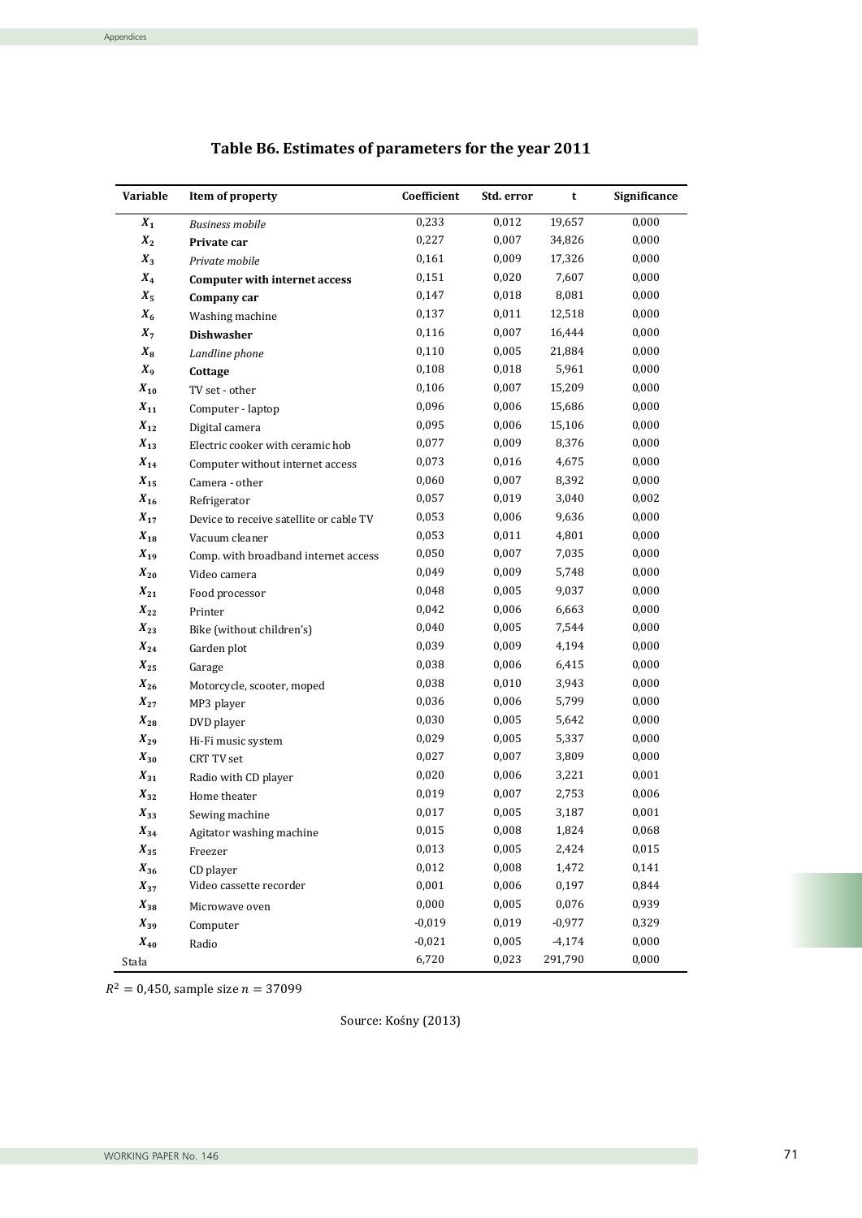## Table B6. Estimates of parameters for the year 2011

| Variable | Item of property | Coefficient | Std. error | t | Significance |
|---|---|---|---|---|---|
| $X_1$ | *Business mobile* | 0,233 | 0,012 | 19,657 | 0,000 |
| $X_2$ | **Private car** | 0,227 | 0,007 | 34,826 | 0,000 |
| $X_3$ | *Private mobile* | 0,161 | 0,009 | 17,326 | 0,000 |
| $X_4$ | **Computer with internet access** | 0,151 | 0,020 | 7,607 | 0,000 |
| $X_5$ | **Company car** | 0,147 | 0,018 | 8,081 | 0,000 |
| $X_6$ | Washing machine | 0,137 | 0,011 | 12,518 | 0,000 |
| $X_7$ | **Dishwasher** | 0,116 | 0,007 | 16,444 | 0,000 |
| $X_8$ | *Landline phone* | 0,110 | 0,005 | 21,884 | 0,000 |
| $X_9$ | **Cottage** | 0,108 | 0,018 | 5,961 | 0,000 |
| $X_{10}$ | TV set - other | 0,106 | 0,007 | 15,209 | 0,000 |
| $X_{11}$ | Computer - laptop | 0,096 | 0,006 | 15,686 | 0,000 |
| $X_{12}$ | Digital camera | 0,095 | 0,006 | 15,106 | 0,000 |
| $X_{13}$ | Electric cooker with ceramic hob | 0,077 | 0,009 | 8,376 | 0,000 |
| $X_{14}$ | Computer without internet access | 0,073 | 0,016 | 4,675 | 0,000 |
| $X_{15}$ | Camera - other | 0,060 | 0,007 | 8,392 | 0,000 |
| $X_{16}$ | Refrigerator | 0,057 | 0,019 | 3,040 | 0,002 |
| $X_{17}$ | Device to receive satellite or cable TV | 0,053 | 0,006 | 9,636 | 0,000 |
| $X_{18}$ | Vacuum cleaner | 0,053 | 0,011 | 4,801 | 0,000 |
| $X_{19}$ | Comp. with broadband internet access | 0,050 | 0,007 | 7,035 | 0,000 |
| $X_{20}$ | Video camera | 0,049 | 0,009 | 5,748 | 0,000 |
| $X_{21}$ | Food processor | 0,048 | 0,005 | 9,037 | 0,000 |
| $X_{22}$ | Printer | 0,042 | 0,006 | 6,663 | 0,000 |
| $X_{23}$ | Bike (without children's) | 0,040 | 0,005 | 7,544 | 0,000 |
| $X_{24}$ | Garden plot | 0,039 | 0,009 | 4,194 | 0,000 |
| $X_{25}$ | Garage | 0,038 | 0,006 | 6,415 | 0,000 |
| $X_{26}$ | Motorcycle, scooter, moped | 0,038 | 0,010 | 3,943 | 0,000 |
| $X_{27}$ | MP3 player | 0,036 | 0,006 | 5,799 | 0,000 |
| $X_{28}$ | DVD player | 0,030 | 0,005 | 5,642 | 0,000 |
| $X_{29}$ | Hi-Fi music system | 0,029 | 0,005 | 5,337 | 0,000 |
| $X_{30}$ | CRT TV set | 0,027 | 0,007 | 3,809 | 0,000 |
| $X_{31}$ | Radio with CD player | 0,020 | 0,006 | 3,221 | 0,001 |
| $X_{32}$ | Home theater | 0,019 | 0,007 | 2,753 | 0,006 |
| $X_{33}$ | Sewing machine | 0,017 | 0,005 | 3,187 | 0,001 |
| $X_{34}$ | Agitator washing machine | 0,015 | 0,008 | 1,824 | 0,068 |
| $X_{35}$ | Freezer | 0,013 | 0,005 | 2,424 | 0,015 |
| $X_{36}$ | CD player | 0,012 | 0,008 | 1,472 | 0,141 |
| $X_{37}$ | Video cassette recorder | 0,001 | 0,006 | 0,197 | 0,844 |
| $X_{38}$ | Microwave oven | 0,000 | 0,005 | 0,076 | 0,939 |
| $X_{39}$ | Computer | -0,019 | 0,019 | -0,977 | 0,329 |
| $X_{40}$ | Radio | -0,021 | 0,005 | -4,174 | 0,000 |
| Stała | | 6,720 | 0,023 | 291,790 | 0,000 |

$R^2 = 0{,}450$, sample size $n = 37099$

Source: Kośny (2013)